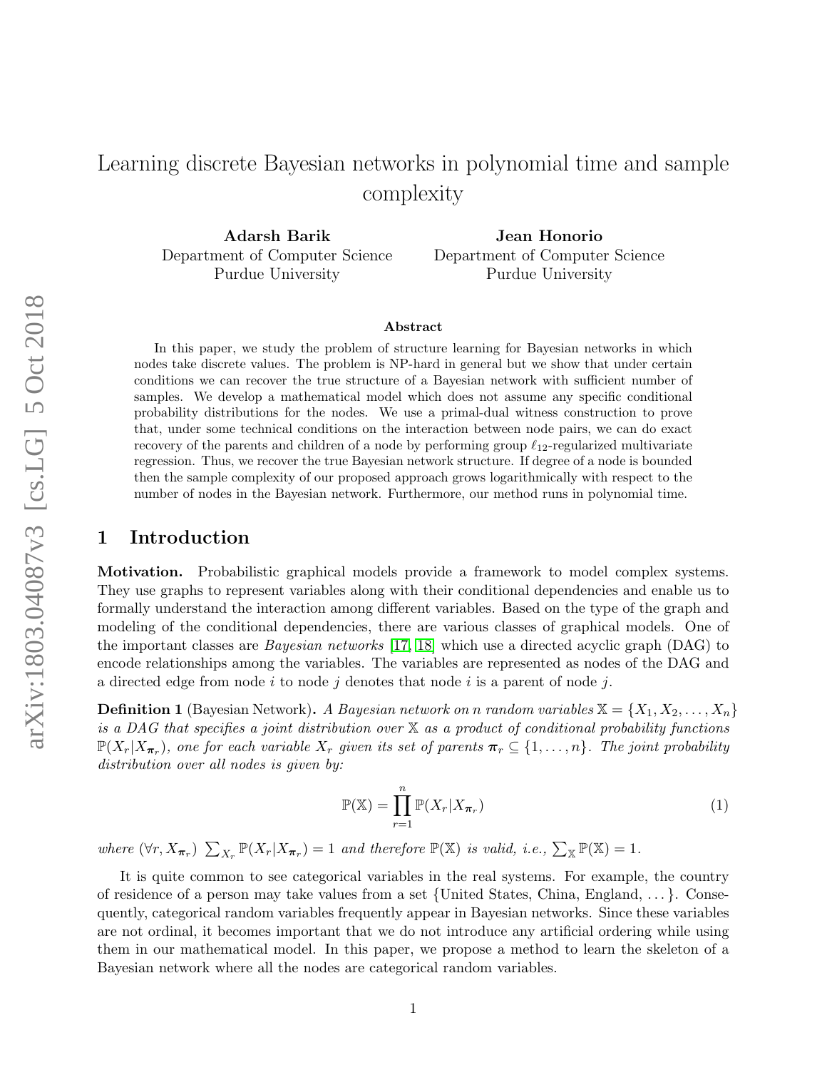# Learning discrete Bayesian networks in polynomial time and sample complexity

**Adarsh Barik**
Department of Computer Science
Purdue University

**Jean Honorio**
Department of Computer Science
Purdue University

### Abstract

In this paper, we study the problem of structure learning for Bayesian networks in which nodes take discrete values. The problem is NP-hard in general but we show that under certain conditions we can recover the true structure of a Bayesian network with sufficient number of samples. We develop a mathematical model which does not assume any specific conditional probability distributions for the nodes. We use a primal-dual witness construction to prove that, under some technical conditions on the interaction between node pairs, we can do exact recovery of the parents and children of a node by performing group $\ell_{12}$-regularized multivariate regression. Thus, we recover the true Bayesian network structure. If degree of a node is bounded then the sample complexity of our proposed approach grows logarithmically with respect to the number of nodes in the Bayesian network. Furthermore, our method runs in polynomial time.

## 1 Introduction

**Motivation.** Probabilistic graphical models provide a framework to model complex systems. They use graphs to represent variables along with their conditional dependencies and enable us to formally understand the interaction among different variables. Based on the type of the graph and modeling of the conditional dependencies, there are various classes of graphical models. One of the important classes are *Bayesian networks* [17, 18] which use a directed acyclic graph (DAG) to encode relationships among the variables. The variables are represented as nodes of the DAG and a directed edge from node $i$ to node $j$ denotes that node $i$ is a parent of node $j$.

**Definition 1** (Bayesian Network)**.** *A Bayesian network on $n$ random variables $\mathbb{X} = \{X_1, X_2, \dots, X_n\}$ is a DAG that specifies a joint distribution over $\mathbb{X}$ as a product of conditional probability functions $\mathbb{P}(X_r|X_{\boldsymbol{\pi}_r})$, one for each variable $X_r$ given its set of parents $\boldsymbol{\pi}_r \subseteq \{1, \dots, n\}$. The joint probability distribution over all nodes is given by:*

$$\mathbb{P}(\mathbb{X}) = \prod_{r=1}^{n} \mathbb{P}(X_r|X_{\boldsymbol{\pi}_r}) \tag{1}$$

*where $(\forall r, X_{\boldsymbol{\pi}_r})$ $\sum_{X_r} \mathbb{P}(X_r|X_{\boldsymbol{\pi}_r}) = 1$ and therefore $\mathbb{P}(\mathbb{X})$ is valid, i.e., $\sum_{\mathbb{X}} \mathbb{P}(\mathbb{X}) = 1$.*

It is quite common to see categorical variables in the real systems. For example, the country of residence of a person may take values from a set {United States, China, England, ...}. Consequently, categorical random variables frequently appear in Bayesian networks. Since these variables are not ordinal, it becomes important that we do not introduce any artificial ordering while using them in our mathematical model. In this paper, we propose a method to learn the skeleton of a Bayesian network where all the nodes are categorical random variables.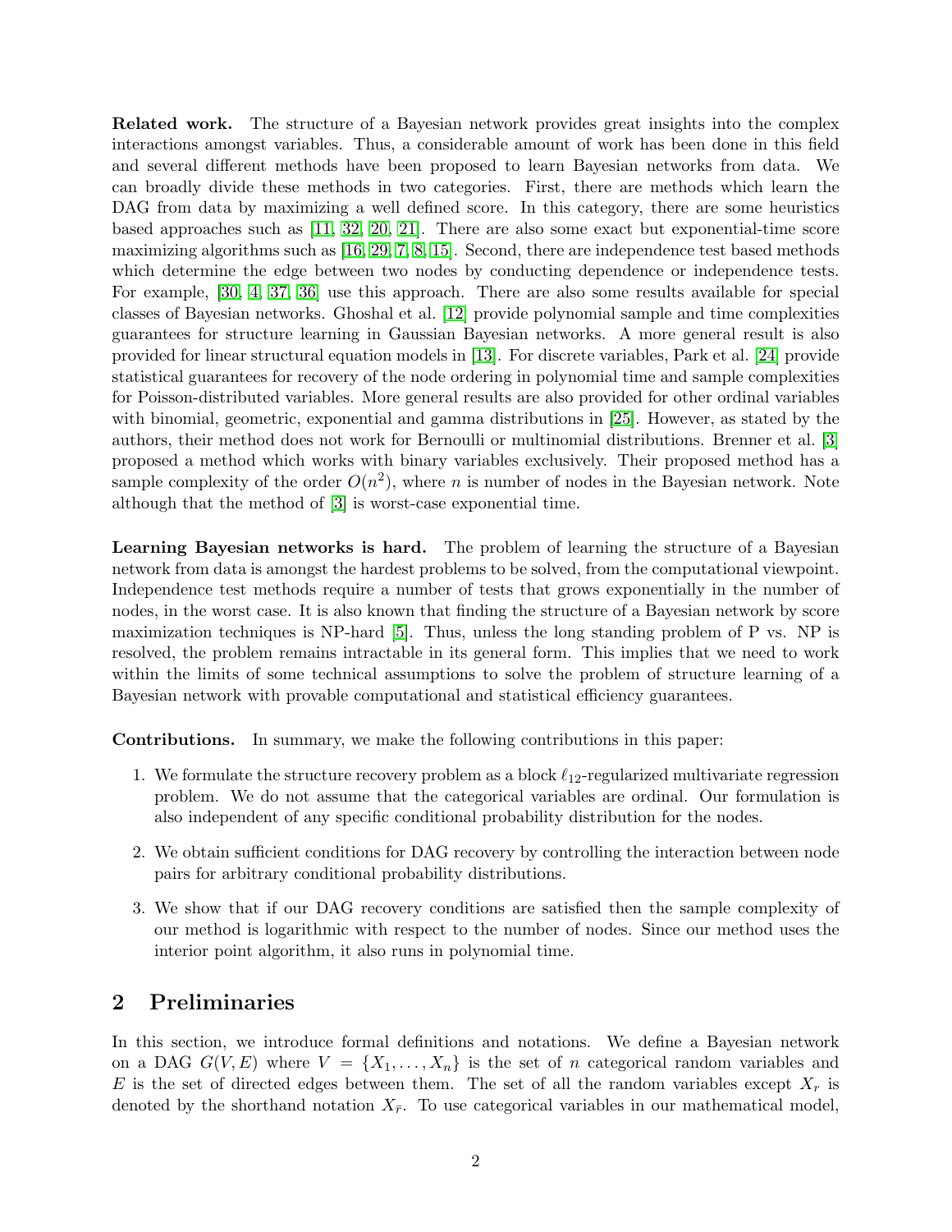**Related work.** The structure of a Bayesian network provides great insights into the complex interactions amongst variables. Thus, a considerable amount of work has been done in this field and several different methods have been proposed to learn Bayesian networks from data. We can broadly divide these methods in two categories. First, there are methods which learn the DAG from data by maximizing a well defined score. In this category, there are some heuristics based approaches such as [11, 32, 20, 21]. There are also some exact but exponential-time score maximizing algorithms such as [16, 29, 7, 8, 15]. Second, there are independence test based methods which determine the edge between two nodes by conducting dependence or independence tests. For example, [30, 4, 37, 36] use this approach. There are also some results available for special classes of Bayesian networks. Ghoshal et al. [12] provide polynomial sample and time complexities guarantees for structure learning in Gaussian Bayesian networks. A more general result is also provided for linear structural equation models in [13]. For discrete variables, Park et al. [24] provide statistical guarantees for recovery of the node ordering in polynomial time and sample complexities for Poisson-distributed variables. More general results are also provided for other ordinal variables with binomial, geometric, exponential and gamma distributions in [25]. However, as stated by the authors, their method does not work for Bernoulli or multinomial distributions. Brenner et al. [3] proposed a method which works with binary variables exclusively. Their proposed method has a sample complexity of the order $O(n^2)$, where $n$ is number of nodes in the Bayesian network. Note although that the method of [3] is worst-case exponential time.

**Learning Bayesian networks is hard.** The problem of learning the structure of a Bayesian network from data is amongst the hardest problems to be solved, from the computational viewpoint. Independence test methods require a number of tests that grows exponentially in the number of nodes, in the worst case. It is also known that finding the structure of a Bayesian network by score maximization techniques is NP-hard [5]. Thus, unless the long standing problem of P vs. NP is resolved, the problem remains intractable in its general form. This implies that we need to work within the limits of some technical assumptions to solve the problem of structure learning of a Bayesian network with provable computational and statistical efficiency guarantees.

**Contributions.** In summary, we make the following contributions in this paper:

1. We formulate the structure recovery problem as a block $\ell_{12}$-regularized multivariate regression problem. We do not assume that the categorical variables are ordinal. Our formulation is also independent of any specific conditional probability distribution for the nodes.
2. We obtain sufficient conditions for DAG recovery by controlling the interaction between node pairs for arbitrary conditional probability distributions.
3. We show that if our DAG recovery conditions are satisfied then the sample complexity of our method is logarithmic with respect to the number of nodes. Since our method uses the interior point algorithm, it also runs in polynomial time.

## 2 Preliminaries

In this section, we introduce formal definitions and notations. We define a Bayesian network on a DAG $G(V, E)$ where $V = \{X_1, \ldots, X_n\}$ is the set of $n$ categorical random variables and $E$ is the set of directed edges between them. The set of all the random variables except $X_r$ is denoted by the shorthand notation $X_{\bar{r}}$. To use categorical variables in our mathematical model,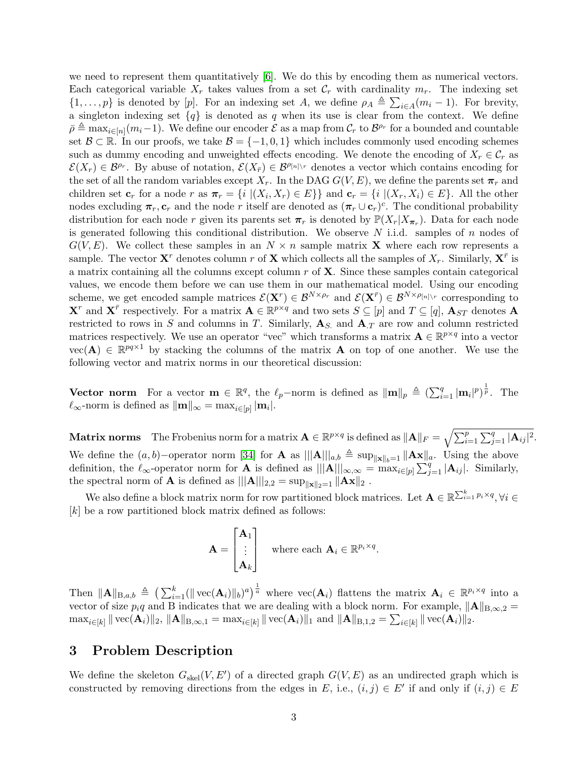we need to represent them quantitatively [6]. We do this by encoding them as numerical vectors. Each categorical variable $X_r$ takes values from a set $\mathcal{C}_r$ with cardinality $m_r$. The indexing set $\{1, \dots, p\}$ is denoted by $[p]$. For an indexing set $A$, we define $\rho_A \triangleq \sum_{i \in A}(m_i - 1)$. For brevity, a singleton indexing set $\{q\}$ is denoted as $q$ when its use is clear from the context. We define $\bar{\rho} \triangleq \max_{i\in[n]}(m_i - 1)$. We define our encoder $\mathcal{E}$ as a map from $\mathcal{C}_r$ to $\mathcal{B}^{\rho_r}$ for a bounded and countable set $\mathcal{B} \subset \mathbb{R}$. In our proofs, we take $\mathcal{B} = \{-1, 0, 1\}$ which includes commonly used encoding schemes such as dummy encoding and unweighted effects encoding. We denote the encoding of $X_r \in \mathcal{C}_r$ as $\mathcal{E}(X_r) \in \mathcal{B}^{\rho_r}$. By abuse of notation, $\mathcal{E}(X_{\bar{r}}) \in \mathcal{B}^{\rho_{[n]\setminus r}}$ denotes a vector which contains encoding for the set of all the random variables except $X_r$. In the DAG $G(V, E)$, we define the parents set $\boldsymbol{\pi}_r$ and children set $\mathbf{c}_r$ for a node $r$ as $\boldsymbol{\pi}_r = \{i \mid (X_i, X_r) \in E\}$ and $\mathbf{c}_r = \{i \mid (X_r, X_i) \in E\}$. All the other nodes excluding $\boldsymbol{\pi}_r, \mathbf{c}_r$ and the node $r$ itself are denoted as $(\boldsymbol{\pi}_r \cup \mathbf{c}_r)^c$. The conditional probability distribution for each node $r$ given its parents set $\boldsymbol{\pi}_r$ is denoted by $\mathbb{P}(X_r|X_{\boldsymbol{\pi}_r})$. Data for each node is generated following this conditional distribution. We observe $N$ i.i.d. samples of $n$ nodes of $G(V, E)$. We collect these samples in an $N \times n$ sample matrix $\mathbf{X}$ where each row represents a sample. The vector $\mathbf{X}^r$ denotes column $r$ of $\mathbf{X}$ which collects all the samples of $X_r$. Similarly, $\mathbf{X}^{\bar{r}}$ is a matrix containing all the columns except column $r$ of $\mathbf{X}$. Since these samples contain categorical values, we encode them before we can use them in our mathematical model. Using our encoding scheme, we get encoded sample matrices $\mathcal{E}(\mathbf{X}^r) \in \mathcal{B}^{N \times \rho_r}$ and $\mathcal{E}(\mathbf{X}^{\bar{r}}) \in \mathcal{B}^{N \times \rho_{[n]\setminus r}}$ corresponding to $\mathbf{X}^r$ and $\mathbf{X}^{\bar{r}}$ respectively. For a matrix $\mathbf{A} \in \mathbb{R}^{p \times q}$ and two sets $S \subseteq [p]$ and $T \subseteq [q]$, $\mathbf{A}_{ST}$ denotes $\mathbf{A}$ restricted to rows in $S$ and columns in $T$. Similarly, $\mathbf{A}_{S.}$ and $\mathbf{A}_{.T}$ are row and column restricted matrices respectively. We use an operator "vec" which transforms a matrix $\mathbf{A} \in \mathbb{R}^{p\times q}$ into a vector $\mathrm{vec}(\mathbf{A}) \in \mathbb{R}^{pq \times 1}$ by stacking the columns of the matrix $\mathbf{A}$ on top of one another. We use the following vector and matrix norms in our theoretical discussion:

**Vector norm** For a vector $\mathbf{m} \in \mathbb{R}^q$, the $\ell_p$−norm is defined as $\|\mathbf{m}\|_p \triangleq (\sum_{i=1}^q |\mathbf{m}_i|^p)^{\frac{1}{p}}$. The $\ell_\infty$-norm is defined as $\|\mathbf{m}\|_\infty = \max_{i\in[p]} |\mathbf{m}_i|$.

**Matrix norms** The Frobenius norm for a matrix $\mathbf{A} \in \mathbb{R}^{p\times q}$ is defined as $\|\mathbf{A}\|_F = \sqrt{\sum_{i=1}^p \sum_{j=1}^q |\mathbf{A}_{ij}|^2}$. We define the $(a, b)$−operator norm [34] for $\mathbf{A}$ as $|||\mathbf{A}|||_{a,b} \triangleq \sup_{\|\mathbf{x}\|_b=1} \|\mathbf{A}\mathbf{x}\|_a$. Using the above definition, the $\ell_\infty$-operator norm for $\mathbf{A}$ is defined as $|||\mathbf{A}|||_{\infty,\infty} = \max_{i\in[p]} \sum_{j=1}^q |\mathbf{A}_{ij}|$. Similarly, the spectral norm of $\mathbf{A}$ is defined as $|||\mathbf{A}|||_{2,2} = \sup_{\|\mathbf{x}\|_2=1} \|\mathbf{A}\mathbf{x}\|_2$ .

We also define a block matrix norm for row partitioned block matrices. Let $\mathbf{A} \in \mathbb{R}^{\sum_{i=1}^k p_i \times q}, \forall i \in [k]$ be a row partitioned block matrix defined as follows:

$$\mathbf{A} = \begin{bmatrix} \mathbf{A}_1 \\ \vdots \\ \mathbf{A}_k \end{bmatrix} \quad \text{where each } \mathbf{A}_i \in \mathbb{R}^{p_i \times q}.$$

Then $\|\mathbf{A}\|_{\mathrm{B},a,b} \triangleq \left(\sum_{i=1}^k (\|\mathrm{vec}(\mathbf{A}_i)\|_b)^a\right)^{\frac{1}{a}}$ where $\mathrm{vec}(\mathbf{A}_i)$ flattens the matrix $\mathbf{A}_i \in \mathbb{R}^{p_i \times q}$ into a vector of size $p_i q$ and B indicates that we are dealing with a block norm. For example, $\|\mathbf{A}\|_{\mathrm{B},\infty,2} = \max_{i\in[k]} \|\mathrm{vec}(\mathbf{A}_i)\|_2$, $\|\mathbf{A}\|_{\mathrm{B},\infty,1} = \max_{i\in[k]} \|\mathrm{vec}(\mathbf{A}_i)\|_1$ and $\|\mathbf{A}\|_{\mathrm{B},1,2} = \sum_{i\in[k]} \|\mathrm{vec}(\mathbf{A}_i)\|_2$.

## 3 Problem Description

We define the skeleton $G_{\text{skel}}(V, E')$ of a directed graph $G(V, E)$ as an undirected graph which is constructed by removing directions from the edges in $E$, i.e., $(i, j) \in E'$ if and only if $(i, j) \in E$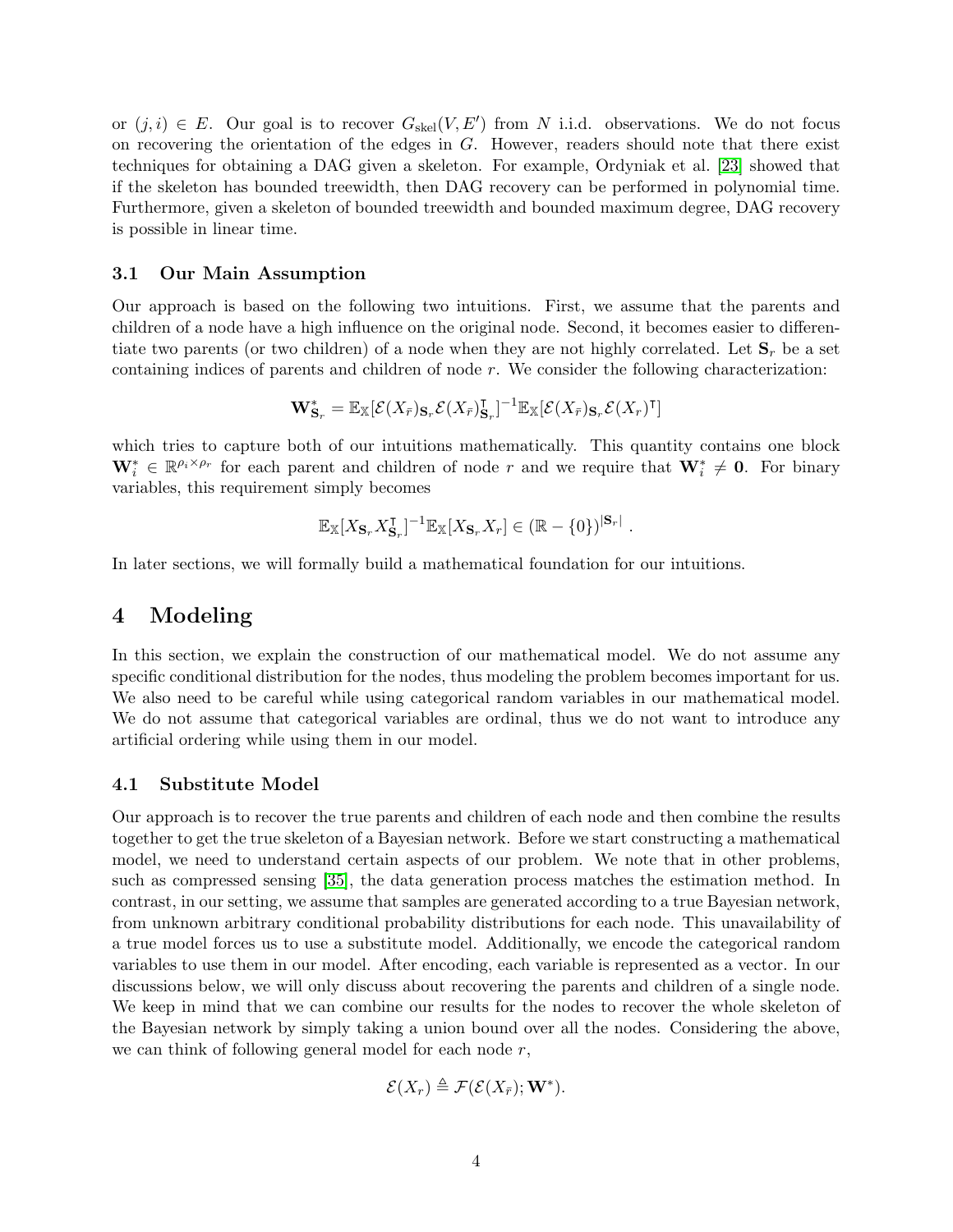or $(j, i) \in E$. Our goal is to recover $G_{\text{skel}}(V, E')$ from $N$ i.i.d. observations. We do not focus on recovering the orientation of the edges in $G$. However, readers should note that there exist techniques for obtaining a DAG given a skeleton. For example, Ordyniak et al. [23] showed that if the skeleton has bounded treewidth, then DAG recovery can be performed in polynomial time. Furthermore, given a skeleton of bounded treewidth and bounded maximum degree, DAG recovery is possible in linear time.

### 3.1 Our Main Assumption

Our approach is based on the following two intuitions. First, we assume that the parents and children of a node have a high influence on the original node. Second, it becomes easier to differentiate two parents (or two children) of a node when they are not highly correlated. Let $\mathbf{S}_r$ be a set containing indices of parents and children of node $r$. We consider the following characterization:

$$\mathbf{W}^*_{\mathbf{S}_r} = \mathbb{E}_{\mathbb{X}}[\mathcal{E}(X_{\bar{r}})_{\mathbf{S}_r} \mathcal{E}(X_{\bar{r}})^{\intercal}_{\mathbf{S}_r}]^{-1} \mathbb{E}_{\mathbb{X}}[\mathcal{E}(X_{\bar{r}})_{\mathbf{S}_r} \mathcal{E}(X_r)^{\intercal}]$$

which tries to capture both of our intuitions mathematically. This quantity contains one block $\mathbf{W}^*_i \in \mathbb{R}^{\rho_i \times \rho_r}$ for each parent and children of node $r$ and we require that $\mathbf{W}^*_i \neq \mathbf{0}$. For binary variables, this requirement simply becomes

$$\mathbb{E}_{\mathbb{X}}[X_{\mathbf{S}_r} X^{\intercal}_{\mathbf{S}_r}]^{-1} \mathbb{E}_{\mathbb{X}}[X_{\mathbf{S}_r} X_r] \in (\mathbb{R} - \{0\})^{|\mathbf{S}_r|} \ .$$

In later sections, we will formally build a mathematical foundation for our intuitions.

## 4 Modeling

In this section, we explain the construction of our mathematical model. We do not assume any specific conditional distribution for the nodes, thus modeling the problem becomes important for us. We also need to be careful while using categorical random variables in our mathematical model. We do not assume that categorical variables are ordinal, thus we do not want to introduce any artificial ordering while using them in our model.

### 4.1 Substitute Model

Our approach is to recover the true parents and children of each node and then combine the results together to get the true skeleton of a Bayesian network. Before we start constructing a mathematical model, we need to understand certain aspects of our problem. We note that in other problems, such as compressed sensing [35], the data generation process matches the estimation method. In contrast, in our setting, we assume that samples are generated according to a true Bayesian network, from unknown arbitrary conditional probability distributions for each node. This unavailability of a true model forces us to use a substitute model. Additionally, we encode the categorical random variables to use them in our model. After encoding, each variable is represented as a vector. In our discussions below, we will only discuss about recovering the parents and children of a single node. We keep in mind that we can combine our results for the nodes to recover the whole skeleton of the Bayesian network by simply taking a union bound over all the nodes. Considering the above, we can think of following general model for each node $r$,

$$\mathcal{E}(X_r) \triangleq \mathcal{F}(\mathcal{E}(X_{\bar{r}}); \mathbf{W}^*).$$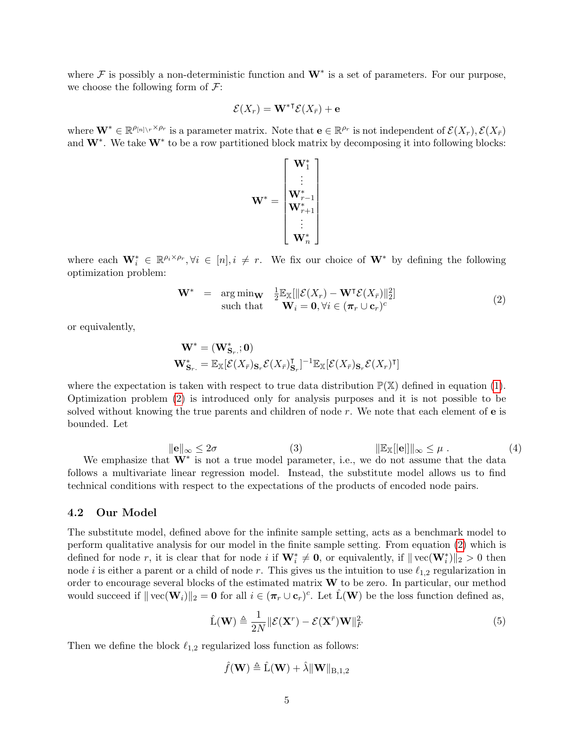where $\mathcal{F}$ is possibly a non-deterministic function and $\mathbf{W}^*$ is a set of parameters. For our purpose, we choose the following form of $\mathcal{F}$:

$$\mathcal{E}(X_r) = \mathbf{W}^{*\intercal}\mathcal{E}(X_{\bar{r}}) + \mathbf{e}$$

where $\mathbf{W}^* \in \mathbb{R}^{\rho_{[n]\setminus r} \times \rho_r}$ is a parameter matrix. Note that $\mathbf{e} \in \mathbb{R}^{\rho_r}$ is not independent of $\mathcal{E}(X_r), \mathcal{E}(X_{\bar{r}})$ and $\mathbf{W}^*$. We take $\mathbf{W}^*$ to be a row partitioned block matrix by decomposing it into following blocks:

$$\mathbf{W}^* = \begin{bmatrix} \mathbf{W}_1^* \\ \vdots \\ \mathbf{W}_{r-1}^* \\ \mathbf{W}_{r+1}^* \\ \vdots \\ \mathbf{W}_n^* \end{bmatrix}$$

where each $\mathbf{W}_i^* \in \mathbb{R}^{\rho_i \times \rho_r}, \forall i \in [n], i \neq r$. We fix our choice of $\mathbf{W}^*$ by defining the following optimization problem:

$$\begin{aligned} \mathbf{W}^* \;\; = \;\; & \arg\min_{\mathbf{W}} \;\; \frac{1}{2}\mathbb{E}_{\mathbb{X}}[\|\mathcal{E}(X_r) - \mathbf{W}^\intercal \mathcal{E}(X_{\bar{r}})\|_2^2] \\ & \text{such that} \quad\;\; \mathbf{W}_i = \mathbf{0}, \forall i \in (\boldsymbol{\pi}_r \cup \mathbf{c}_r)^c \end{aligned} \tag{2}$$

or equivalently,

$$\begin{aligned} \mathbf{W}^* &= (\mathbf{W}^*_{\mathbf{S}_r.}; \mathbf{0}) \\ \mathbf{W}^*_{\mathbf{S}_r.} &= \mathbb{E}_{\mathbb{X}}[\mathcal{E}(X_{\bar{r}})_{\mathbf{S}_r} \mathcal{E}(X_{\bar{r}})^\intercal_{\mathbf{S}_r}]^{-1} \mathbb{E}_{\mathbb{X}}[\mathcal{E}(X_{\bar{r}})_{\mathbf{S}_r} \mathcal{E}(X_r)^\intercal] \end{aligned}$$

where the expectation is taken with respect to true data distribution $\mathbb{P}(\mathbb{X})$ defined in equation (1). Optimization problem (2) is introduced only for analysis purposes and it is not possible to be solved without knowing the true parents and children of node $r$. We note that each element of $\mathbf{e}$ is bounded. Let

$$\|\mathbf{e}\|_\infty \leq 2\sigma \tag{3}$$

$$\|\mathbb{E}_{\mathbb{X}}[\mathbf{e}]\|_\infty \leq \mu \; . \tag{4}$$

We emphasize that $\mathbf{W}^*$ is not a true model parameter, i.e., we do not assume that the data follows a multivariate linear regression model. Instead, the substitute model allows us to find technical conditions with respect to the expectations of the products of encoded node pairs.

## 4.2 Our Model

The substitute model, defined above for the infinite sample setting, acts as a benchmark model to perform qualitative analysis for our model in the finite sample setting. From equation (2) which is defined for node $r$, it is clear that for node $i$ if $\mathbf{W}_i^* \neq \mathbf{0}$, or equivalently, if $\|\operatorname{vec}(\mathbf{W}_i^*)\|_2 > 0$ then node $i$ is either a parent or a child of node $r$. This gives us the intuition to use $\ell_{1,2}$ regularization in order to encourage several blocks of the estimated matrix $\mathbf{W}$ to be zero. In particular, our method would succeed if $\|\operatorname{vec}(\mathbf{W}_i)\|_2 = \mathbf{0}$ for all $i \in (\boldsymbol{\pi}_r \cup \mathbf{c}_r)^c$. Let $\hat{\mathrm{L}}(\mathbf{W})$ be the loss function defined as,

$$\hat{\mathrm{L}}(\mathbf{W}) \triangleq \frac{1}{2N}\|\mathcal{E}(\mathbf{X}^r) - \mathcal{E}(\mathbf{X}^{\bar{r}})\mathbf{W}\|_F^2 \tag{5}$$

Then we define the block $\ell_{1,2}$ regularized loss function as follows:

$$\hat{f}(\mathbf{W}) \triangleq \hat{\mathrm{L}}(\mathbf{W}) + \hat{\lambda}\|\mathbf{W}\|_{\mathrm{B},1,2}$$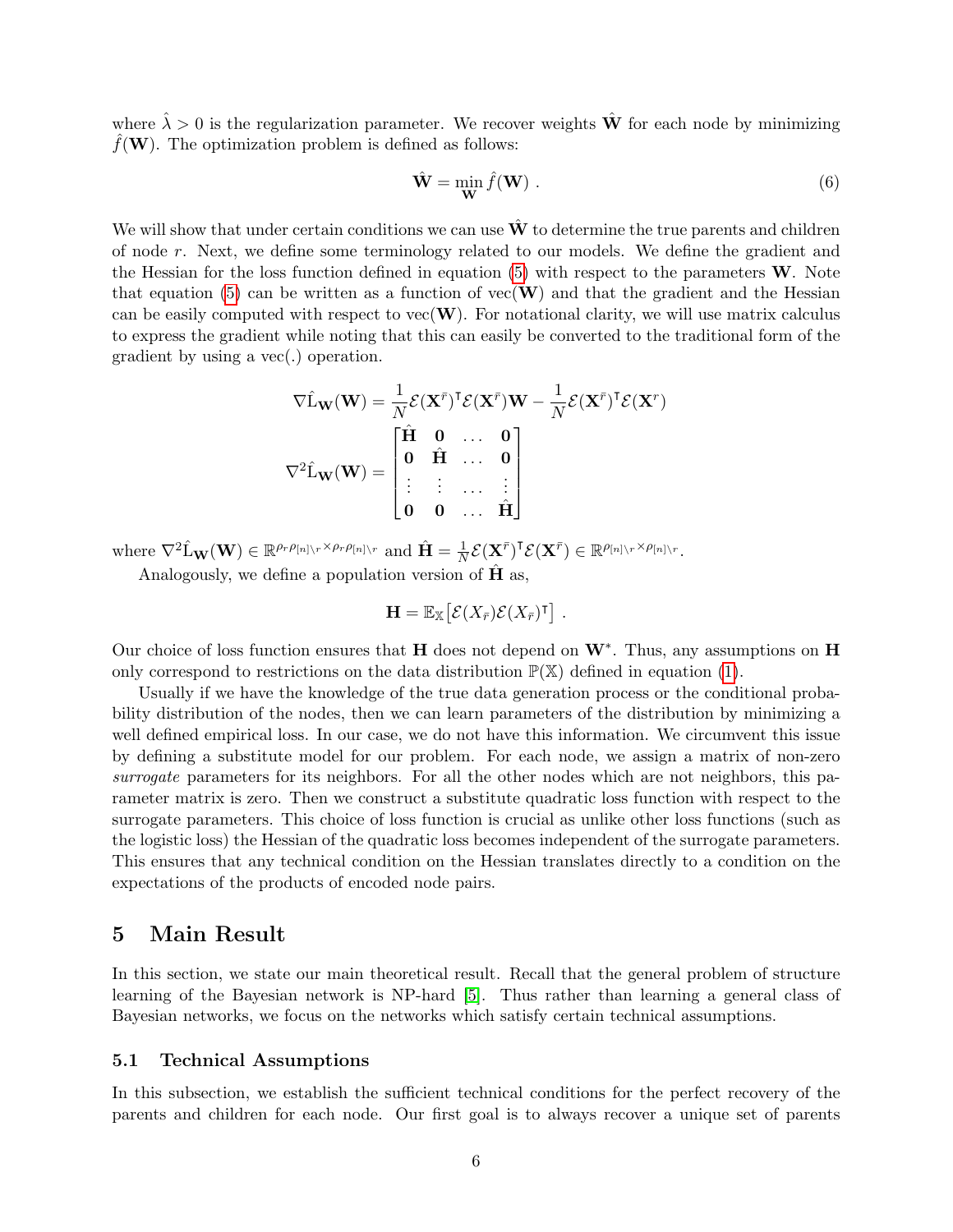where $\hat{\lambda} > 0$ is the regularization parameter. We recover weights $\hat{\mathbf{W}}$ for each node by minimizing $\hat{f}(\mathbf{W})$. The optimization problem is defined as follows:

$$\hat{\mathbf{W}} = \min_{\mathbf{W}} \hat{f}(\mathbf{W}) \ . \tag{6}$$

We will show that under certain conditions we can use $\hat{\mathbf{W}}$ to determine the true parents and children of node $r$. Next, we define some terminology related to our models. We define the gradient and the Hessian for the loss function defined in equation (5) with respect to the parameters $\mathbf{W}$. Note that equation (5) can be written as a function of $\text{vec}(\mathbf{W})$ and that the gradient and the Hessian can be easily computed with respect to $\text{vec}(\mathbf{W})$. For notational clarity, we will use matrix calculus to express the gradient while noting that this can easily be converted to the traditional form of the gradient by using a vec(.) operation.

$$\nabla \hat{\text{L}}_{\mathbf{W}}(\mathbf{W}) = \frac{1}{N}\mathcal{E}(\mathbf{X}^{\bar{r}})^\intercal \mathcal{E}(\mathbf{X}^{\bar{r}})\mathbf{W} - \frac{1}{N}\mathcal{E}(\mathbf{X}^{\bar{r}})^\intercal \mathcal{E}(\mathbf{X}^{r})$$

$$\nabla^2 \hat{\text{L}}_{\mathbf{W}}(\mathbf{W}) = \begin{bmatrix} \hat{\mathbf{H}} & \mathbf{0} & \dots & \mathbf{0} \\ \mathbf{0} & \hat{\mathbf{H}} & \dots & \mathbf{0} \\ \vdots & \vdots & \dots & \vdots \\ \mathbf{0} & \mathbf{0} & \dots & \hat{\mathbf{H}} \end{bmatrix}$$

where $\nabla^2 \hat{\text{L}}_{\mathbf{W}}(\mathbf{W}) \in \mathbb{R}^{\rho_r \rho_{[n]\setminus r} \times \rho_r \rho_{[n]\setminus r}}$ and $\hat{\mathbf{H}} = \frac{1}{N}\mathcal{E}(\mathbf{X}^{\bar{r}})^\intercal \mathcal{E}(\mathbf{X}^{\bar{r}}) \in \mathbb{R}^{\rho_{[n]\setminus r} \times \rho_{[n]\setminus r}}$.

Analogously, we define a population version of $\hat{\mathbf{H}}$ as,

$$\mathbf{H} = \mathbb{E}_{\mathbb{X}}\big[\mathcal{E}(X_{\bar{r}})\mathcal{E}(X_{\bar{r}})^\intercal\big] \ .$$

Our choice of loss function ensures that $\mathbf{H}$ does not depend on $\mathbf{W}^*$. Thus, any assumptions on $\mathbf{H}$ only correspond to restrictions on the data distribution $\mathbb{P}(\mathbb{X})$ defined in equation (1).

Usually if we have the knowledge of the true data generation process or the conditional probability distribution of the nodes, then we can learn parameters of the distribution by minimizing a well defined empirical loss. In our case, we do not have this information. We circumvent this issue by defining a substitute model for our problem. For each node, we assign a matrix of non-zero *surrogate* parameters for its neighbors. For all the other nodes which are not neighbors, this parameter matrix is zero. Then we construct a substitute quadratic loss function with respect to the surrogate parameters. This choice of loss function is crucial as unlike other loss functions (such as the logistic loss) the Hessian of the quadratic loss becomes independent of the surrogate parameters. This ensures that any technical condition on the Hessian translates directly to a condition on the expectations of the products of encoded node pairs.

## 5 Main Result

In this section, we state our main theoretical result. Recall that the general problem of structure learning of the Bayesian network is NP-hard [5]. Thus rather than learning a general class of Bayesian networks, we focus on the networks which satisfy certain technical assumptions.

### 5.1 Technical Assumptions

In this subsection, we establish the sufficient technical conditions for the perfect recovery of the parents and children for each node. Our first goal is to always recover a unique set of parents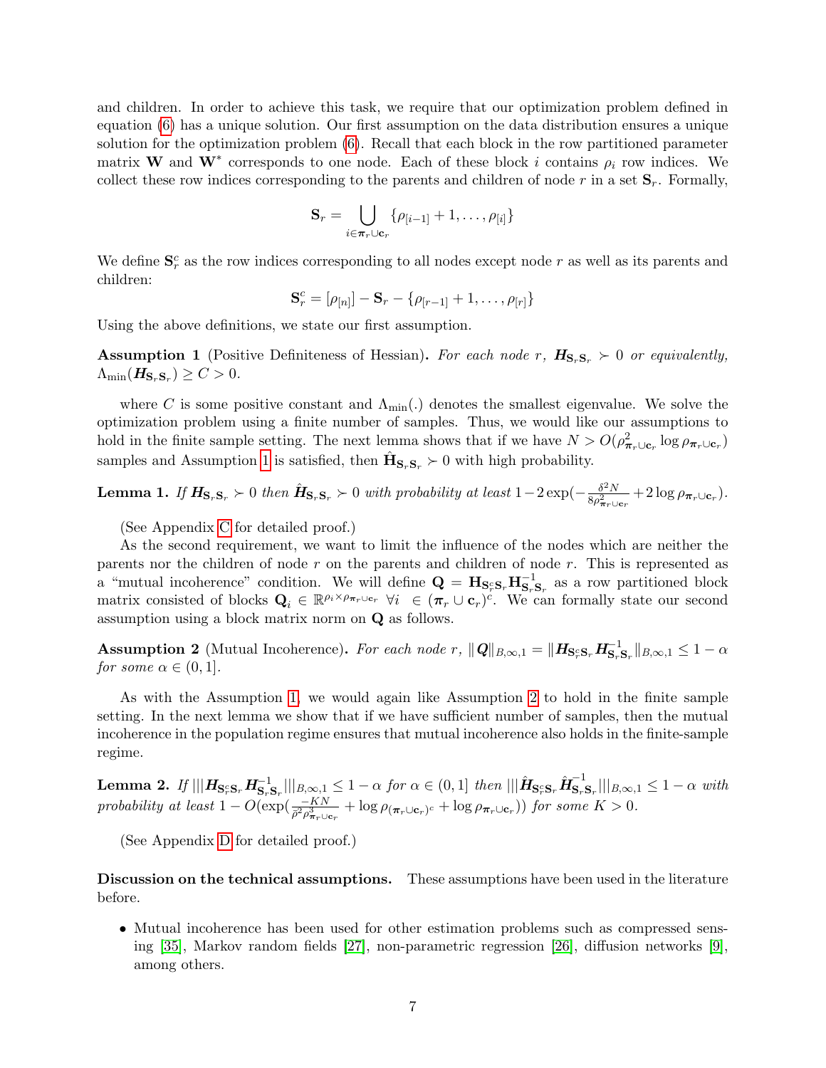and children. In order to achieve this task, we require that our optimization problem defined in equation (6) has a unique solution. Our first assumption on the data distribution ensures a unique solution for the optimization problem (6). Recall that each block in the row partitioned parameter matrix $\mathbf{W}$ and $\mathbf{W}^*$ corresponds to one node. Each of these block $i$ contains $\rho_i$ row indices. We collect these row indices corresponding to the parents and children of node $r$ in a set $\mathbf{S}_r$. Formally,

$$\mathbf{S}_r = \bigcup_{i \in \boldsymbol{\pi}_r \cup \mathbf{c}_r} \{\rho_{[i-1]} + 1, \ldots, \rho_{[i]}\}$$

We define $\mathbf{S}_r^c$ as the row indices corresponding to all nodes except node $r$ as well as its parents and children:

$$\mathbf{S}_r^c = [\rho_{[n]}] - \mathbf{S}_r - \{\rho_{[r-1]} + 1, \ldots, \rho_{[r]}\}$$

Using the above definitions, we state our first assumption.

**Assumption 1** (Positive Definiteness of Hessian). *For each node $r$, $\boldsymbol{H}_{\mathbf{S}_r\mathbf{S}_r} \succ 0$ or equivalently, $\Lambda_{\min}(\boldsymbol{H}_{\mathbf{S}_r\mathbf{S}_r}) \geq C > 0$.*

where $C$ is some positive constant and $\Lambda_{\min}(.)$ denotes the smallest eigenvalue. We solve the optimization problem using a finite number of samples. Thus, we would like our assumptions to hold in the finite sample setting. The next lemma shows that if we have $N > O(\rho^2_{\boldsymbol{\pi}_r \cup \mathbf{c}_r} \log \rho_{\boldsymbol{\pi}_r \cup \mathbf{c}_r})$ samples and Assumption 1 is satisfied, then $\hat{\mathbf{H}}_{\mathbf{S}_r\mathbf{S}_r} \succ 0$ with high probability.

**Lemma 1.** *If $\boldsymbol{H}_{\mathbf{S}_r\mathbf{S}_r} \succ 0$ then $\hat{\boldsymbol{H}}_{\mathbf{S}_r\mathbf{S}_r} \succ 0$ with probability at least $1 - 2\exp(-\frac{\delta^2 N}{8\rho^2_{\boldsymbol{\pi}_r \cup \mathbf{c}_r}} + 2\log \rho_{\boldsymbol{\pi}_r \cup \mathbf{c}_r})$.*

(See Appendix C for detailed proof.)

As the second requirement, we want to limit the influence of the nodes which are neither the parents nor the children of node $r$ on the parents and children of node $r$. This is represented as a "mutual incoherence" condition. We will define $\mathbf{Q} = \mathbf{H}_{\mathbf{S}_r^c\mathbf{S}_r}\mathbf{H}^{-1}_{\mathbf{S}_r\mathbf{S}_r}$ as a row partitioned block matrix consisted of blocks $\mathbf{Q}_i \in \mathbb{R}^{\rho_i \times \rho_{\boldsymbol{\pi}_r \cup \mathbf{c}_r}}$ $\forall i \in (\boldsymbol{\pi}_r \cup \mathbf{c}_r)^c$. We can formally state our second assumption using a block matrix norm on $\mathbf{Q}$ as follows.

**Assumption 2** (Mutual Incoherence). *For each node $r$, $\|\boldsymbol{Q}\|_{B,\infty,1} = \|\boldsymbol{H}_{\mathbf{S}_r^c\mathbf{S}_r}\boldsymbol{H}^{-1}_{\mathbf{S}_r\mathbf{S}_r}\|_{B,\infty,1} \leq 1 - \alpha$ for some $\alpha \in (0, 1]$.*

As with the Assumption 1, we would again like Assumption 2 to hold in the finite sample setting. In the next lemma we show that if we have sufficient number of samples, then the mutual incoherence in the population regime ensures that mutual incoherence also holds in the finite-sample regime.

**Lemma 2.** *If $|||\boldsymbol{H}_{\mathbf{S}_r^c\mathbf{S}_r}\boldsymbol{H}^{-1}_{\mathbf{S}_r\mathbf{S}_r}|||_{B,\infty,1} \leq 1 - \alpha$ for $\alpha \in (0, 1]$ then $|||\hat{\boldsymbol{H}}_{\mathbf{S}_r^c\mathbf{S}_r}\hat{\boldsymbol{H}}^{-1}_{\mathbf{S}_r\mathbf{S}_r}|||_{B,\infty,1} \leq 1 - \alpha$ with probability at least $1 - O(\exp(\frac{-KN}{\bar{\rho}^2\rho^3_{\boldsymbol{\pi}_r \cup \mathbf{c}_r}} + \log \rho_{(\boldsymbol{\pi}_r \cup \mathbf{c}_r)^c} + \log \rho_{\boldsymbol{\pi}_r \cup \mathbf{c}_r}))$ for some $K > 0$.*

(See Appendix D for detailed proof.)

**Discussion on the technical assumptions.** These assumptions have been used in the literature before.

- Mutual incoherence has been used for other estimation problems such as compressed sensing [35], Markov random fields [27], non-parametric regression [26], diffusion networks [9], among others.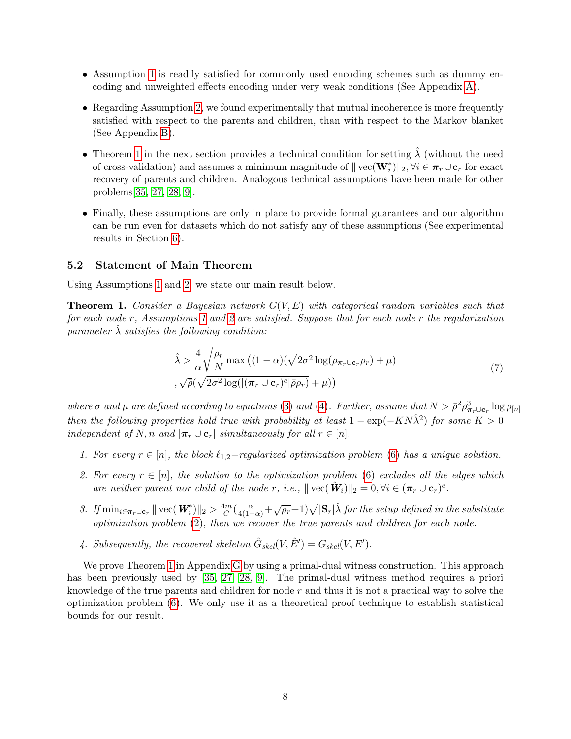- Assumption 1 is readily satisfied for commonly used encoding schemes such as dummy encoding and unweighted effects encoding under very weak conditions (See Appendix A).
- Regarding Assumption 2, we found experimentally that mutual incoherence is more frequently satisfied with respect to the parents and children, than with respect to the Markov blanket (See Appendix B).
- Theorem 1 in the next section provides a technical condition for setting $\hat{\lambda}$ (without the need of cross-validation) and assumes a minimum magnitude of $\|\operatorname{vec}(\mathbf{W}_i^*)\|_2, \forall i \in \boldsymbol{\pi}_r \cup \mathbf{c}_r$ for exact recovery of parents and children. Analogous technical assumptions have been made for other problems[35, 27, 28, 9].
- Finally, these assumptions are only in place to provide formal guarantees and our algorithm can be run even for datasets which do not satisfy any of these assumptions (See experimental results in Section 6).

### 5.2 Statement of Main Theorem

Using Assumptions 1 and 2, we state our main result below.

**Theorem 1.** *Consider a Bayesian network $G(V, E)$ with categorical random variables such that for each node $r$, Assumptions 1 and 2 are satisfied. Suppose that for each node $r$ the regularization parameter $\hat{\lambda}$ satisfies the following condition:*

$$
\begin{aligned}
\hat{\lambda} > \frac{4}{\alpha}\sqrt{\frac{\rho_r}{N}} \max\big((1-\alpha)(\sqrt{2\sigma^2 \log(\rho_{\boldsymbol{\pi}_r \cup \mathbf{c}_r}\rho_r)} + \mu) \\
, \sqrt{\bar{\rho}}(\sqrt{2\sigma^2 \log(|(\boldsymbol{\pi}_r \cup \mathbf{c}_r)^c|\bar{\rho}\rho_r)} + \mu)\big)
\end{aligned}
\tag{7}
$$

*where $\sigma$ and $\mu$ are defined according to equations (3) and (4). Further, assume that $N > \bar{\rho}^2 \rho^3_{\boldsymbol{\pi}_r \cup \mathbf{c}_r} \log \rho_{[n]}$ then the following properties hold true with probability at least $1 - \exp(-KN\hat{\lambda}^2)$ for some $K > 0$ independent of $N, n$ and $|\boldsymbol{\pi}_r \cup \mathbf{c}_r|$ simultaneously for all $r \in [n]$.*

1. *For every $r \in [n]$, the block $\ell_{1,2}-$regularized optimization problem (6) has a unique solution.*
2. *For every $r \in [n]$, the solution to the optimization problem (6) excludes all the edges which are neither parent nor child of the node $r$, i.e., $\|\operatorname{vec}(\hat{\boldsymbol{W}}_i)\|_2 = 0, \forall i \in (\boldsymbol{\pi}_r \cup \mathbf{c}_r)^c$.*
3. *If $\min_{i \in \boldsymbol{\pi}_r \cup \mathbf{c}_r} \|\operatorname{vec}(\boldsymbol{W}_i^*)\|_2 > \frac{4\bar{m}}{C}(\frac{\alpha}{4(1-\alpha)} + \sqrt{\rho_r} + 1)\sqrt{|\mathbf{S}_r|}\hat{\lambda}$ for the setup defined in the substitute optimization problem (2), then we recover the true parents and children for each node.*
4. *Subsequently, the recovered skeleton $\hat{G}_{skel}(V, \hat{E}') = G_{skel}(V, E')$.*

We prove Theorem 1 in Appendix G by using a primal-dual witness construction. This approach has been previously used by [35, 27, 28, 9]. The primal-dual witness method requires a priori knowledge of the true parents and children for node $r$ and thus it is not a practical way to solve the optimization problem (6). We only use it as a theoretical proof technique to establish statistical bounds for our result.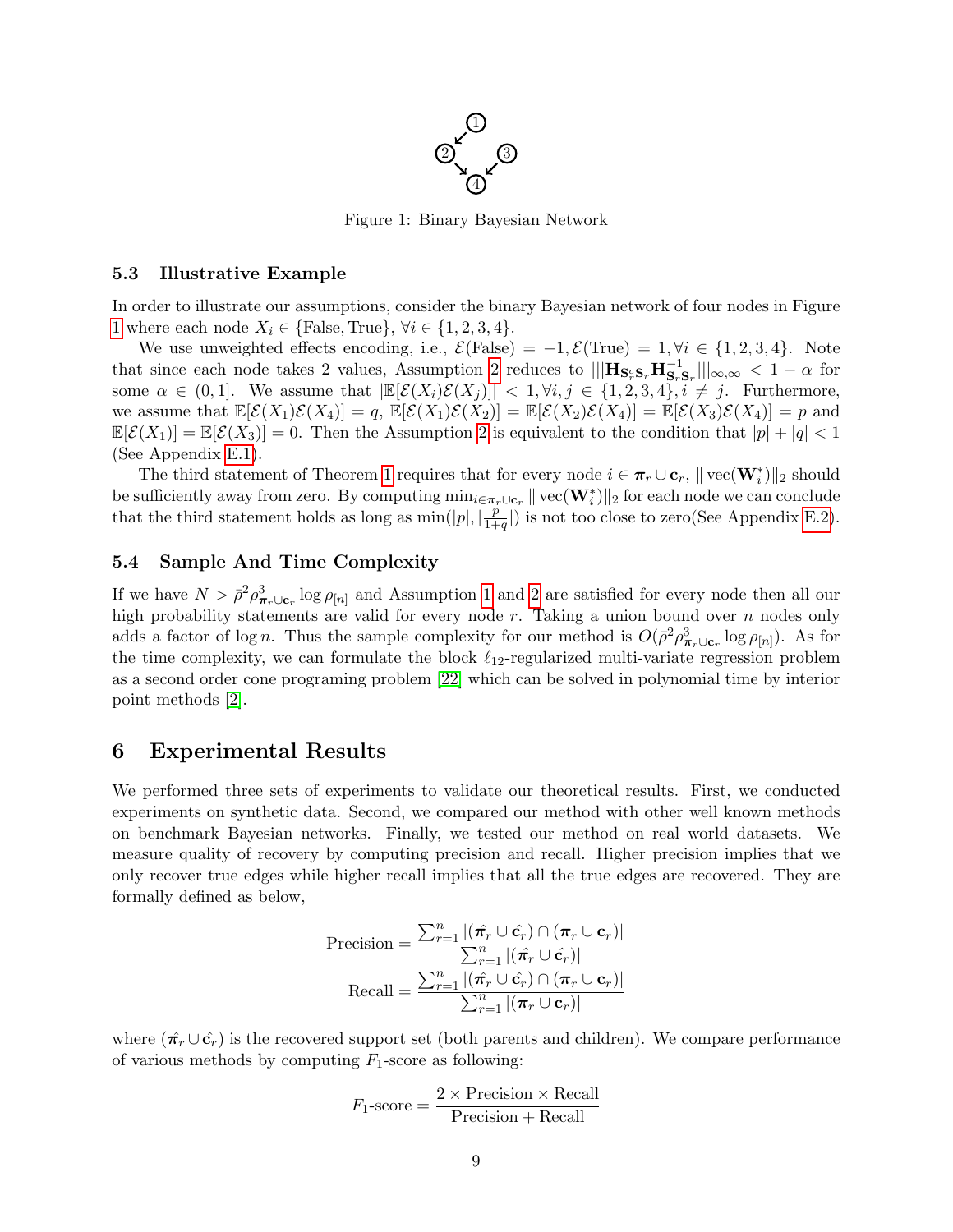Figure 1: Binary Bayesian Network

### 5.3 Illustrative Example

In order to illustrate our assumptions, consider the binary Bayesian network of four nodes in Figure 1 where each node $X_i \in \{\text{False}, \text{True}\}, \forall i \in \{1, 2, 3, 4\}$.

We use unweighted effects encoding, i.e., $\mathcal{E}(\text{False}) = -1, \mathcal{E}(\text{True}) = 1, \forall i \in \{1, 2, 3, 4\}$. Note that since each node takes 2 values, Assumption 2 reduces to $|||\mathbf{H}_{\mathbf{S}_r^c \mathbf{S}_r} \mathbf{H}_{\mathbf{S}_r \mathbf{S}_r}^{-1}|||_{\infty,\infty} < 1 - \alpha$ for some $\alpha \in (0, 1]$. We assume that $|\mathbb{E}[\mathcal{E}(X_i)\mathcal{E}(X_j)]| < 1, \forall i, j \in \{1, 2, 3, 4\}, i \neq j$. Furthermore, we assume that $\mathbb{E}[\mathcal{E}(X_1)\mathcal{E}(X_4)] = q$, $\mathbb{E}[\mathcal{E}(X_1)\mathcal{E}(X_2)] = \mathbb{E}[\mathcal{E}(X_2)\mathcal{E}(X_4)] = \mathbb{E}[\mathcal{E}(X_3)\mathcal{E}(X_4)] = p$ and $\mathbb{E}[\mathcal{E}(X_1)] = \mathbb{E}[\mathcal{E}(X_3)] = 0$. Then the Assumption 2 is equivalent to the condition that $|p| + |q| < 1$ (See Appendix E.1).

The third statement of Theorem 1 requires that for every node $i \in \boldsymbol{\pi}_r \cup \mathbf{c}_r$, $\|\operatorname{vec}(\mathbf{W}_i^*)\|_2$ should be sufficiently away from zero. By computing $\min_{i \in \boldsymbol{\pi}_r \cup \mathbf{c}_r} \|\operatorname{vec}(\mathbf{W}_i^*)\|_2$ for each node we can conclude that the third statement holds as long as $\min(|p|, |\frac{p}{1+q}|)$ is not too close to zero(See Appendix E.2).

### 5.4 Sample And Time Complexity

If we have $N > \bar{\rho}^2 \rho_{\boldsymbol{\pi}_r \cup \mathbf{c}_r}^3 \log \rho_{[n]}$ and Assumption 1 and 2 are satisfied for every node then all our high probability statements are valid for every node $r$. Taking a union bound over $n$ nodes only adds a factor of $\log n$. Thus the sample complexity for our method is $O(\bar{\rho}^2 \rho_{\boldsymbol{\pi}_r \cup \mathbf{c}_r}^3 \log \rho_{[n]})$. As for the time complexity, we can formulate the block $\ell_{12}$-regularized multi-variate regression problem as a second order cone programing problem [22] which can be solved in polynomial time by interior point methods [2].

## 6 Experimental Results

We performed three sets of experiments to validate our theoretical results. First, we conducted experiments on synthetic data. Second, we compared our method with other well known methods on benchmark Bayesian networks. Finally, we tested our method on real world datasets. We measure quality of recovery by computing precision and recall. Higher precision implies that we only recover true edges while higher recall implies that all the true edges are recovered. They are formally defined as below,

$$\text{Precision} = \frac{\sum_{r=1}^{n} |(\hat{\boldsymbol{\pi}}_r \cup \hat{\mathbf{c}}_r) \cap (\boldsymbol{\pi}_r \cup \mathbf{c}_r)|}{\sum_{r=1}^{n} |(\hat{\boldsymbol{\pi}}_r \cup \hat{\mathbf{c}}_r)|}$$

$$\text{Recall} = \frac{\sum_{r=1}^{n} |(\hat{\boldsymbol{\pi}}_r \cup \hat{\mathbf{c}}_r) \cap (\boldsymbol{\pi}_r \cup \mathbf{c}_r)|}{\sum_{r=1}^{n} |(\boldsymbol{\pi}_r \cup \mathbf{c}_r)|}$$

where $(\hat{\boldsymbol{\pi}}_r \cup \hat{\mathbf{c}}_r)$ is the recovered support set (both parents and children). We compare performance of various methods by computing $F_1$-score as following:

$$F_1\text{-score} = \frac{2 \times \text{Precision} \times \text{Recall}}{\text{Precision} + \text{Recall}}$$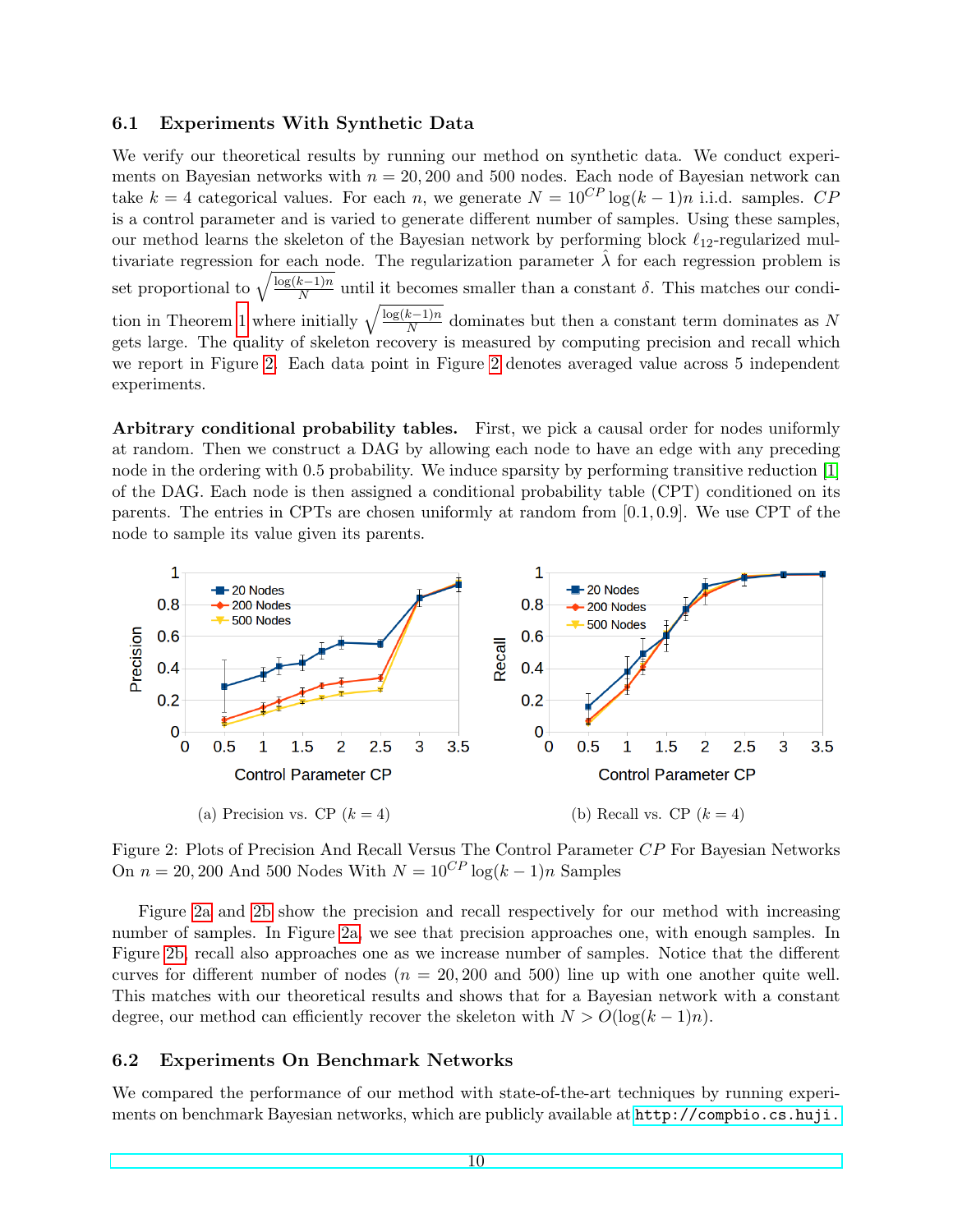### 6.1 Experiments With Synthetic Data

We verify our theoretical results by running our method on synthetic data. We conduct experiments on Bayesian networks with $n = 20, 200$ and $500$ nodes. Each node of Bayesian network can take $k = 4$ categorical values. For each $n$, we generate $N = 10^{CP} \log(k-1)n$ i.i.d. samples. $CP$ is a control parameter and is varied to generate different number of samples. Using these samples, our method learns the skeleton of the Bayesian network by performing block $\ell_{12}$-regularized multivariate regression for each node. The regularization parameter $\hat{\lambda}$ for each regression problem is set proportional to $\sqrt{\frac{\log(k-1)n}{N}}$ until it becomes smaller than a constant $\delta$. This matches our condition in Theorem 1 where initially $\sqrt{\frac{\log(k-1)n}{N}}$ dominates but then a constant term dominates as $N$ gets large. The quality of skeleton recovery is measured by computing precision and recall which we report in Figure 2. Each data point in Figure 2 denotes averaged value across 5 independent experiments.

**Arbitrary conditional probability tables.** First, we pick a causal order for nodes uniformly at random. Then we construct a DAG by allowing each node to have an edge with any preceding node in the ordering with 0.5 probability. We induce sparsity by performing transitive reduction [1] of the DAG. Each node is then assigned a conditional probability table (CPT) conditioned on its parents. The entries in CPTs are chosen uniformly at random from $[0.1, 0.9]$. We use CPT of the node to sample its value given its parents.

(a) Precision vs. CP $(k = 4)$

(b) Recall vs. CP $(k = 4)$

Figure 2: Plots of Precision And Recall Versus The Control Parameter $CP$ For Bayesian Networks On $n = 20, 200$ And 500 Nodes With $N = 10^{CP} \log(k-1)n$ Samples

Figure 2a and 2b show the precision and recall respectively for our method with increasing number of samples. In Figure 2a, we see that precision approaches one, with enough samples. In Figure 2b, recall also approaches one as we increase number of samples. Notice that the different curves for different number of nodes ($n = 20, 200$ and $500$) line up with one another quite well. This matches with our theoretical results and shows that for a Bayesian network with a constant degree, our method can efficiently recover the skeleton with $N > O(\log(k-1)n)$.

### 6.2 Experiments On Benchmark Networks

We compared the performance of our method with state-of-the-art techniques by running experiments on benchmark Bayesian networks, which are publicly available at http://compbio.cs.huji.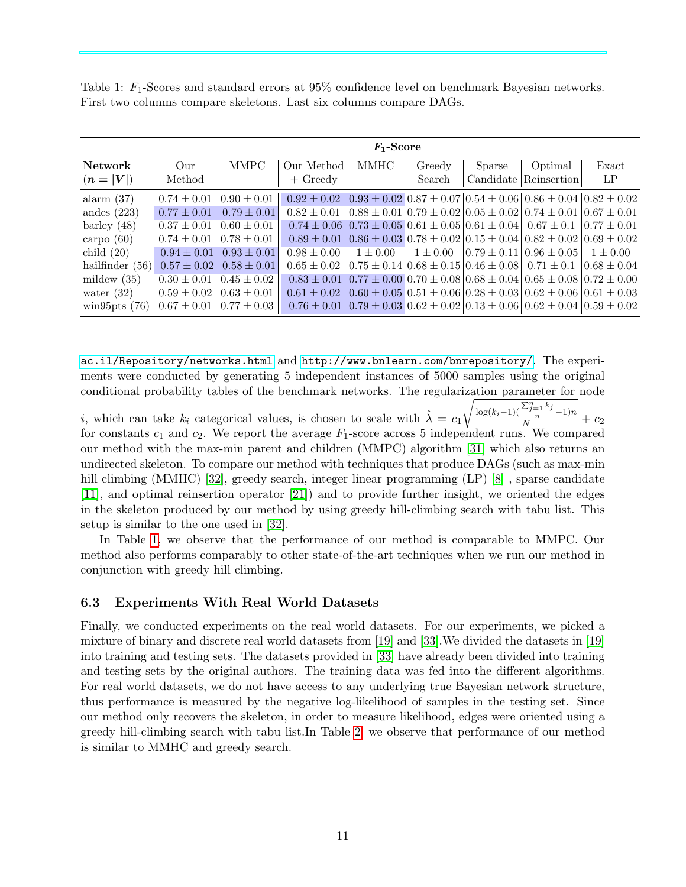Table 1: $F_1$-Scores and standard errors at 95% confidence level on benchmark Bayesian networks. First two columns compare skeletons. Last six columns compare DAGs.

| **Network** ($n = \|V\|$) | $F_1$**-Score** | | | | | | | |
|---|---|---|---|---|---|---|---|---|
| | Our Method | MMPC | Our Method + Greedy | MMHC | Greedy Search | Sparse Candidate | Optimal Reinsertion | Exact LP |
| alarm (37) | $0.74 \pm 0.01$ | $0.90 \pm 0.01$ | $0.92 \pm 0.02$ | $0.93 \pm 0.02$ | $0.87 \pm 0.07$ | $0.54 \pm 0.06$ | $0.86 \pm 0.04$ | $0.82 \pm 0.02$ |
| andes (223) | $0.77 \pm 0.01$ | $0.79 \pm 0.01$ | $0.82 \pm 0.01$ | $0.88 \pm 0.01$ | $0.79 \pm 0.02$ | $0.05 \pm 0.02$ | $0.74 \pm 0.01$ | $0.67 \pm 0.01$ |
| barley (48) | $0.37 \pm 0.01$ | $0.60 \pm 0.01$ | $0.74 \pm 0.06$ | $0.73 \pm 0.05$ | $0.61 \pm 0.05$ | $0.61 \pm 0.04$ | $0.67 \pm 0.1$ | $0.77 \pm 0.01$ |
| carpo (60) | $0.74 \pm 0.01$ | $0.78 \pm 0.01$ | $0.89 \pm 0.01$ | $0.86 \pm 0.03$ | $0.78 \pm 0.02$ | $0.15 \pm 0.04$ | $0.82 \pm 0.02$ | $0.69 \pm 0.02$ |
| child (20) | $0.94 \pm 0.01$ | $0.93 \pm 0.01$ | $0.98 \pm 0.00$ | $1 \pm 0.00$ | $1 \pm 0.00$ | $0.79 \pm 0.11$ | $0.96 \pm 0.05$ | $1 \pm 0.00$ |
| hailfinder (56) | $0.57 \pm 0.02$ | $0.58 \pm 0.01$ | $0.65 \pm 0.02$ | $0.75 \pm 0.14$ | $0.68 \pm 0.15$ | $0.46 \pm 0.08$ | $0.71 \pm 0.1$ | $0.68 \pm 0.04$ |
| mildew (35) | $0.30 \pm 0.01$ | $0.45 \pm 0.02$ | $0.83 \pm 0.01$ | $0.77 \pm 0.00$ | $0.70 \pm 0.08$ | $0.68 \pm 0.04$ | $0.65 \pm 0.08$ | $0.72 \pm 0.00$ |
| water (32) | $0.59 \pm 0.02$ | $0.63 \pm 0.01$ | $0.61 \pm 0.02$ | $0.60 \pm 0.05$ | $0.51 \pm 0.06$ | $0.28 \pm 0.03$ | $0.62 \pm 0.06$ | $0.61 \pm 0.03$ |
| win95pts (76) | $0.67 \pm 0.01$ | $0.77 \pm 0.03$ | $0.76 \pm 0.01$ | $0.79 \pm 0.03$ | $0.62 \pm 0.02$ | $0.13 \pm 0.06$ | $0.62 \pm 0.04$ | $0.59 \pm 0.02$ |

ac.il/Repository/networks.html and http://www.bnlearn.com/bnrepository/. The experiments were conducted by generating 5 independent instances of 5000 samples using the original conditional probability tables of the benchmark networks. The regularization parameter for node $i$, which can take $k_i$ categorical values, is chosen to scale with $\hat{\lambda} = c_1 \sqrt{\frac{\log(k_i - 1)(\frac{\sum_{j=1}^{n} k_j}{n} - 1)n}{N}} + c_2$ for constants $c_1$ and $c_2$. We report the average $F_1$-score across 5 independent runs. We compared our method with the max-min parent and children (MMPC) algorithm [31] which also returns an undirected skeleton. To compare our method with techniques that produce DAGs (such as max-min hill climbing (MMHC) [32], greedy search, integer linear programming (LP) [8] , sparse candidate [11], and optimal reinsertion operator [21]) and to provide further insight, we oriented the edges in the skeleton produced by our method by using greedy hill-climbing search with tabu list. This setup is similar to the one used in [32].

In Table 1, we observe that the performance of our method is comparable to MMPC. Our method also performs comparably to other state-of-the-art techniques when we run our method in conjunction with greedy hill climbing.

### 6.3 Experiments With Real World Datasets

Finally, we conducted experiments on the real world datasets. For our experiments, we picked a mixture of binary and discrete real world datasets from [19] and [33].We divided the datasets in [19] into training and testing sets. The datasets provided in [33] have already been divided into training and testing sets by the original authors. The training data was fed into the different algorithms. For real world datasets, we do not have access to any underlying true Bayesian network structure, thus performance is measured by the negative log-likelihood of samples in the testing set. Since our method only recovers the skeleton, in order to measure likelihood, edges were oriented using a greedy hill-climbing search with tabu list.In Table 2, we observe that performance of our method is similar to MMHC and greedy search.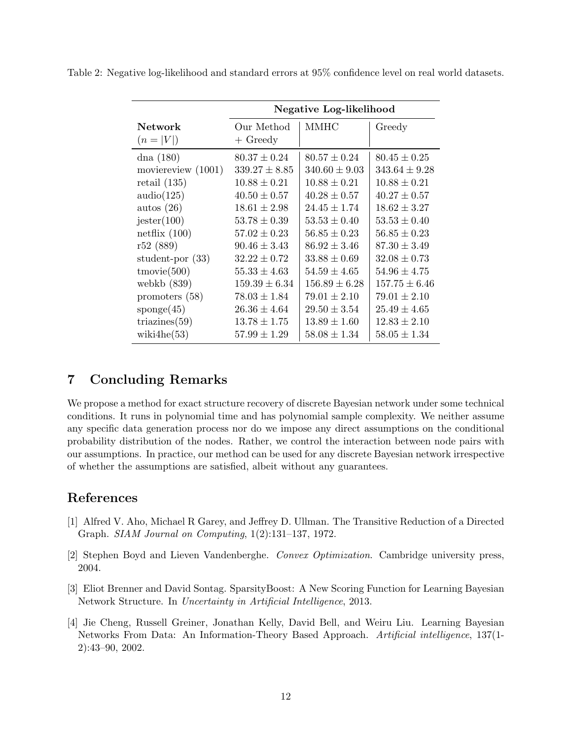Table 2: Negative log-likelihood and standard errors at 95% confidence level on real world datasets.

| Network ($n = \|V\|$) | Negative Log-likelihood | | |
|---|---|---|---|
| | Our Method + Greedy | MMHC | Greedy |
| dna (180) | $80.37 \pm 0.24$ | $80.57 \pm 0.24$ | $80.45 \pm 0.25$ |
| moviereview (1001) | $339.27 \pm 8.85$ | $340.60 \pm 9.03$ | $343.64 \pm 9.28$ |
| retail (135) | $10.88 \pm 0.21$ | $10.88 \pm 0.21$ | $10.88 \pm 0.21$ |
| audio(125) | $40.50 \pm 0.57$ | $40.28 \pm 0.57$ | $40.27 \pm 0.57$ |
| autos (26) | $18.61 \pm 2.98$ | $24.45 \pm 1.74$ | $18.62 \pm 3.27$ |
| jester(100) | $53.78 \pm 0.39$ | $53.53 \pm 0.40$ | $53.53 \pm 0.40$ |
| netflix (100) | $57.02 \pm 0.23$ | $56.85 \pm 0.23$ | $56.85 \pm 0.23$ |
| r52 (889) | $90.46 \pm 3.43$ | $86.92 \pm 3.46$ | $87.30 \pm 3.49$ |
| student-por (33) | $32.22 \pm 0.72$ | $33.88 \pm 0.69$ | $32.08 \pm 0.73$ |
| tmovie(500) | $55.33 \pm 4.63$ | $54.59 \pm 4.65$ | $54.96 \pm 4.75$ |
| webkb (839) | $159.39 \pm 6.34$ | $156.89 \pm 6.28$ | $157.75 \pm 6.46$ |
| promoters (58) | $78.03 \pm 1.84$ | $79.01 \pm 2.10$ | $79.01 \pm 2.10$ |
| sponge(45) | $26.36 \pm 4.64$ | $29.50 \pm 3.54$ | $25.49 \pm 4.65$ |
| triazines(59) | $13.78 \pm 1.75$ | $13.89 \pm 1.60$ | $12.83 \pm 2.10$ |
| wiki4he(53) | $57.99 \pm 1.29$ | $58.08 \pm 1.34$ | $58.05 \pm 1.34$ |

## 7 Concluding Remarks

We propose a method for exact structure recovery of discrete Bayesian network under some technical conditions. It runs in polynomial time and has polynomial sample complexity. We neither assume any specific data generation process nor do we impose any direct assumptions on the conditional probability distribution of the nodes. Rather, we control the interaction between node pairs with our assumptions. In practice, our method can be used for any discrete Bayesian network irrespective of whether the assumptions are satisfied, albeit without any guarantees.

## References

[1] Alfred V. Aho, Michael R Garey, and Jeffrey D. Ullman. The Transitive Reduction of a Directed Graph. *SIAM Journal on Computing*, 1(2):131–137, 1972.

[2] Stephen Boyd and Lieven Vandenberghe. *Convex Optimization*. Cambridge university press, 2004.

[3] Eliot Brenner and David Sontag. SparsityBoost: A New Scoring Function for Learning Bayesian Network Structure. In *Uncertainty in Artificial Intelligence*, 2013.

[4] Jie Cheng, Russell Greiner, Jonathan Kelly, David Bell, and Weiru Liu. Learning Bayesian Networks From Data: An Information-Theory Based Approach. *Artificial intelligence*, 137(1-2):43–90, 2002.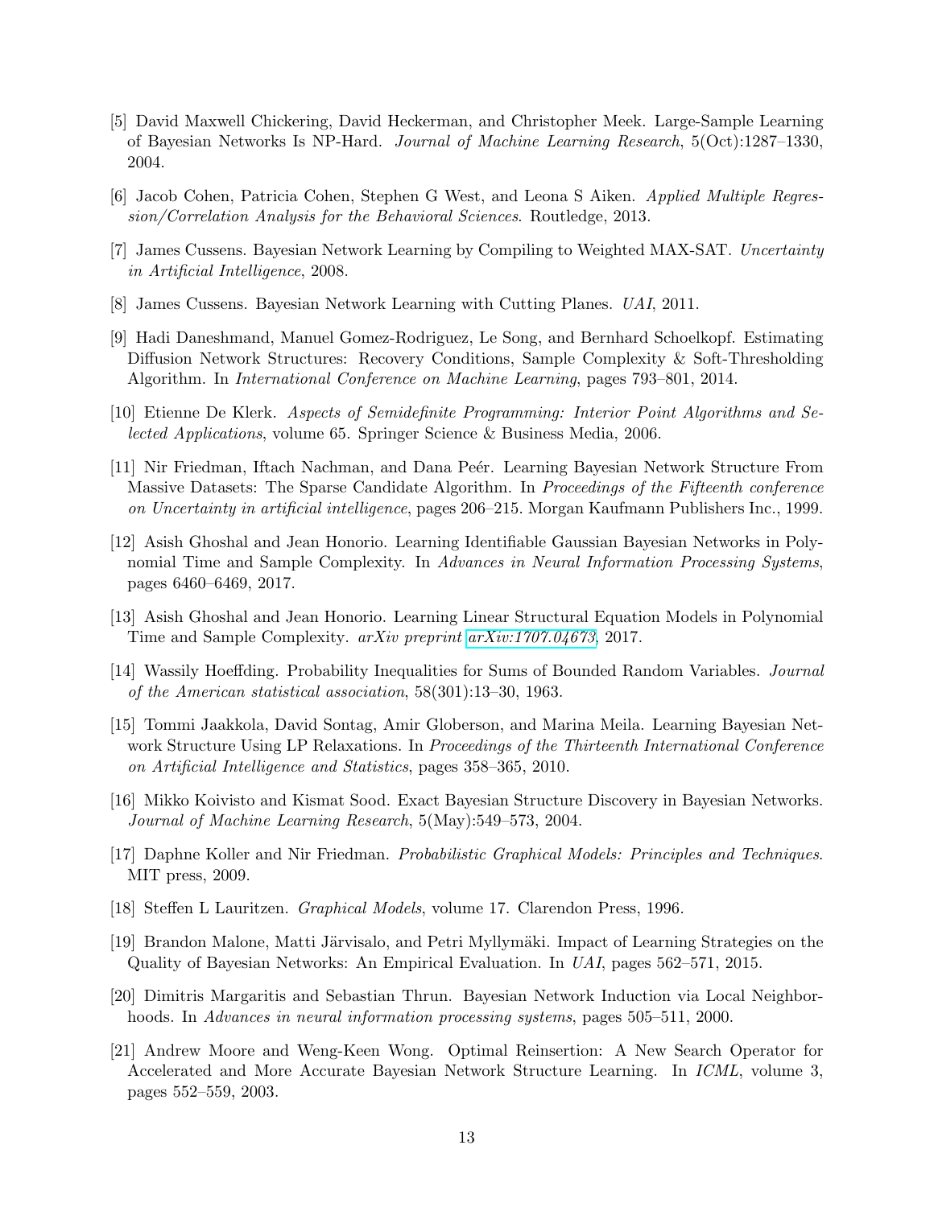[5] David Maxwell Chickering, David Heckerman, and Christopher Meek. Large-Sample Learning of Bayesian Networks Is NP-Hard. *Journal of Machine Learning Research*, 5(Oct):1287–1330, 2004.

[6] Jacob Cohen, Patricia Cohen, Stephen G West, and Leona S Aiken. *Applied Multiple Regression/Correlation Analysis for the Behavioral Sciences*. Routledge, 2013.

[7] James Cussens. Bayesian Network Learning by Compiling to Weighted MAX-SAT. *Uncertainty in Artificial Intelligence*, 2008.

[8] James Cussens. Bayesian Network Learning with Cutting Planes. *UAI*, 2011.

[9] Hadi Daneshmand, Manuel Gomez-Rodriguez, Le Song, and Bernhard Schoelkopf. Estimating Diffusion Network Structures: Recovery Conditions, Sample Complexity & Soft-Thresholding Algorithm. In *International Conference on Machine Learning*, pages 793–801, 2014.

[10] Etienne De Klerk. *Aspects of Semidefinite Programming: Interior Point Algorithms and Selected Applications*, volume 65. Springer Science & Business Media, 2006.

[11] Nir Friedman, Iftach Nachman, and Dana Peér. Learning Bayesian Network Structure From Massive Datasets: The Sparse Candidate Algorithm. In *Proceedings of the Fifteenth conference on Uncertainty in artificial intelligence*, pages 206–215. Morgan Kaufmann Publishers Inc., 1999.

[12] Asish Ghoshal and Jean Honorio. Learning Identifiable Gaussian Bayesian Networks in Polynomial Time and Sample Complexity. In *Advances in Neural Information Processing Systems*, pages 6460–6469, 2017.

[13] Asish Ghoshal and Jean Honorio. Learning Linear Structural Equation Models in Polynomial Time and Sample Complexity. *arXiv preprint arXiv:1707.04673*, 2017.

[14] Wassily Hoeffding. Probability Inequalities for Sums of Bounded Random Variables. *Journal of the American statistical association*, 58(301):13–30, 1963.

[15] Tommi Jaakkola, David Sontag, Amir Globerson, and Marina Meila. Learning Bayesian Network Structure Using LP Relaxations. In *Proceedings of the Thirteenth International Conference on Artificial Intelligence and Statistics*, pages 358–365, 2010.

[16] Mikko Koivisto and Kismat Sood. Exact Bayesian Structure Discovery in Bayesian Networks. *Journal of Machine Learning Research*, 5(May):549–573, 2004.

[17] Daphne Koller and Nir Friedman. *Probabilistic Graphical Models: Principles and Techniques*. MIT press, 2009.

[18] Steffen L Lauritzen. *Graphical Models*, volume 17. Clarendon Press, 1996.

[19] Brandon Malone, Matti Järvisalo, and Petri Myllymäki. Impact of Learning Strategies on the Quality of Bayesian Networks: An Empirical Evaluation. In *UAI*, pages 562–571, 2015.

[20] Dimitris Margaritis and Sebastian Thrun. Bayesian Network Induction via Local Neighborhoods. In *Advances in neural information processing systems*, pages 505–511, 2000.

[21] Andrew Moore and Weng-Keen Wong. Optimal Reinsertion: A New Search Operator for Accelerated and More Accurate Bayesian Network Structure Learning. In *ICML*, volume 3, pages 552–559, 2003.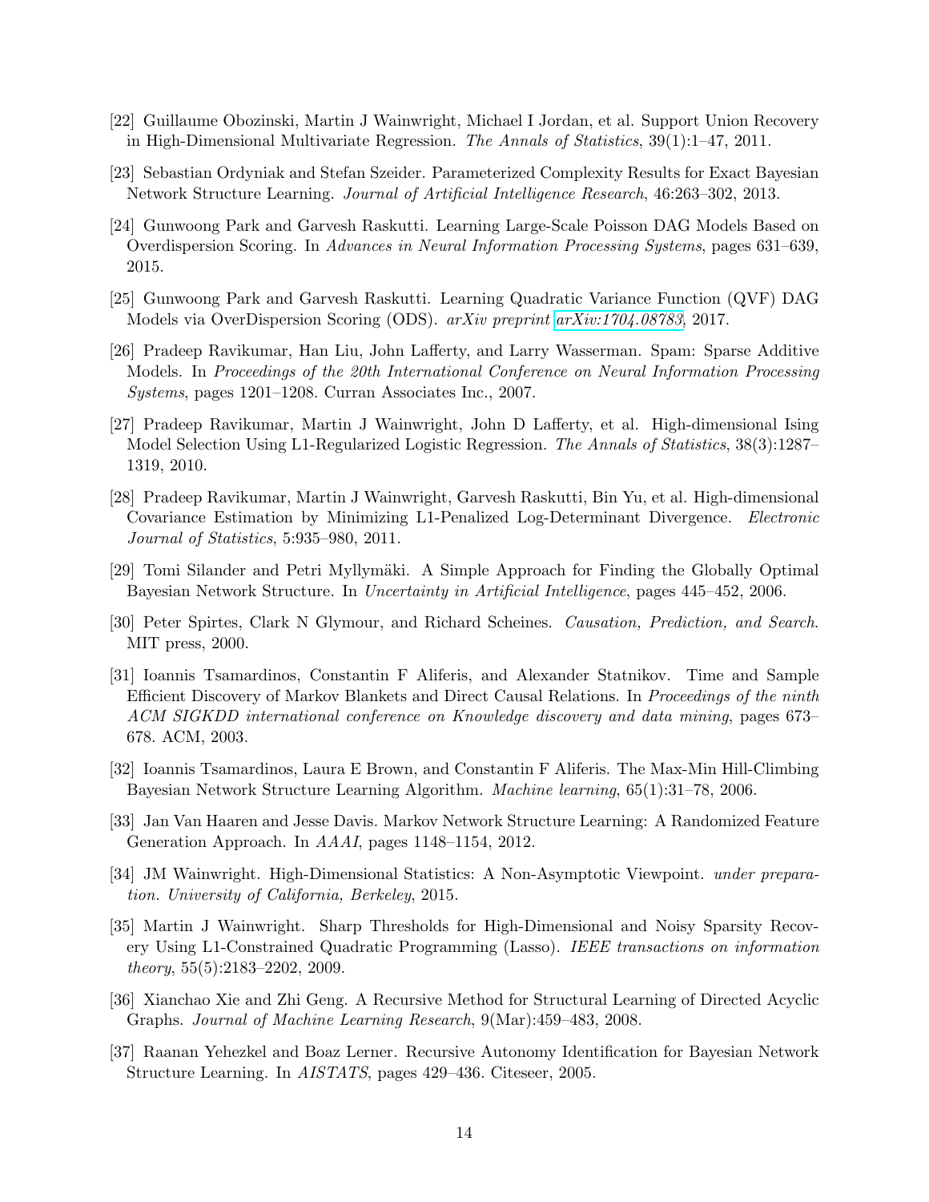[22] Guillaume Obozinski, Martin J Wainwright, Michael I Jordan, et al. Support Union Recovery in High-Dimensional Multivariate Regression. *The Annals of Statistics*, 39(1):1–47, 2011.

[23] Sebastian Ordyniak and Stefan Szeider. Parameterized Complexity Results for Exact Bayesian Network Structure Learning. *Journal of Artificial Intelligence Research*, 46:263–302, 2013.

[24] Gunwoong Park and Garvesh Raskutti. Learning Large-Scale Poisson DAG Models Based on Overdispersion Scoring. In *Advances in Neural Information Processing Systems*, pages 631–639, 2015.

[25] Gunwoong Park and Garvesh Raskutti. Learning Quadratic Variance Function (QVF) DAG Models via OverDispersion Scoring (ODS). *arXiv preprint arXiv:1704.08783*, 2017.

[26] Pradeep Ravikumar, Han Liu, John Lafferty, and Larry Wasserman. Spam: Sparse Additive Models. In *Proceedings of the 20th International Conference on Neural Information Processing Systems*, pages 1201–1208. Curran Associates Inc., 2007.

[27] Pradeep Ravikumar, Martin J Wainwright, John D Lafferty, et al. High-dimensional Ising Model Selection Using L1-Regularized Logistic Regression. *The Annals of Statistics*, 38(3):1287–1319, 2010.

[28] Pradeep Ravikumar, Martin J Wainwright, Garvesh Raskutti, Bin Yu, et al. High-dimensional Covariance Estimation by Minimizing L1-Penalized Log-Determinant Divergence. *Electronic Journal of Statistics*, 5:935–980, 2011.

[29] Tomi Silander and Petri Myllymäki. A Simple Approach for Finding the Globally Optimal Bayesian Network Structure. In *Uncertainty in Artificial Intelligence*, pages 445–452, 2006.

[30] Peter Spirtes, Clark N Glymour, and Richard Scheines. *Causation, Prediction, and Search*. MIT press, 2000.

[31] Ioannis Tsamardinos, Constantin F Aliferis, and Alexander Statnikov. Time and Sample Efficient Discovery of Markov Blankets and Direct Causal Relations. In *Proceedings of the ninth ACM SIGKDD international conference on Knowledge discovery and data mining*, pages 673–678. ACM, 2003.

[32] Ioannis Tsamardinos, Laura E Brown, and Constantin F Aliferis. The Max-Min Hill-Climbing Bayesian Network Structure Learning Algorithm. *Machine learning*, 65(1):31–78, 2006.

[33] Jan Van Haaren and Jesse Davis. Markov Network Structure Learning: A Randomized Feature Generation Approach. In *AAAI*, pages 1148–1154, 2012.

[34] JM Wainwright. High-Dimensional Statistics: A Non-Asymptotic Viewpoint. *under preparation. University of California, Berkeley*, 2015.

[35] Martin J Wainwright. Sharp Thresholds for High-Dimensional and Noisy Sparsity Recovery Using L1-Constrained Quadratic Programming (Lasso). *IEEE transactions on information theory*, 55(5):2183–2202, 2009.

[36] Xianchao Xie and Zhi Geng. A Recursive Method for Structural Learning of Directed Acyclic Graphs. *Journal of Machine Learning Research*, 9(Mar):459–483, 2008.

[37] Raanan Yehezkel and Boaz Lerner. Recursive Autonomy Identification for Bayesian Network Structure Learning. In *AISTATS*, pages 429–436. Citeseer, 2005.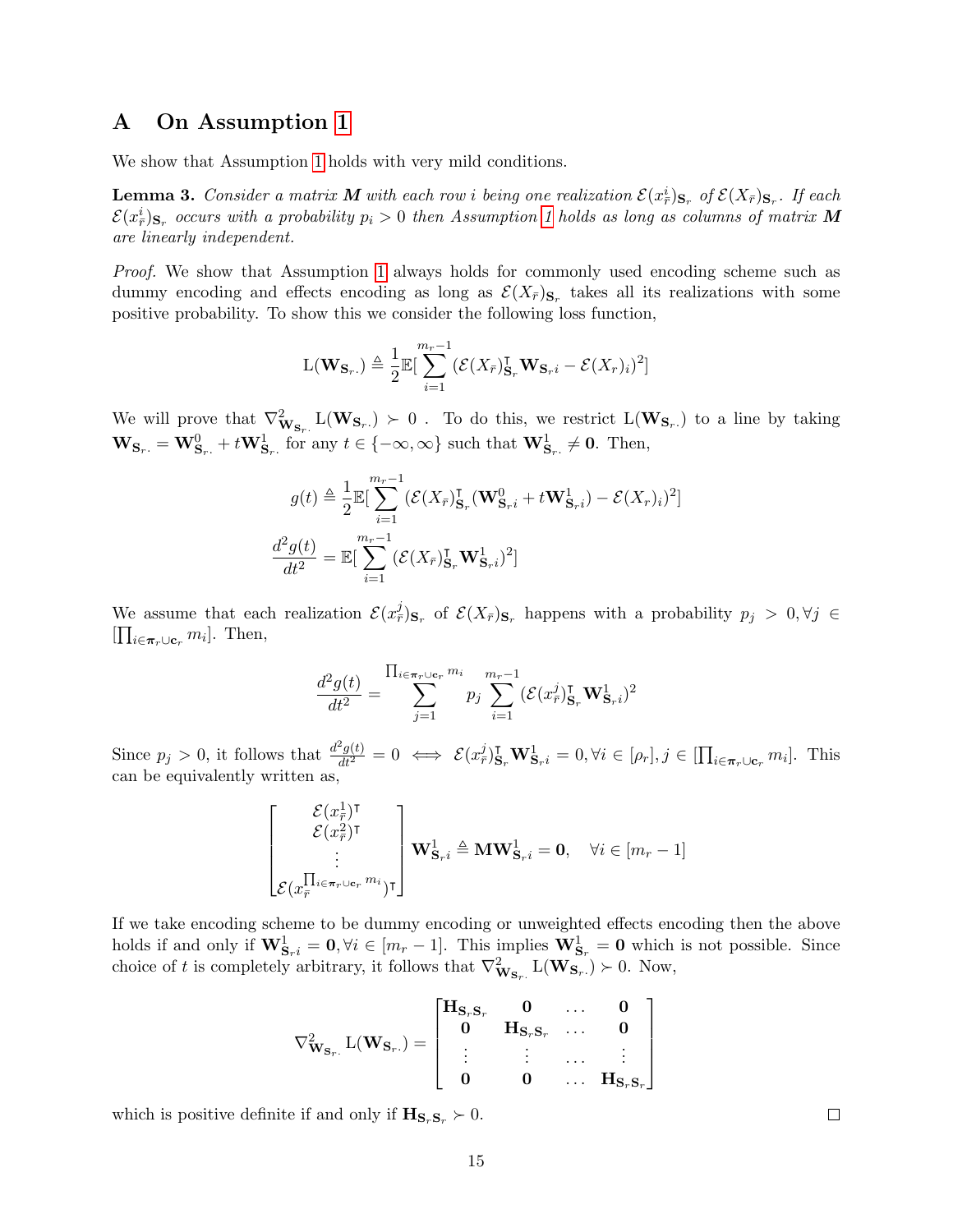# A On Assumption 1

We show that Assumption 1 holds with very mild conditions.

**Lemma 3.** *Consider a matrix $\boldsymbol{M}$ with each row $i$ being one realization $\mathcal{E}(x^i_{\bar{r}})_{\mathbf{S}_r}$ of $\mathcal{E}(X_{\bar{r}})_{\mathbf{S}_r}$. If each $\mathcal{E}(x^i_{\bar{r}})_{\mathbf{S}_r}$ occurs with a probability $p_i > 0$ then Assumption 1 holds as long as columns of matrix $\boldsymbol{M}$ are linearly independent.*

*Proof.* We show that Assumption 1 always holds for commonly used encoding scheme such as dummy encoding and effects encoding as long as $\mathcal{E}(X_{\bar{r}})_{\mathbf{S}_r}$ takes all its realizations with some positive probability. To show this we consider the following loss function,

$$
\mathrm{L}(\mathbf{W}_{\mathbf{S}_r \cdot}) \triangleq \frac{1}{2}\mathbb{E}[\sum_{i=1}^{m_r-1}(\mathcal{E}(X_{\bar{r}})^\intercal_{\mathbf{S}_r}\mathbf{W}_{\mathbf{S}_r i} - \mathcal{E}(X_r)_i)^2]
$$

We will prove that $\nabla^2_{\mathbf{W}_{\mathbf{S}_r \cdot}} \mathrm{L}(\mathbf{W}_{\mathbf{S}_r \cdot}) \succ 0$ . To do this, we restrict $\mathrm{L}(\mathbf{W}_{\mathbf{S}_r \cdot})$ to a line by taking $\mathbf{W}_{\mathbf{S}_r \cdot} = \mathbf{W}^0_{\mathbf{S}_r \cdot} + t\mathbf{W}^1_{\mathbf{S}_r \cdot}$ for any $t \in \{-\infty, \infty\}$ such that $\mathbf{W}^1_{\mathbf{S}_r \cdot} \neq \mathbf{0}$. Then,

$$
g(t) \triangleq \frac{1}{2}\mathbb{E}[\sum_{i=1}^{m_r-1}(\mathcal{E}(X_{\bar{r}})^\intercal_{\mathbf{S}_r}(\mathbf{W}^0_{\mathbf{S}_r i} + t\mathbf{W}^1_{\mathbf{S}_r i}) - \mathcal{E}(X_r)_i)^2]
$$

$$
\frac{d^2 g(t)}{dt^2} = \mathbb{E}[\sum_{i=1}^{m_r-1}(\mathcal{E}(X_{\bar{r}})^\intercal_{\mathbf{S}_r}\mathbf{W}^1_{\mathbf{S}_r i})^2]
$$

We assume that each realization $\mathcal{E}(x^j_{\bar{r}})_{\mathbf{S}_r}$ of $\mathcal{E}(X_{\bar{r}})_{\mathbf{S}_r}$ happens with a probability $p_j > 0, \forall j \in [\prod_{i \in \boldsymbol{\pi}_r \cup \mathbf{c}_r} m_i]$. Then,

$$
\frac{d^2 g(t)}{dt^2} = \sum_{j=1}^{\prod_{i \in \boldsymbol{\pi}_r \cup \mathbf{c}_r} m_i} p_j \sum_{i=1}^{m_r-1}(\mathcal{E}(x^j_{\bar{r}})^\intercal_{\mathbf{S}_r}\mathbf{W}^1_{\mathbf{S}_r i})^2
$$

Since $p_j > 0$, it follows that $\frac{d^2 g(t)}{dt^2} = 0 \iff \mathcal{E}(x^j_{\bar{r}})^\intercal_{\mathbf{S}_r}\mathbf{W}^1_{\mathbf{S}_r i} = 0, \forall i \in [\rho_r], j \in [\prod_{i \in \boldsymbol{\pi}_r \cup \mathbf{c}_r} m_i]$. This can be equivalently written as,

$$
\begin{bmatrix}
\mathcal{E}(x^1_{\bar{r}})^\intercal \\
\mathcal{E}(x^2_{\bar{r}})^\intercal \\
\vdots \\
\mathcal{E}(x^{\prod_{i \in \boldsymbol{\pi}_r \cup \mathbf{c}_r} m_i}_{\bar{r}})^\intercal
\end{bmatrix}
\mathbf{W}^1_{\mathbf{S}_r i} \triangleq \mathbf{M}\mathbf{W}^1_{\mathbf{S}_r i} = \mathbf{0}, \quad \forall i \in [m_r - 1]
$$

If we take encoding scheme to be dummy encoding or unweighted effects encoding then the above holds if and only if $\mathbf{W}^1_{\mathbf{S}_r i} = \mathbf{0}, \forall i \in [m_r - 1]$. This implies $\mathbf{W}^1_{\mathbf{S}_r} = \mathbf{0}$ which is not possible. Since choice of $t$ is completely arbitrary, it follows that $\nabla^2_{\mathbf{W}_{\mathbf{S}_r \cdot}} \mathrm{L}(\mathbf{W}_{\mathbf{S}_r \cdot}) \succ 0$. Now,

$$
\nabla^2_{\mathbf{W}_{\mathbf{S}_r \cdot}} \mathrm{L}(\mathbf{W}_{\mathbf{S}_r \cdot}) =
\begin{bmatrix}
\mathbf{H}_{\mathbf{S}_r \mathbf{S}_r} & \mathbf{0} & \dots & \mathbf{0} \\
\mathbf{0} & \mathbf{H}_{\mathbf{S}_r \mathbf{S}_r} & \dots & \mathbf{0} \\
\vdots & \vdots & \dots & \vdots \\
\mathbf{0} & \mathbf{0} & \dots & \mathbf{H}_{\mathbf{S}_r \mathbf{S}_r}
\end{bmatrix}
$$

which is positive definite if and only if $\mathbf{H}_{\mathbf{S}_r \mathbf{S}_r} \succ 0$. $\square$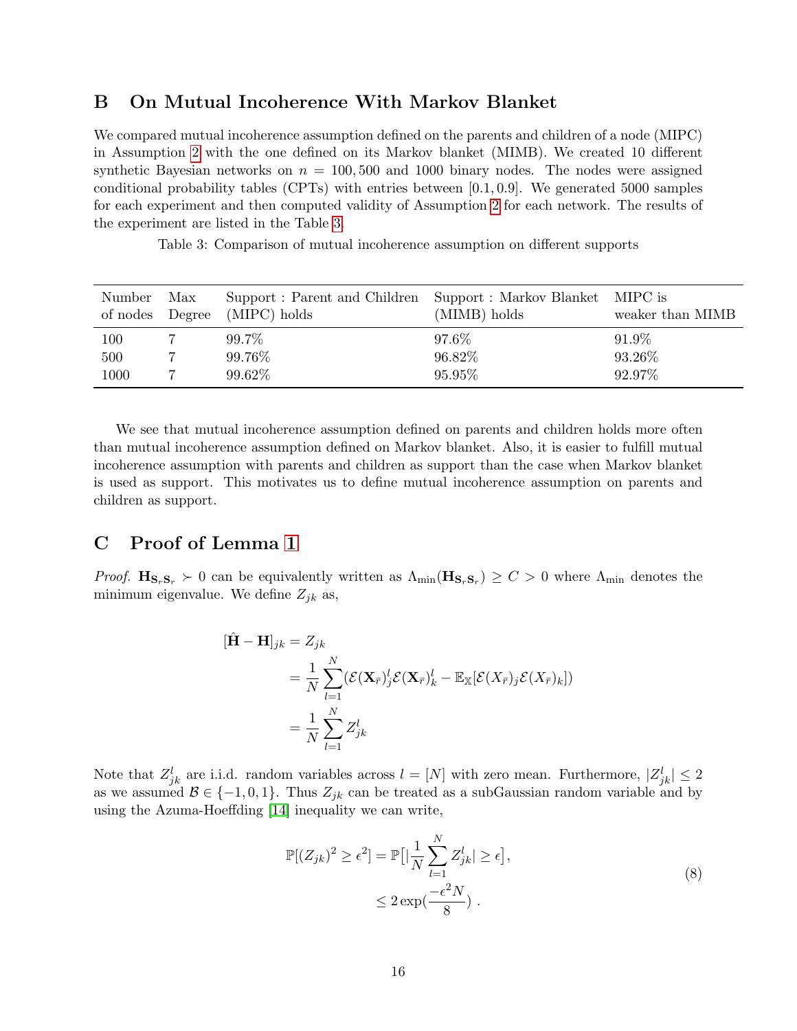## B On Mutual Incoherence With Markov Blanket

We compared mutual incoherence assumption defined on the parents and children of a node (MIPC) in Assumption 2 with the one defined on its Markov blanket (MIMB). We created 10 different synthetic Bayesian networks on $n = 100, 500$ and $1000$ binary nodes. The nodes were assigned conditional probability tables (CPTs) with entries between $[0.1, 0.9]$. We generated 5000 samples for each experiment and then computed validity of Assumption 2 for each network. The results of the experiment are listed in the Table 3.

Table 3: Comparison of mutual incoherence assumption on different supports

| Number of nodes | Max Degree | Support : Parent and Children (MIPC) holds | Support : Markov Blanket (MIMB) holds | MIPC is weaker than MIMB |
|---|---|---|---|---|
| 100 | 7 | 99.7% | 97.6% | 91.9% |
| 500 | 7 | 99.76% | 96.82% | 93.26% |
| 1000 | 7 | 99.62% | 95.95% | 92.97% |

We see that mutual incoherence assumption defined on parents and children holds more often than mutual incoherence assumption defined on Markov blanket. Also, it is easier to fulfill mutual incoherence assumption with parents and children as support than the case when Markov blanket is used as support. This motivates us to define mutual incoherence assumption on parents and children as support.

## C Proof of Lemma 1

*Proof.* $\mathbf{H}_{\mathbf{S}_r\mathbf{S}_r} \succ 0$ can be equivalently written as $\Lambda_{\min}(\mathbf{H}_{\mathbf{S}_r\mathbf{S}_r}) \geq C > 0$ where $\Lambda_{\min}$ denotes the minimum eigenvalue. We define $Z_{jk}$ as,

$$
\begin{aligned}
[\hat{\mathbf{H}} - \mathbf{H}]_{jk} &= Z_{jk} \\
&= \frac{1}{N}\sum_{l=1}^{N}(\mathcal{E}(\mathbf{X}_{\bar{r}})_j^l \mathcal{E}(\mathbf{X}_{\bar{r}})_k^l - \mathbb{E}_{\mathbb{X}}[\mathcal{E}(X_{\bar{r}})_j \mathcal{E}(X_{\bar{r}})_k]) \\
&= \frac{1}{N}\sum_{l=1}^{N} Z_{jk}^l
\end{aligned}
$$

Note that $Z_{jk}^l$ are i.i.d. random variables across $l = [N]$ with zero mean. Furthermore, $|Z_{jk}^l| \leq 2$ as we assumed $\mathcal{B} \in \{-1, 0, 1\}$. Thus $Z_{jk}$ can be treated as a subGaussian random variable and by using the Azuma-Hoeffding [14] inequality we can write,

$$
\begin{aligned}
\mathbb{P}[(Z_{jk})^2 \geq \epsilon^2] &= \mathbb{P}\big[|\frac{1}{N}\sum_{l=1}^{N} Z_{jk}^l| \geq \epsilon\big], \\
&\leq 2\exp(\frac{-\epsilon^2 N}{8}) \, .
\end{aligned}
\tag{8}
$$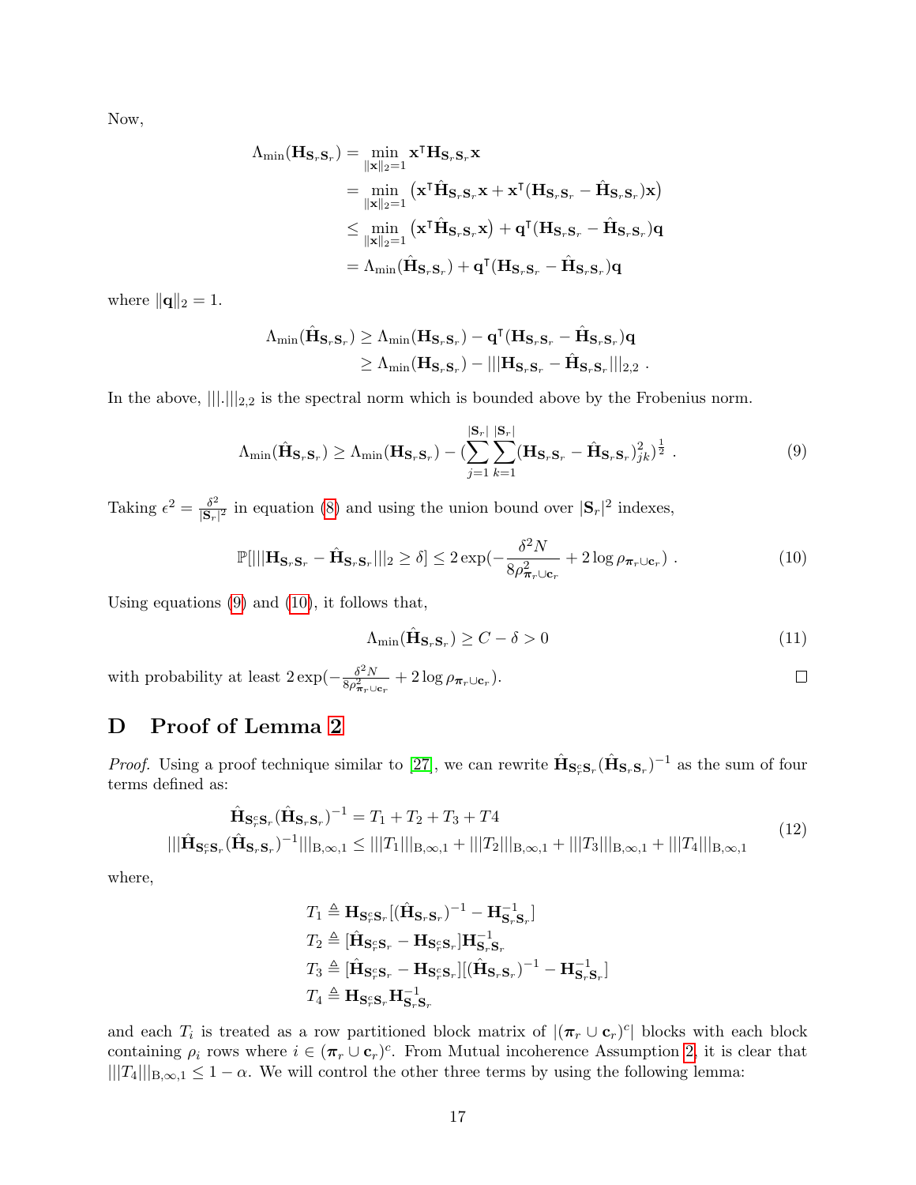Now,

$$
\begin{aligned}
\Lambda_{\min}(\mathbf{H}_{\mathbf{S}_r\mathbf{S}_r}) &= \min_{\|\mathbf{x}\|_2=1} \mathbf{x}^\intercal \mathbf{H}_{\mathbf{S}_r\mathbf{S}_r} \mathbf{x} \\
&= \min_{\|\mathbf{x}\|_2=1} \left( \mathbf{x}^\intercal \hat{\mathbf{H}}_{\mathbf{S}_r\mathbf{S}_r} \mathbf{x} + \mathbf{x}^\intercal (\mathbf{H}_{\mathbf{S}_r\mathbf{S}_r} - \hat{\mathbf{H}}_{\mathbf{S}_r\mathbf{S}_r}) \mathbf{x} \right) \\
&\leq \min_{\|\mathbf{x}\|_2=1} \left( \mathbf{x}^\intercal \hat{\mathbf{H}}_{\mathbf{S}_r\mathbf{S}_r} \mathbf{x} \right) + \mathbf{q}^\intercal (\mathbf{H}_{\mathbf{S}_r\mathbf{S}_r} - \hat{\mathbf{H}}_{\mathbf{S}_r\mathbf{S}_r}) \mathbf{q} \\
&= \Lambda_{\min}(\hat{\mathbf{H}}_{\mathbf{S}_r\mathbf{S}_r}) + \mathbf{q}^\intercal (\mathbf{H}_{\mathbf{S}_r\mathbf{S}_r} - \hat{\mathbf{H}}_{\mathbf{S}_r\mathbf{S}_r}) \mathbf{q}
\end{aligned}
$$

where $\|\mathbf{q}\|_2 = 1$.

$$
\begin{aligned}
\Lambda_{\min}(\hat{\mathbf{H}}_{\mathbf{S}_r\mathbf{S}_r}) &\geq \Lambda_{\min}(\mathbf{H}_{\mathbf{S}_r\mathbf{S}_r}) - \mathbf{q}^\intercal (\mathbf{H}_{\mathbf{S}_r\mathbf{S}_r} - \hat{\mathbf{H}}_{\mathbf{S}_r\mathbf{S}_r}) \mathbf{q} \\
&\geq \Lambda_{\min}(\mathbf{H}_{\mathbf{S}_r\mathbf{S}_r}) - |||\mathbf{H}_{\mathbf{S}_r\mathbf{S}_r} - \hat{\mathbf{H}}_{\mathbf{S}_r\mathbf{S}_r}|||_{2,2} \ .
\end{aligned}
$$

In the above, $|||.|||_{2,2}$ is the spectral norm which is bounded above by the Frobenius norm.

$$
\Lambda_{\min}(\hat{\mathbf{H}}_{\mathbf{S}_r\mathbf{S}_r}) \geq \Lambda_{\min}(\mathbf{H}_{\mathbf{S}_r\mathbf{S}_r}) - \Big(\sum_{j=1}^{|\mathbf{S}_r|} \sum_{k=1}^{|\mathbf{S}_r|} (\mathbf{H}_{\mathbf{S}_r\mathbf{S}_r} - \hat{\mathbf{H}}_{\mathbf{S}_r\mathbf{S}_r})_{jk}^2 \Big)^{\frac{1}{2}} \ . \tag{9}
$$

Taking $\epsilon^2 = \frac{\delta^2}{|\mathbf{S}_r|^2}$ in equation (8) and using the union bound over $|\mathbf{S}_r|^2$ indexes,

$$
\mathbb{P}[|||\mathbf{H}_{\mathbf{S}_r\mathbf{S}_r} - \hat{\mathbf{H}}_{\mathbf{S}_r\mathbf{S}_r}|||_2 \geq \delta] \leq 2\exp\Big(-\frac{\delta^2 N}{8\rho^2_{\boldsymbol{\pi}_r \cup \mathbf{c}_r}} + 2\log \rho_{\boldsymbol{\pi}_r \cup \mathbf{c}_r}\Big) \ . \tag{10}
$$

Using equations (9) and (10), it follows that,

$$
\Lambda_{\min}(\hat{\mathbf{H}}_{\mathbf{S}_r\mathbf{S}_r}) \geq C - \delta > 0 \tag{11}
$$

with probability at least $2\exp(-\frac{\delta^2 N}{8\rho^2_{\boldsymbol{\pi}_r \cup \mathbf{c}_r}} + 2\log \rho_{\boldsymbol{\pi}_r \cup \mathbf{c}_r})$. □

# D Proof of Lemma 2

*Proof.* Using a proof technique similar to [27], we can rewrite $\hat{\mathbf{H}}_{\mathbf{S}_r^c\mathbf{S}_r}(\hat{\mathbf{H}}_{\mathbf{S}_r\mathbf{S}_r})^{-1}$ as the sum of four terms defined as:

$$
\begin{aligned}
\hat{\mathbf{H}}_{\mathbf{S}_r^c\mathbf{S}_r}(\hat{\mathbf{H}}_{\mathbf{S}_r\mathbf{S}_r})^{-1} &= T_1 + T_2 + T_3 + T4 \\
|||\hat{\mathbf{H}}_{\mathbf{S}_r^c\mathbf{S}_r}(\hat{\mathbf{H}}_{\mathbf{S}_r\mathbf{S}_r})^{-1}|||_{\mathrm{B},\infty,1} &\leq |||T_1|||_{\mathrm{B},\infty,1} + |||T_2|||_{\mathrm{B},\infty,1} + |||T_3|||_{\mathrm{B},\infty,1} + |||T_4|||_{\mathrm{B},\infty,1}
\end{aligned} \tag{12}
$$

where,

$$
\begin{aligned}
T_1 &\triangleq \mathbf{H}_{\mathbf{S}_r^c\mathbf{S}_r}[(\hat{\mathbf{H}}_{\mathbf{S}_r\mathbf{S}_r})^{-1} - \mathbf{H}^{-1}_{\mathbf{S}_r\mathbf{S}_r}] \\
T_2 &\triangleq [\hat{\mathbf{H}}_{\mathbf{S}_r^c\mathbf{S}_r} - \mathbf{H}_{\mathbf{S}_r^c\mathbf{S}_r}]\mathbf{H}^{-1}_{\mathbf{S}_r\mathbf{S}_r} \\
T_3 &\triangleq [\hat{\mathbf{H}}_{\mathbf{S}_r^c\mathbf{S}_r} - \mathbf{H}_{\mathbf{S}_r^c\mathbf{S}_r}][(\hat{\mathbf{H}}_{\mathbf{S}_r\mathbf{S}_r})^{-1} - \mathbf{H}^{-1}_{\mathbf{S}_r\mathbf{S}_r}] \\
T_4 &\triangleq \mathbf{H}_{\mathbf{S}_r^c\mathbf{S}_r}\mathbf{H}^{-1}_{\mathbf{S}_r\mathbf{S}_r}
\end{aligned}
$$

and each $T_i$ is treated as a row partitioned block matrix of $|(\boldsymbol{\pi}_r \cup \mathbf{c}_r)^c|$ blocks with each block containing $\rho_i$ rows where $i \in (\boldsymbol{\pi}_r \cup \mathbf{c}_r)^c$. From Mutual incoherence Assumption 2, it is clear that $|||T_4|||_{\mathrm{B},\infty,1} \leq 1 - \alpha$. We will control the other three terms by using the following lemma: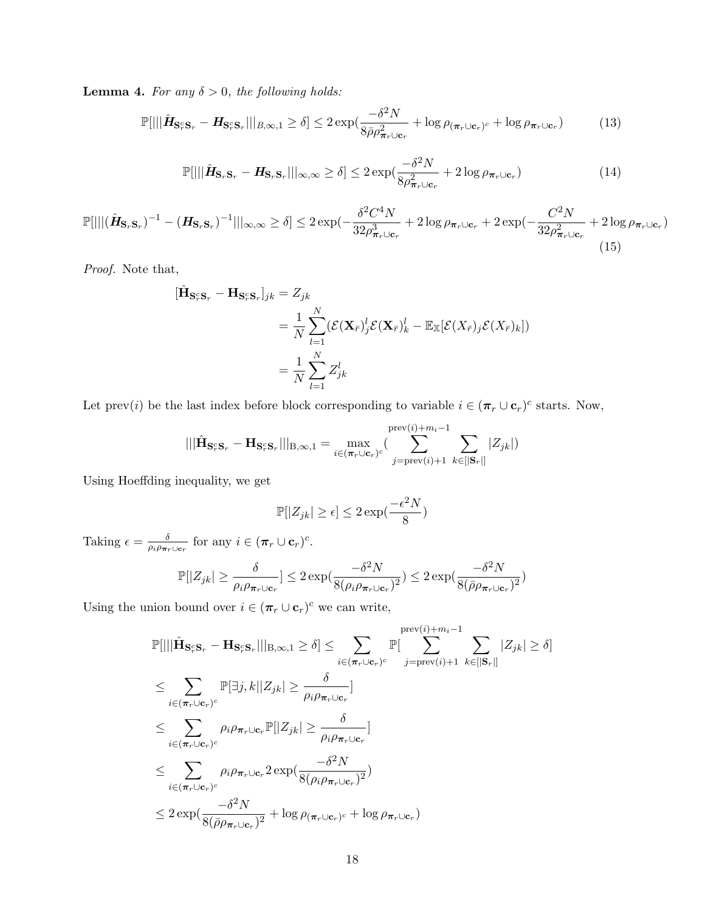**Lemma 4.** *For any $\delta > 0$, the following holds:*

$$\mathbb{P}[|||\hat{\boldsymbol{H}}_{\mathbf{S}_r^c\mathbf{S}_r} - \boldsymbol{H}_{\mathbf{S}_r^c\mathbf{S}_r}|||_{B,\infty,1} \geq \delta] \leq 2\exp(\frac{-\delta^2 N}{8\bar{\rho}\rho^2_{\boldsymbol{\pi}_r\cup\mathbf{c}_r}} + \log\rho_{(\boldsymbol{\pi}_r\cup\mathbf{c}_r)^c} + \log\rho_{\boldsymbol{\pi}_r\cup\mathbf{c}_r}) \tag{13}$$

$$\mathbb{P}[|||\hat{\boldsymbol{H}}_{\mathbf{S}_r\mathbf{S}_r} - \boldsymbol{H}_{\mathbf{S}_r\mathbf{S}_r}|||_{\infty,\infty} \geq \delta] \leq 2\exp(\frac{-\delta^2 N}{8\rho^2_{\boldsymbol{\pi}_r\cup\mathbf{c}_r}} + 2\log\rho_{\boldsymbol{\pi}_r\cup\mathbf{c}_r}) \tag{14}$$

$$\mathbb{P}[|||(\hat{\boldsymbol{H}}_{\mathbf{S}_r\mathbf{S}_r})^{-1} - (\boldsymbol{H}_{\mathbf{S}_r\mathbf{S}_r})^{-1}|||_{\infty,\infty} \geq \delta] \leq 2\exp(-\frac{\delta^2 C^4 N}{32\rho^3_{\boldsymbol{\pi}_r\cup\mathbf{c}_r}} + 2\log\rho_{\boldsymbol{\pi}_r\cup\mathbf{c}_r} + 2\exp(-\frac{C^2 N}{32\rho^2_{\boldsymbol{\pi}_r\cup\mathbf{c}_r}} + 2\log\rho_{\boldsymbol{\pi}_r\cup\mathbf{c}_r}) \tag{15}$$

*Proof.* Note that,

$$\begin{aligned}
[\hat{\mathbf{H}}_{\mathbf{S}_r^c\mathbf{S}_r} - \mathbf{H}_{\mathbf{S}_r^c\mathbf{S}_r}]_{jk} &= Z_{jk} \\
&= \frac{1}{N}\sum_{l=1}^{N}(\mathcal{E}(\mathbf{X}_{\bar{r}})_j^l\mathcal{E}(\mathbf{X}_{\bar{r}})_k^l - \mathbb{E}_{\mathbb{X}}[\mathcal{E}(X_{\bar{r}})_j\mathcal{E}(X_{\bar{r}})_k]) \\
&= \frac{1}{N}\sum_{l=1}^{N} Z_{jk}^l
\end{aligned}$$

Let $\text{prev}(i)$ be the last index before block corresponding to variable $i \in (\boldsymbol{\pi}_r \cup \mathbf{c}_r)^c$ starts. Now,

$$|||\hat{\mathbf{H}}_{\mathbf{S}_r^c\mathbf{S}_r} - \mathbf{H}_{\mathbf{S}_r^c\mathbf{S}_r}|||_{\text{B},\infty,1} = \max_{i\in(\boldsymbol{\pi}_r\cup\mathbf{c}_r)^c}(\sum_{j=\text{prev}(i)+1}^{\text{prev}(i)+m_i-1}\sum_{k\in[|\mathbf{S}_r|]}|Z_{jk}|)$$

Using Hoeffding inequality, we get

$$\mathbb{P}[|Z_{jk}| \geq \epsilon] \leq 2\exp(\frac{-\epsilon^2 N}{8})$$

Taking $\epsilon = \frac{\delta}{\rho_i\rho_{\boldsymbol{\pi}_r\cup\mathbf{c}_r}}$ for any $i \in (\boldsymbol{\pi}_r \cup \mathbf{c}_r)^c$.

$$\mathbb{P}[|Z_{jk}| \geq \frac{\delta}{\rho_i\rho_{\boldsymbol{\pi}_r\cup\mathbf{c}_r}}] \leq 2\exp(\frac{-\delta^2 N}{8(\rho_i\rho_{\boldsymbol{\pi}_r\cup\mathbf{c}_r})^2}) \leq 2\exp(\frac{-\delta^2 N}{8(\bar{\rho}\rho_{\boldsymbol{\pi}_r\cup\mathbf{c}_r})^2})$$

Using the union bound over $i \in (\boldsymbol{\pi}_r \cup \mathbf{c}_r)^c$ we can write,

$$\begin{aligned}
\mathbb{P}[|||\hat{\mathbf{H}}_{\mathbf{S}_r^c\mathbf{S}_r} - \mathbf{H}_{\mathbf{S}_r^c\mathbf{S}_r}|||_{\text{B},\infty,1} \geq \delta] &\leq \sum_{i\in(\boldsymbol{\pi}_r\cup\mathbf{c}_r)^c}\mathbb{P}[\sum_{j=\text{prev}(i)+1}^{\text{prev}(i)+m_i-1}\sum_{k\in[|\mathbf{S}_r|]}|Z_{jk}| \geq \delta] \\
&\leq \sum_{i\in(\boldsymbol{\pi}_r\cup\mathbf{c}_r)^c}\mathbb{P}[\exists j,k||Z_{jk}| \geq \frac{\delta}{\rho_i\rho_{\boldsymbol{\pi}_r\cup\mathbf{c}_r}}] \\
&\leq \sum_{i\in(\boldsymbol{\pi}_r\cup\mathbf{c}_r)^c}\rho_i\rho_{\boldsymbol{\pi}_r\cup\mathbf{c}_r}\mathbb{P}[|Z_{jk}| \geq \frac{\delta}{\rho_i\rho_{\boldsymbol{\pi}_r\cup\mathbf{c}_r}}] \\
&\leq \sum_{i\in(\boldsymbol{\pi}_r\cup\mathbf{c}_r)^c}\rho_i\rho_{\boldsymbol{\pi}_r\cup\mathbf{c}_r}2\exp(\frac{-\delta^2 N}{8(\rho_i\rho_{\boldsymbol{\pi}_r\cup\mathbf{c}_r})^2}) \\
&\leq 2\exp(\frac{-\delta^2 N}{8(\bar{\rho}\rho_{\boldsymbol{\pi}_r\cup\mathbf{c}_r})^2} + \log\rho_{(\boldsymbol{\pi}_r\cup\mathbf{c}_r)^c} + \log\rho_{\boldsymbol{\pi}_r\cup\mathbf{c}_r})
\end{aligned}$$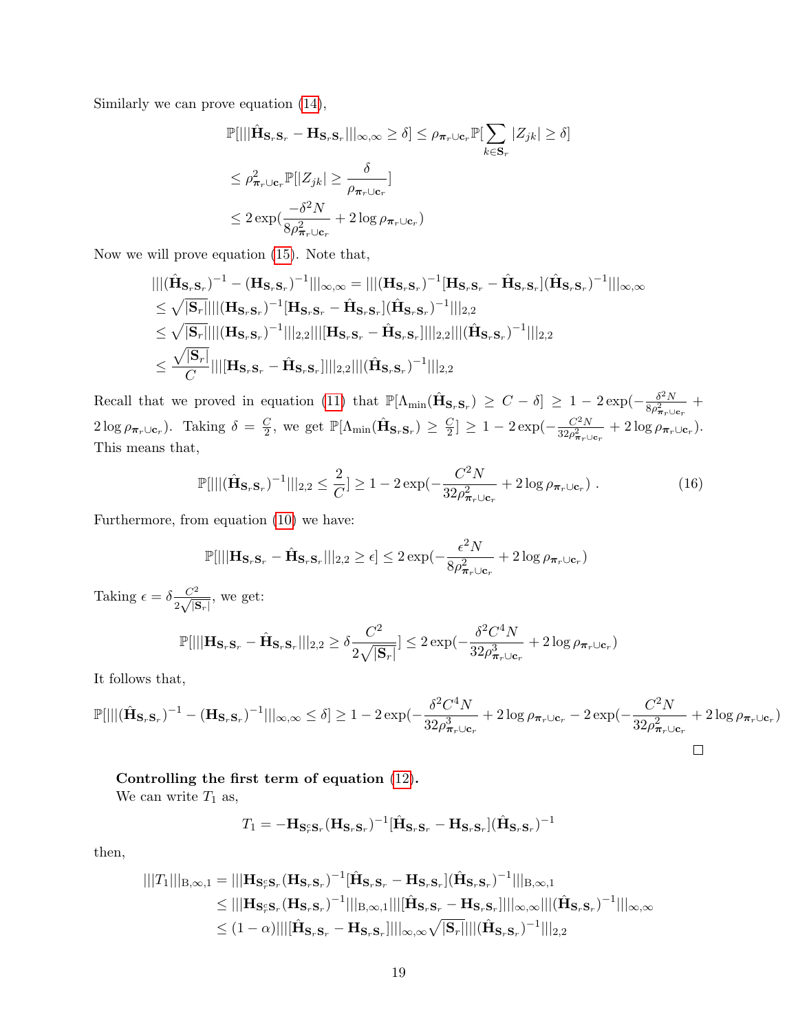Similarly we can prove equation (14),

$$
\begin{aligned}
\mathbb{P}[|||\hat{\mathbf{H}}_{\mathbf{S}_r\mathbf{S}_r} - \mathbf{H}_{\mathbf{S}_r\mathbf{S}_r}|||_{\infty,\infty} \geq \delta] &\leq \rho_{\boldsymbol{\pi}_r \cup \mathbf{c}_r} \mathbb{P}[\sum_{k \in \mathbf{S}_r} |Z_{jk}| \geq \delta] \\
&\leq \rho^2_{\boldsymbol{\pi}_r \cup \mathbf{c}_r} \mathbb{P}[|Z_{jk}| \geq \frac{\delta}{\rho_{\boldsymbol{\pi}_r \cup \mathbf{c}_r}}] \\
&\leq 2 \exp(\frac{-\delta^2 N}{8\rho^2_{\boldsymbol{\pi}_r \cup \mathbf{c}_r}} + 2 \log \rho_{\boldsymbol{\pi}_r \cup \mathbf{c}_r})
\end{aligned}
$$

Now we will prove equation (15). Note that,

$$
\begin{aligned}
&|||(\hat{\mathbf{H}}_{\mathbf{S}_r\mathbf{S}_r})^{-1} - (\mathbf{H}_{\mathbf{S}_r\mathbf{S}_r})^{-1}|||_{\infty,\infty} = |||(\mathbf{H}_{\mathbf{S}_r\mathbf{S}_r})^{-1}[\mathbf{H}_{\mathbf{S}_r\mathbf{S}_r} - \hat{\mathbf{H}}_{\mathbf{S}_r\mathbf{S}_r}](\hat{\mathbf{H}}_{\mathbf{S}_r\mathbf{S}_r})^{-1}|||_{\infty,\infty} \\
&\leq \sqrt{|\mathbf{S}_r|}|||(\mathbf{H}_{\mathbf{S}_r\mathbf{S}_r})^{-1}[\mathbf{H}_{\mathbf{S}_r\mathbf{S}_r} - \hat{\mathbf{H}}_{\mathbf{S}_r\mathbf{S}_r}](\hat{\mathbf{H}}_{\mathbf{S}_r\mathbf{S}_r})^{-1}|||_{2,2} \\
&\leq \sqrt{|\mathbf{S}_r|}|||(\mathbf{H}_{\mathbf{S}_r\mathbf{S}_r})^{-1}|||_{2,2}|||[\mathbf{H}_{\mathbf{S}_r\mathbf{S}_r} - \hat{\mathbf{H}}_{\mathbf{S}_r\mathbf{S}_r}]|||_{2,2}|||(\hat{\mathbf{H}}_{\mathbf{S}_r\mathbf{S}_r})^{-1}|||_{2,2} \\
&\leq \frac{\sqrt{|\mathbf{S}_r|}}{C}|||[\mathbf{H}_{\mathbf{S}_r\mathbf{S}_r} - \hat{\mathbf{H}}_{\mathbf{S}_r\mathbf{S}_r}]|||_{2,2}|||(\hat{\mathbf{H}}_{\mathbf{S}_r\mathbf{S}_r})^{-1}|||_{2,2}
\end{aligned}
$$

Recall that we proved in equation (11) that $\mathbb{P}[\Lambda_{\min}(\hat{\mathbf{H}}_{\mathbf{S}_r\mathbf{S}_r}) \geq C - \delta] \geq 1 - 2\exp(-\frac{\delta^2 N}{8\rho^2_{\boldsymbol{\pi}_r \cup \mathbf{c}_r}} + 2\log \rho_{\boldsymbol{\pi}_r \cup \mathbf{c}_r})$. Taking $\delta = \frac{C}{2}$, we get $\mathbb{P}[\Lambda_{\min}(\hat{\mathbf{H}}_{\mathbf{S}_r\mathbf{S}_r}) \geq \frac{C}{2}] \geq 1 - 2\exp(-\frac{C^2 N}{32\rho^2_{\boldsymbol{\pi}_r \cup \mathbf{c}_r}} + 2\log \rho_{\boldsymbol{\pi}_r \cup \mathbf{c}_r})$. This means that,

$$
\mathbb{P}[|||(\hat{\mathbf{H}}_{\mathbf{S}_r\mathbf{S}_r})^{-1}|||_{2,2} \leq \frac{2}{C}] \geq 1 - 2\exp(-\frac{C^2 N}{32\rho^2_{\boldsymbol{\pi}_r \cup \mathbf{c}_r}} + 2\log \rho_{\boldsymbol{\pi}_r \cup \mathbf{c}_r}) \; . \tag{16}
$$

Furthermore, from equation (10) we have:

$$
\mathbb{P}[|||\mathbf{H}_{\mathbf{S}_r\mathbf{S}_r} - \hat{\mathbf{H}}_{\mathbf{S}_r\mathbf{S}_r}|||_{2,2} \geq \epsilon] \leq 2\exp(-\frac{\epsilon^2 N}{8\rho^2_{\boldsymbol{\pi}_r \cup \mathbf{c}_r}} + 2\log \rho_{\boldsymbol{\pi}_r \cup \mathbf{c}_r})
$$

Taking $\epsilon = \delta \frac{C^2}{2\sqrt{|\mathbf{S}_r|}}$, we get:

$$
\mathbb{P}[|||\mathbf{H}_{\mathbf{S}_r\mathbf{S}_r} - \hat{\mathbf{H}}_{\mathbf{S}_r\mathbf{S}_r}|||_{2,2} \geq \delta \frac{C^2}{2\sqrt{|\mathbf{S}_r|}}] \leq 2\exp(-\frac{\delta^2 C^4 N}{32\rho^3_{\boldsymbol{\pi}_r \cup \mathbf{c}_r}} + 2\log \rho_{\boldsymbol{\pi}_r \cup \mathbf{c}_r})
$$

It follows that,

$$
\mathbb{P}[|||(\hat{\mathbf{H}}_{\mathbf{S}_r\mathbf{S}_r})^{-1} - (\mathbf{H}_{\mathbf{S}_r\mathbf{S}_r})^{-1}|||_{\infty,\infty} \leq \delta] \geq 1 - 2\exp(-\frac{\delta^2 C^4 N}{32\rho^3_{\boldsymbol{\pi}_r \cup \mathbf{c}_r}} + 2\log \rho_{\boldsymbol{\pi}_r \cup \mathbf{c}_r} - 2\exp(-\frac{C^2 N}{32\rho^2_{\boldsymbol{\pi}_r \cup \mathbf{c}_r}} + 2\log \rho_{\boldsymbol{\pi}_r \cup \mathbf{c}_r})
$$

□

**Controlling the first term of equation (12).**

We can write $T_1$ as,

$$
T_1 = -\mathbf{H}_{\mathbf{S}_r^c\mathbf{S}_r}(\mathbf{H}_{\mathbf{S}_r\mathbf{S}_r})^{-1}[\hat{\mathbf{H}}_{\mathbf{S}_r\mathbf{S}_r} - \mathbf{H}_{\mathbf{S}_r\mathbf{S}_r}](\hat{\mathbf{H}}_{\mathbf{S}_r\mathbf{S}_r})^{-1}
$$

then,

$$
\begin{aligned}
|||T_1|||_{\mathrm{B},\infty,1} &= |||\mathbf{H}_{\mathbf{S}_r^c\mathbf{S}_r}(\mathbf{H}_{\mathbf{S}_r\mathbf{S}_r})^{-1}[\hat{\mathbf{H}}_{\mathbf{S}_r\mathbf{S}_r} - \mathbf{H}_{\mathbf{S}_r\mathbf{S}_r}](\hat{\mathbf{H}}_{\mathbf{S}_r\mathbf{S}_r})^{-1}|||_{\mathrm{B},\infty,1} \\
&\leq |||\mathbf{H}_{\mathbf{S}_r^c\mathbf{S}_r}(\mathbf{H}_{\mathbf{S}_r\mathbf{S}_r})^{-1}|||_{\mathrm{B},\infty,1}|||[\hat{\mathbf{H}}_{\mathbf{S}_r\mathbf{S}_r} - \mathbf{H}_{\mathbf{S}_r\mathbf{S}_r}]|||_{\infty,\infty}|||(\hat{\mathbf{H}}_{\mathbf{S}_r\mathbf{S}_r})^{-1}|||_{\infty,\infty} \\
&\leq (1-\alpha)|||[\hat{\mathbf{H}}_{\mathbf{S}_r\mathbf{S}_r} - \mathbf{H}_{\mathbf{S}_r\mathbf{S}_r}]|||_{\infty,\infty}\sqrt{|\mathbf{S}_r|}|||(\hat{\mathbf{H}}_{\mathbf{S}_r\mathbf{S}_r})^{-1}|||_{2,2}
\end{aligned}
$$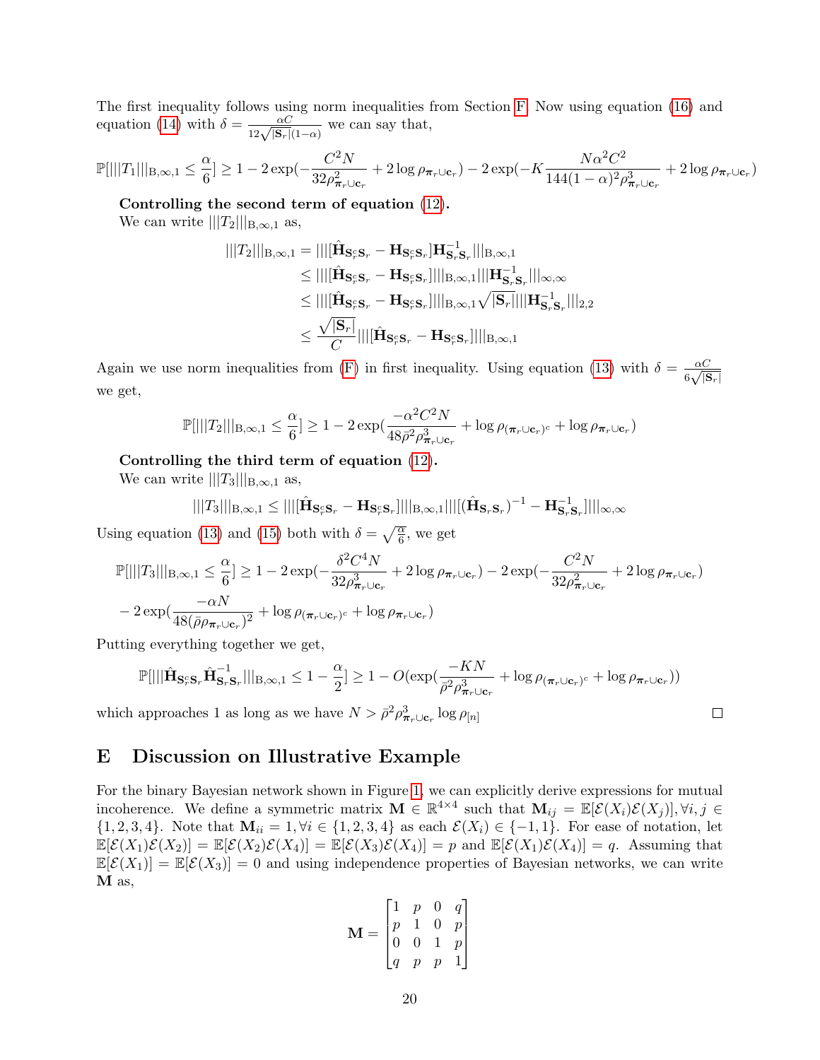The first inequality follows using norm inequalities from Section F. Now using equation (16) and equation (14) with $\delta = \frac{\alpha C}{12\sqrt{|\mathbf{S}_r|}(1-\alpha)}$ we can say that,

$$\mathbb{P}[|||T_1|||_{\mathrm{B},\infty,1} \leq \frac{\alpha}{6}] \geq 1 - 2\exp(-\frac{C^2 N}{32\rho^2_{\boldsymbol{\pi}_r \cup \mathbf{c}_r}} + 2\log \rho_{\boldsymbol{\pi}_r \cup \mathbf{c}_r}) - 2\exp(-K\frac{N\alpha^2 C^2}{144(1-\alpha)^2\rho^3_{\boldsymbol{\pi}_r \cup \mathbf{c}_r}} + 2\log \rho_{\boldsymbol{\pi}_r \cup \mathbf{c}_r})$$

**Controlling the second term of equation (12).**

We can write $|||T_2|||_{\mathrm{B},\infty,1}$ as,

$$\begin{aligned}
|||T_2|||_{\mathrm{B},\infty,1} &= |||[\hat{\mathbf{H}}_{\mathbf{S}_r^c\mathbf{S}_r} - \mathbf{H}_{\mathbf{S}_r^c\mathbf{S}_r}]\mathbf{H}^{-1}_{\mathbf{S}_r\mathbf{S}_r}|||_{\mathrm{B},\infty,1} \\
&\leq |||[\hat{\mathbf{H}}_{\mathbf{S}_r^c\mathbf{S}_r} - \mathbf{H}_{\mathbf{S}_r^c\mathbf{S}_r}]|||_{\mathrm{B},\infty,1}|||\mathbf{H}^{-1}_{\mathbf{S}_r\mathbf{S}_r}|||_{\infty,\infty} \\
&\leq |||[\hat{\mathbf{H}}_{\mathbf{S}_r^c\mathbf{S}_r} - \mathbf{H}_{\mathbf{S}_r^c\mathbf{S}_r}]|||_{\mathrm{B},\infty,1}\sqrt{|\mathbf{S}_r|}|||\mathbf{H}^{-1}_{\mathbf{S}_r\mathbf{S}_r}|||_{2,2} \\
&\leq \frac{\sqrt{|\mathbf{S}_r|}}{C}|||[\hat{\mathbf{H}}_{\mathbf{S}_r^c\mathbf{S}_r} - \mathbf{H}_{\mathbf{S}_r^c\mathbf{S}_r}]|||_{\mathrm{B},\infty,1}
\end{aligned}$$

Again we use norm inequalities from (F) in first inequality. Using equation (13) with $\delta = \frac{\alpha C}{6\sqrt{|\mathbf{S}_r|}}$ we get,

$$\mathbb{P}[|||T_2|||_{\mathrm{B},\infty,1} \leq \frac{\alpha}{6}] \geq 1 - 2\exp(\frac{-\alpha^2 C^2 N}{48\bar{\rho}^2\rho^3_{\boldsymbol{\pi}_r \cup \mathbf{c}_r}} + \log \rho_{(\boldsymbol{\pi}_r \cup \mathbf{c}_r)^c} + \log \rho_{\boldsymbol{\pi}_r \cup \mathbf{c}_r})$$

**Controlling the third term of equation (12).**

We can write $|||T_3|||_{\mathrm{B},\infty,1}$ as,

$$|||T_3|||_{\mathrm{B},\infty,1} \leq |||[\hat{\mathbf{H}}_{\mathbf{S}_r^c\mathbf{S}_r} - \mathbf{H}_{\mathbf{S}_r^c\mathbf{S}_r}]|||_{\mathrm{B},\infty,1}|||[(\hat{\mathbf{H}}_{\mathbf{S}_r\mathbf{S}_r})^{-1} - \mathbf{H}^{-1}_{\mathbf{S}_r\mathbf{S}_r}]|||_{\infty,\infty}$$

Using equation (13) and (15) both with $\delta = \sqrt{\frac{\alpha}{6}}$, we get

$$\begin{aligned}
\mathbb{P}[|||T_3|||_{\mathrm{B},\infty,1} \leq \frac{\alpha}{6}] &\geq 1 - 2\exp(-\frac{\delta^2 C^4 N}{32\rho^3_{\boldsymbol{\pi}_r \cup \mathbf{c}_r}} + 2\log \rho_{\boldsymbol{\pi}_r \cup \mathbf{c}_r}) - 2\exp(-\frac{C^2 N}{32\rho^2_{\boldsymbol{\pi}_r \cup \mathbf{c}_r}} + 2\log \rho_{\boldsymbol{\pi}_r \cup \mathbf{c}_r}) \\
&\quad - 2\exp(\frac{-\alpha N}{48(\bar{\rho}\rho_{\boldsymbol{\pi}_r \cup \mathbf{c}_r})^2} + \log \rho_{(\boldsymbol{\pi}_r \cup \mathbf{c}_r)^c} + \log \rho_{\boldsymbol{\pi}_r \cup \mathbf{c}_r})
\end{aligned}$$

Putting everything together we get,

$$\mathbb{P}[|||\hat{\mathbf{H}}_{\mathbf{S}_r^c\mathbf{S}_r}\hat{\mathbf{H}}^{-1}_{\mathbf{S}_r\mathbf{S}_r}|||_{\mathrm{B},\infty,1} \leq 1 - \frac{\alpha}{2}] \geq 1 - O(\exp(\frac{-KN}{\bar{\rho}^2\rho^3_{\boldsymbol{\pi}_r \cup \mathbf{c}_r}} + \log \rho_{(\boldsymbol{\pi}_r \cup \mathbf{c}_r)^c} + \log \rho_{\boldsymbol{\pi}_r \cup \mathbf{c}_r}))$$

which approaches 1 as long as we have $N > \bar{\rho}^2\rho^3_{\boldsymbol{\pi}_r \cup \mathbf{c}_r} \log \rho_{[n]}$ □

# E Discussion on Illustrative Example

For the binary Bayesian network shown in Figure 1, we can explicitly derive expressions for mutual incoherence. We define a symmetric matrix $\mathbf{M} \in \mathbb{R}^{4\times 4}$ such that $\mathbf{M}_{ij} = \mathbb{E}[\mathcal{E}(X_i)\mathcal{E}(X_j)], \forall i,j \in \{1,2,3,4\}$. Note that $\mathbf{M}_{ii} = 1, \forall i \in \{1,2,3,4\}$ as each $\mathcal{E}(X_i) \in \{-1,1\}$. For ease of notation, let $\mathbb{E}[\mathcal{E}(X_1)\mathcal{E}(X_2)] = \mathbb{E}[\mathcal{E}(X_2)\mathcal{E}(X_4)] = \mathbb{E}[\mathcal{E}(X_3)\mathcal{E}(X_4)] = p$ and $\mathbb{E}[\mathcal{E}(X_1)\mathcal{E}(X_4)] = q$. Assuming that $\mathbb{E}[\mathcal{E}(X_1)] = \mathbb{E}[\mathcal{E}(X_3)] = 0$ and using independence properties of Bayesian networks, we can write $\mathbf{M}$ as,

$$\mathbf{M} = \begin{bmatrix} 1 & p & 0 & q \\ p & 1 & 0 & p \\ 0 & 0 & 1 & p \\ q & p & p & 1 \end{bmatrix}$$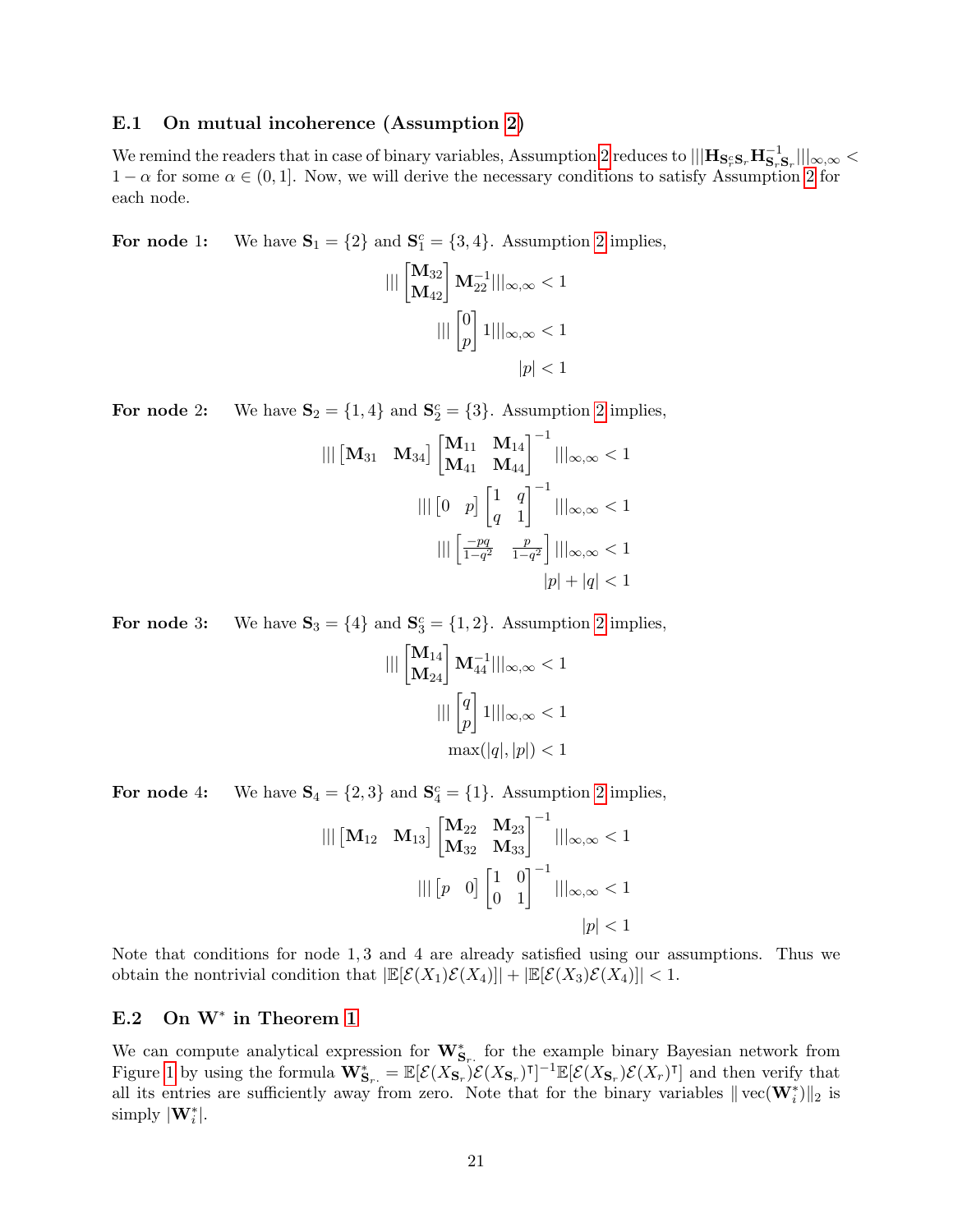### E.1 On mutual incoherence (Assumption 2)

We remind the readers that in case of binary variables, Assumption 2 reduces to $|||\mathbf{H}_{\mathbf{S}_r^c \mathbf{S}_r} \mathbf{H}_{\mathbf{S}_r \mathbf{S}_r}^{-1}|||_{\infty,\infty} < 1 - \alpha$ for some $\alpha \in (0, 1]$. Now, we will derive the necessary conditions to satisfy Assumption 2 for each node.

**For node 1:** We have $\mathbf{S}_1 = \{2\}$ and $\mathbf{S}_1^c = \{3, 4\}$. Assumption 2 implies,

$$|||\begin{bmatrix} \mathbf{M}_{32} \\ \mathbf{M}_{42} \end{bmatrix} \mathbf{M}_{22}^{-1}|||_{\infty,\infty} < 1$$

$$|||\begin{bmatrix} 0 \\ p \end{bmatrix} 1|||_{\infty,\infty} < 1$$

$$|p| < 1$$

**For node 2:** We have $\mathbf{S}_2 = \{1, 4\}$ and $\mathbf{S}_2^c = \{3\}$. Assumption 2 implies,

$$|||\begin{bmatrix} \mathbf{M}_{31} & \mathbf{M}_{34} \end{bmatrix} \begin{bmatrix} \mathbf{M}_{11} & \mathbf{M}_{14} \\ \mathbf{M}_{41} & \mathbf{M}_{44} \end{bmatrix}^{-1} |||_{\infty,\infty} < 1$$

$$|||\begin{bmatrix} 0 & p \end{bmatrix} \begin{bmatrix} 1 & q \\ q & 1 \end{bmatrix}^{-1} |||_{\infty,\infty} < 1$$

$$|||\begin{bmatrix} \frac{-pq}{1-q^2} & \frac{p}{1-q^2} \end{bmatrix} |||_{\infty,\infty} < 1$$

$$|p| + |q| < 1$$

**For node 3:** We have $\mathbf{S}_3 = \{4\}$ and $\mathbf{S}_3^c = \{1, 2\}$. Assumption 2 implies,

$$|||\begin{bmatrix} \mathbf{M}_{14} \\ \mathbf{M}_{24} \end{bmatrix} \mathbf{M}_{44}^{-1}|||_{\infty,\infty} < 1$$

$$|||\begin{bmatrix} q \\ p \end{bmatrix} 1|||_{\infty,\infty} < 1$$

$$\max(|q|, |p|) < 1$$

**For node 4:** We have $\mathbf{S}_4 = \{2, 3\}$ and $\mathbf{S}_4^c = \{1\}$. Assumption 2 implies,

$$|||\begin{bmatrix} \mathbf{M}_{12} & \mathbf{M}_{13} \end{bmatrix} \begin{bmatrix} \mathbf{M}_{22} & \mathbf{M}_{23} \\ \mathbf{M}_{32} & \mathbf{M}_{33} \end{bmatrix}^{-1} |||_{\infty,\infty} < 1$$

$$|||\begin{bmatrix} p & 0 \end{bmatrix} \begin{bmatrix} 1 & 0 \\ 0 & 1 \end{bmatrix}^{-1} |||_{\infty,\infty} < 1$$

$$|p| < 1$$

Note that conditions for node 1, 3 and 4 are already satisfied using our assumptions. Thus we obtain the nontrivial condition that $|\mathbb{E}[\mathcal{E}(X_1)\mathcal{E}(X_4)]| + |\mathbb{E}[\mathcal{E}(X_3)\mathcal{E}(X_4)]| < 1$.

### E.2 On $\mathbf{W}^*$ in Theorem 1

We can compute analytical expression for $\mathbf{W}^*_{\mathbf{S}_r.}$ for the example binary Bayesian network from Figure 1 by using the formula $\mathbf{W}^*_{\mathbf{S}_r.} = \mathbb{E}[\mathcal{E}(X_{\mathbf{S}_r})\mathcal{E}(X_{\mathbf{S}_r})^\intercal]^{-1}\mathbb{E}[\mathcal{E}(X_{\mathbf{S}_r})\mathcal{E}(X_r)^\intercal]$ and then verify that all its entries are sufficiently away from zero. Note that for the binary variables $\|\operatorname{vec}(\mathbf{W}_i^*)\|_2$ is simply $|\mathbf{W}_i^*|$.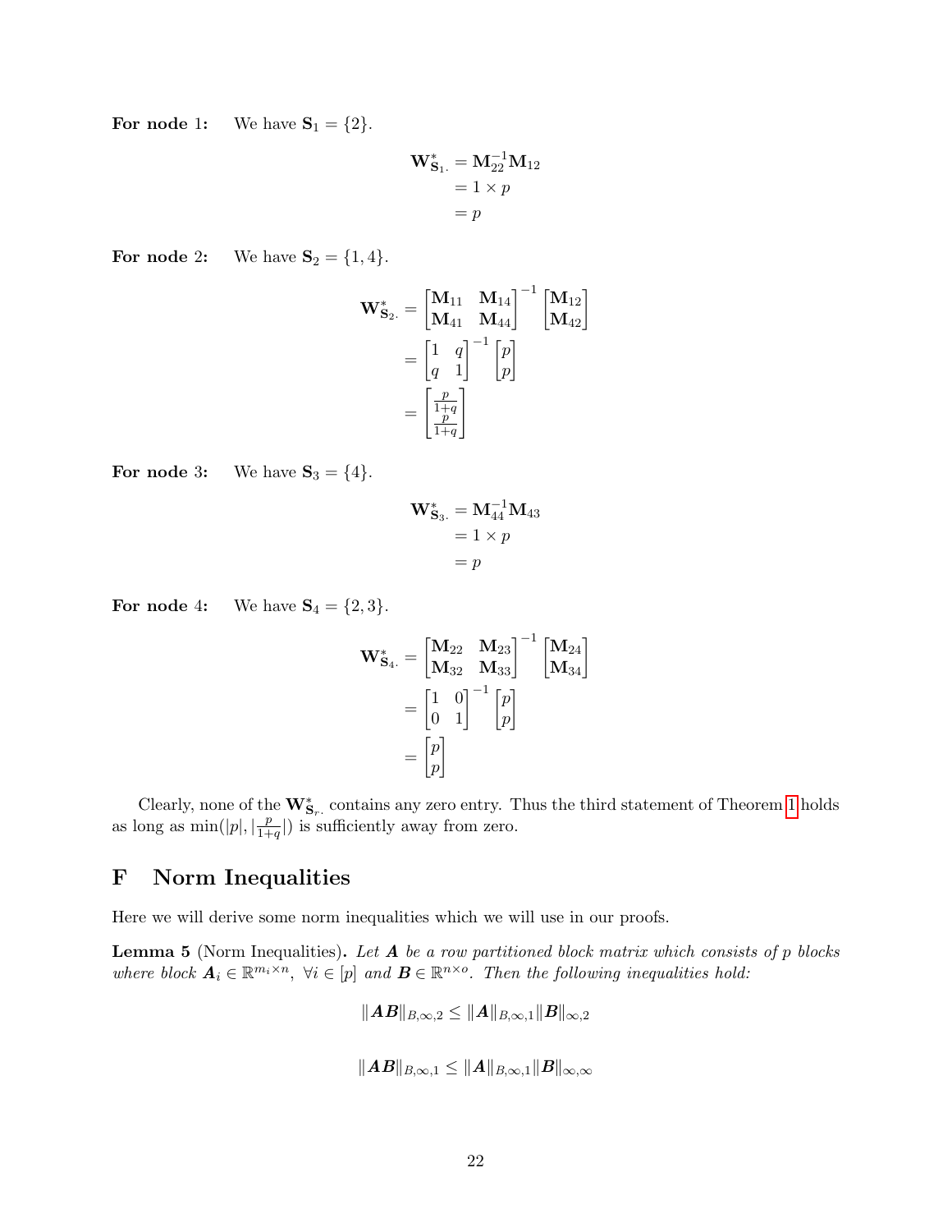**For node 1:** We have $\mathbf{S}_1 = \{2\}$.

$$
\begin{aligned}
\mathbf{W}^*_{\mathbf{S}_1.} &= \mathbf{M}_{22}^{-1}\mathbf{M}_{12} \\
&= 1 \times p \\
&= p
\end{aligned}
$$

**For node 2:** We have $\mathbf{S}_2 = \{1, 4\}$.

$$
\begin{aligned}
\mathbf{W}^*_{\mathbf{S}_2.} &= \begin{bmatrix} \mathbf{M}_{11} & \mathbf{M}_{14} \\ \mathbf{M}_{41} & \mathbf{M}_{44} \end{bmatrix}^{-1} \begin{bmatrix} \mathbf{M}_{12} \\ \mathbf{M}_{42} \end{bmatrix} \\
&= \begin{bmatrix} 1 & q \\ q & 1 \end{bmatrix}^{-1} \begin{bmatrix} p \\ p \end{bmatrix} \\
&= \begin{bmatrix} \frac{p}{1+q} \\ \frac{p}{1+q} \end{bmatrix}
\end{aligned}
$$

**For node 3:** We have $\mathbf{S}_3 = \{4\}$.

$$
\begin{aligned}
\mathbf{W}^*_{\mathbf{S}_3.} &= \mathbf{M}_{44}^{-1}\mathbf{M}_{43} \\
&= 1 \times p \\
&= p
\end{aligned}
$$

**For node 4:** We have $\mathbf{S}_4 = \{2, 3\}$.

$$
\begin{aligned}
\mathbf{W}^*_{\mathbf{S}_4.} &= \begin{bmatrix} \mathbf{M}_{22} & \mathbf{M}_{23} \\ \mathbf{M}_{32} & \mathbf{M}_{33} \end{bmatrix}^{-1} \begin{bmatrix} \mathbf{M}_{24} \\ \mathbf{M}_{34} \end{bmatrix} \\
&= \begin{bmatrix} 1 & 0 \\ 0 & 1 \end{bmatrix}^{-1} \begin{bmatrix} p \\ p \end{bmatrix} \\
&= \begin{bmatrix} p \\ p \end{bmatrix}
\end{aligned}
$$

Clearly, none of the $\mathbf{W}^*_{\mathbf{S}_r.}$ contains any zero entry. Thus the third statement of Theorem 1 holds as long as $\min(|p|, |\frac{p}{1+q}|)$ is sufficiently away from zero.

# F Norm Inequalities

Here we will derive some norm inequalities which we will use in our proofs.

**Lemma 5** (Norm Inequalities). *Let $\boldsymbol{A}$ be a row partitioned block matrix which consists of $p$ blocks where block $\boldsymbol{A}_i \in \mathbb{R}^{m_i \times n}$, $\forall i \in [p]$ and $\boldsymbol{B} \in \mathbb{R}^{n \times o}$. Then the following inequalities hold:*

$$
\|\boldsymbol{A}\boldsymbol{B}\|_{B,\infty,2} \leq \|\boldsymbol{A}\|_{B,\infty,1} \|\boldsymbol{B}\|_{\infty,2}
$$

$$
\|\boldsymbol{A}\boldsymbol{B}\|_{B,\infty,1} \leq \|\boldsymbol{A}\|_{B,\infty,1} \|\boldsymbol{B}\|_{\infty,\infty}
$$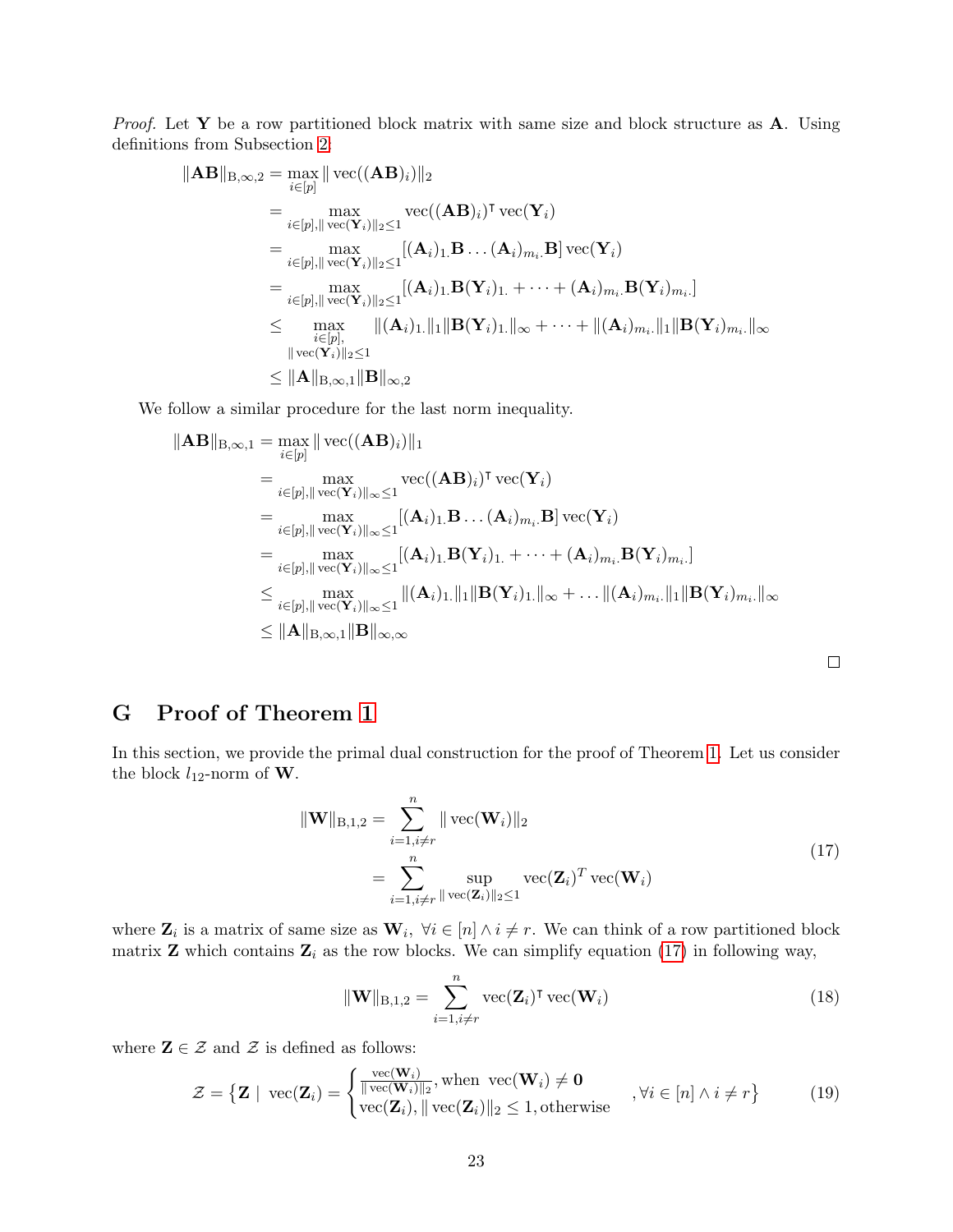*Proof.* Let $\mathbf{Y}$ be a row partitioned block matrix with same size and block structure as $\mathbf{A}$. Using definitions from Subsection 2:

$$
\begin{aligned}
\|\mathbf{AB}\|_{\mathrm{B},\infty,2} &= \max_{i\in[p]} \|\operatorname{vec}((\mathbf{AB})_i)\|_2 \\
&= \max_{i\in[p], \|\operatorname{vec}(\mathbf{Y}_i)\|_2 \leq 1} \operatorname{vec}((\mathbf{AB})_i)^\intercal \operatorname{vec}(\mathbf{Y}_i) \\
&= \max_{i\in[p], \|\operatorname{vec}(\mathbf{Y}_i)\|_2 \leq 1} [(\mathbf{A}_i)_{1.}\mathbf{B} \dots (\mathbf{A}_i)_{m_i.}\mathbf{B}] \operatorname{vec}(\mathbf{Y}_i) \\
&= \max_{i\in[p], \|\operatorname{vec}(\mathbf{Y}_i)\|_2 \leq 1} [(\mathbf{A}_i)_{1.}\mathbf{B}(\mathbf{Y}_i)_{1.} + \dots + (\mathbf{A}_i)_{m_i.}\mathbf{B}(\mathbf{Y}_i)_{m_i.}] \\
&\leq \max_{\substack{i\in[p], \\ \|\operatorname{vec}(\mathbf{Y}_i)\|_2 \leq 1}} \|(\mathbf{A}_i)_{1.}\|_1 \|\mathbf{B}(\mathbf{Y}_i)_{1.}\|_\infty + \dots + \|(\mathbf{A}_i)_{m_i.}\|_1 \|\mathbf{B}(\mathbf{Y}_i)_{m_i.}\|_\infty \\
&\leq \|\mathbf{A}\|_{\mathrm{B},\infty,1} \|\mathbf{B}\|_{\infty,2}
\end{aligned}
$$

We follow a similar procedure for the last norm inequality.

$$
\begin{aligned}
\|\mathbf{AB}\|_{\mathrm{B},\infty,1} &= \max_{i\in[p]} \|\operatorname{vec}((\mathbf{AB})_i)\|_1 \\
&= \max_{i\in[p], \|\operatorname{vec}(\mathbf{Y}_i)\|_\infty \leq 1} \operatorname{vec}((\mathbf{AB})_i)^\intercal \operatorname{vec}(\mathbf{Y}_i) \\
&= \max_{i\in[p], \|\operatorname{vec}(\mathbf{Y}_i)\|_\infty \leq 1} [(\mathbf{A}_i)_{1.}\mathbf{B} \dots (\mathbf{A}_i)_{m_i.}\mathbf{B}] \operatorname{vec}(\mathbf{Y}_i) \\
&= \max_{i\in[p], \|\operatorname{vec}(\mathbf{Y}_i)\|_\infty \leq 1} [(\mathbf{A}_i)_{1.}\mathbf{B}(\mathbf{Y}_i)_{1.} + \dots + (\mathbf{A}_i)_{m_i.}\mathbf{B}(\mathbf{Y}_i)_{m_i.}] \\
&\leq \max_{i\in[p], \|\operatorname{vec}(\mathbf{Y}_i)\|_\infty \leq 1} \|(\mathbf{A}_i)_{1.}\|_1 \|\mathbf{B}(\mathbf{Y}_i)_{1.}\|_\infty + \dots \|(\mathbf{A}_i)_{m_i.}\|_1 \|\mathbf{B}(\mathbf{Y}_i)_{m_i.}\|_\infty \\
&\leq \|\mathbf{A}\|_{\mathrm{B},\infty,1} \|\mathbf{B}\|_{\infty,\infty}
\end{aligned}
$$

□

# G Proof of Theorem 1

In this section, we provide the primal dual construction for the proof of Theorem 1. Let us consider the block $l_{12}$-norm of $\mathbf{W}$.

$$
\begin{aligned}
\|\mathbf{W}\|_{\mathrm{B},1,2} &= \sum_{i=1, i\neq r}^{n} \|\operatorname{vec}(\mathbf{W}_i)\|_2 \\
&= \sum_{i=1, i\neq r}^{n} \sup_{\|\operatorname{vec}(\mathbf{Z}_i)\|_2 \leq 1} \operatorname{vec}(\mathbf{Z}_i)^T \operatorname{vec}(\mathbf{W}_i)
\end{aligned}
\tag{17}
$$

where $\mathbf{Z}_i$ is a matrix of same size as $\mathbf{W}_i$, $\forall i \in [n] \wedge i \neq r$. We can think of a row partitioned block matrix $\mathbf{Z}$ which contains $\mathbf{Z}_i$ as the row blocks. We can simplify equation (17) in following way,

$$
\|\mathbf{W}\|_{\mathrm{B},1,2} = \sum_{i=1, i\neq r}^{n} \operatorname{vec}(\mathbf{Z}_i)^\intercal \operatorname{vec}(\mathbf{W}_i) \tag{18}
$$

where $\mathbf{Z} \in \mathcal{Z}$ and $\mathcal{Z}$ is defined as follows:

$$
\mathcal{Z} = \left\{ \mathbf{Z} \mid \operatorname{vec}(\mathbf{Z}_i) = \begin{cases} \frac{\operatorname{vec}(\mathbf{W}_i)}{\|\operatorname{vec}(\mathbf{W}_i)\|_2}, \text{when } \operatorname{vec}(\mathbf{W}_i) \neq \mathbf{0} \\ \operatorname{vec}(\mathbf{Z}_i), \|\operatorname{vec}(\mathbf{Z}_i)\|_2 \leq 1, \text{otherwise} \end{cases}, \forall i \in [n] \wedge i \neq r \right\} \tag{19}
$$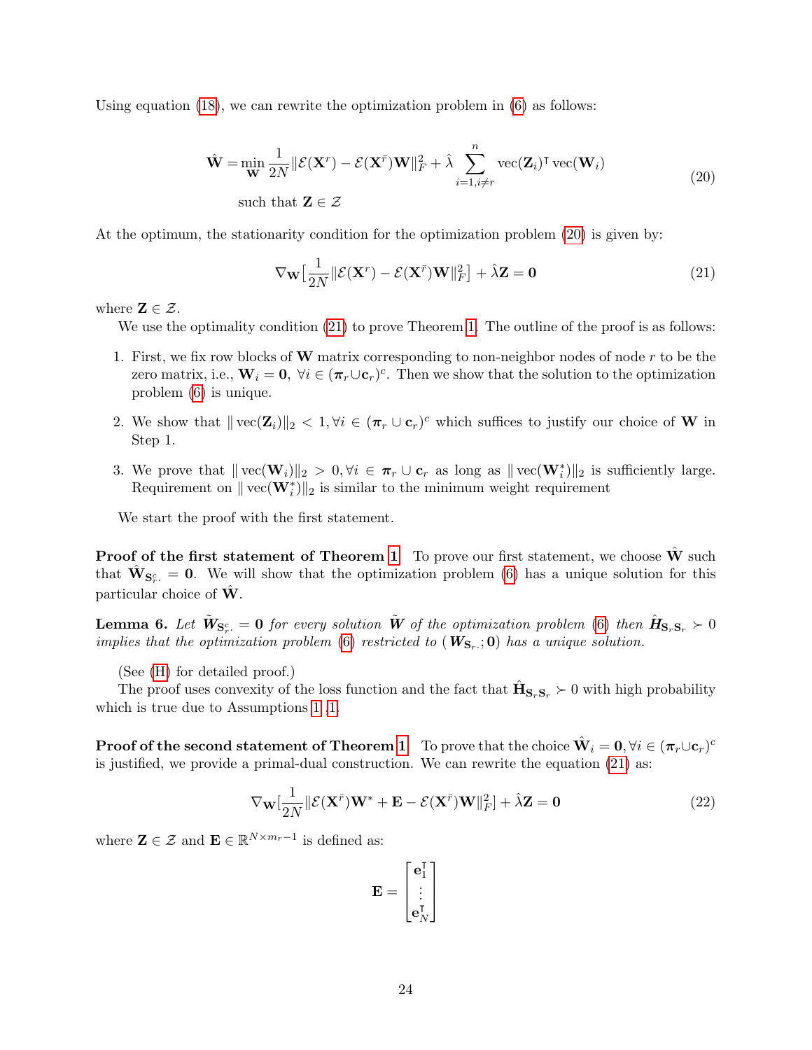Using equation (18), we can rewrite the optimization problem in (6) as follows:

$$
\begin{aligned}
\hat{\mathbf{W}} = \min_{\mathbf{W}} \frac{1}{2N} \|\mathcal{E}(\mathbf{X}^r) - \mathcal{E}(\mathbf{X}^{\bar{r}})\mathbf{W}\|_F^2 + \hat{\lambda} \sum_{i=1, i\neq r}^{n} \operatorname{vec}(\mathbf{Z}_i)^\intercal \operatorname{vec}(\mathbf{W}_i) \\
\text{such that } \mathbf{Z} \in \mathcal{Z}
\end{aligned}
\tag{20}
$$

At the optimum, the stationarity condition for the optimization problem (20) is given by:

$$
\nabla_{\mathbf{W}} \big[ \frac{1}{2N} \|\mathcal{E}(\mathbf{X}^r) - \mathcal{E}(\mathbf{X}^{\bar{r}})\mathbf{W}\|_F^2 \big] + \hat{\lambda}\mathbf{Z} = \mathbf{0} \tag{21}
$$

where $\mathbf{Z} \in \mathcal{Z}$.

We use the optimality condition (21) to prove Theorem 1. The outline of the proof is as follows:

1. First, we fix row blocks of $\mathbf{W}$ matrix corresponding to non-neighbor nodes of node $r$ to be the zero matrix, i.e., $\mathbf{W}_i = \mathbf{0}$, $\forall i \in (\boldsymbol{\pi}_r \cup \mathbf{c}_r)^c$. Then we show that the solution to the optimization problem (6) is unique.
2. We show that $\|\operatorname{vec}(\mathbf{Z}_i)\|_2 < 1, \forall i \in (\boldsymbol{\pi}_r \cup \mathbf{c}_r)^c$ which suffices to justify our choice of $\mathbf{W}$ in Step 1.
3. We prove that $\|\operatorname{vec}(\mathbf{W}_i)\|_2 > 0, \forall i \in \boldsymbol{\pi}_r \cup \mathbf{c}_r$ as long as $\|\operatorname{vec}(\mathbf{W}_i^*)\|_2$ is sufficiently large. Requirement on $\|\operatorname{vec}(\mathbf{W}_i^*)\|_2$ is similar to the minimum weight requirement

We start the proof with the first statement.

**Proof of the first statement of Theorem 1** To prove our first statement, we choose $\hat{\mathbf{W}}$ such that $\hat{\mathbf{W}}_{\mathbf{S}_r^c.} = \mathbf{0}$. We will show that the optimization problem (6) has a unique solution for this particular choice of $\hat{\mathbf{W}}$.

**Lemma 6.** *Let $\tilde{\mathbf{W}}_{\mathbf{S}_r^c.} = \mathbf{0}$ for every solution $\tilde{\mathbf{W}}$ of the optimization problem (6) then $\hat{\mathbf{H}}_{\mathbf{S}_r\mathbf{S}_r} \succ 0$ implies that the optimization problem (6) restricted to $(\mathbf{W}_{\mathbf{S}_r.}; \mathbf{0})$ has a unique solution.*

(See (H) for detailed proof.)

The proof uses convexity of the loss function and the fact that $\hat{\mathbf{H}}_{\mathbf{S}_r\mathbf{S}_r} \succ 0$ with high probability which is true due to Assumptions 1 ,1.

**Proof of the second statement of Theorem 1** To prove that the choice $\hat{\mathbf{W}}_i = \mathbf{0}, \forall i \in (\boldsymbol{\pi}_r \cup \mathbf{c}_r)^c$ is justified, we provide a primal-dual construction. We can rewrite the equation (21) as:

$$
\nabla_{\mathbf{W}} [\frac{1}{2N} \|\mathcal{E}(\mathbf{X}^{\bar{r}})\mathbf{W}^* + \mathbf{E} - \mathcal{E}(\mathbf{X}^{\bar{r}})\mathbf{W}\|_F^2] + \hat{\lambda}\mathbf{Z} = \mathbf{0} \tag{22}
$$

where $\mathbf{Z} \in \mathcal{Z}$ and $\mathbf{E} \in \mathbb{R}^{N \times m_r - 1}$ is defined as:

$$
\mathbf{E} = \begin{bmatrix} \mathbf{e}_1^\intercal \\ \vdots \\ \mathbf{e}_N^\intercal \end{bmatrix}
$$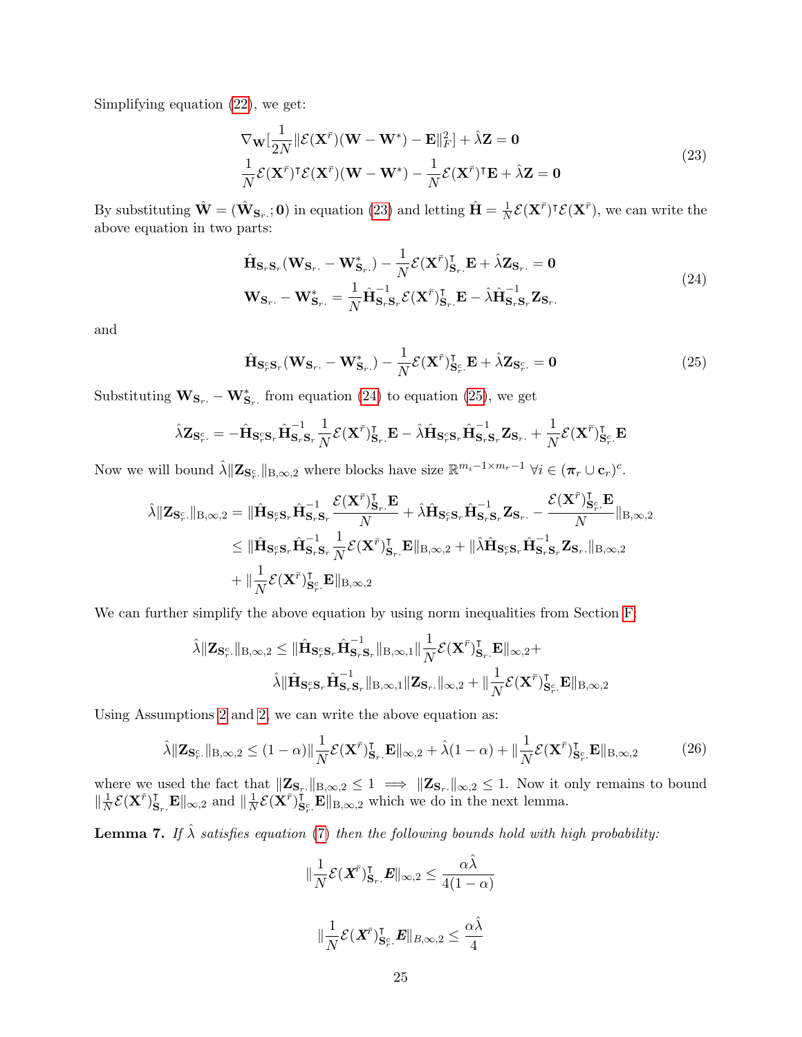Simplifying equation (22), we get:

$$
\begin{aligned}
&\nabla_{\mathbf{W}}[\frac{1}{2N}\|\mathcal{E}(\mathbf{X}^{\bar{r}})(\mathbf{W}-\mathbf{W}^*)-\mathbf{E}\|_F^2]+\hat{\lambda}\mathbf{Z}=\mathbf{0}\\
&\frac{1}{N}\mathcal{E}(\mathbf{X}^{\bar{r}})^\intercal\mathcal{E}(\mathbf{X}^{\bar{r}})(\mathbf{W}-\mathbf{W}^*)-\frac{1}{N}\mathcal{E}(\mathbf{X}^{\bar{r}})^\intercal\mathbf{E}+\hat{\lambda}\mathbf{Z}=\mathbf{0}
\end{aligned}
\tag{23}
$$

By substituting $\hat{\mathbf{W}}=(\hat{\mathbf{W}}_{\mathbf{S}_r.};\mathbf{0})$ in equation (23) and letting $\hat{\mathbf{H}}=\frac{1}{N}\mathcal{E}(\mathbf{X}^{\bar{r}})^\intercal\mathcal{E}(\mathbf{X}^{\bar{r}})$, we can write the above equation in two parts:

$$
\begin{aligned}
&\hat{\mathbf{H}}_{\mathbf{S}_r\mathbf{S}_r}(\mathbf{W}_{\mathbf{S}_r.}-\mathbf{W}^*_{\mathbf{S}_r.})-\frac{1}{N}\mathcal{E}(\mathbf{X}^{\bar{r}})^\intercal_{\mathbf{S}_r.}\mathbf{E}+\hat{\lambda}\mathbf{Z}_{\mathbf{S}_r.}=\mathbf{0}\\
&\mathbf{W}_{\mathbf{S}_r.}-\mathbf{W}^*_{\mathbf{S}_r.}=\frac{1}{N}\hat{\mathbf{H}}^{-1}_{\mathbf{S}_r\mathbf{S}_r}\mathcal{E}(\mathbf{X}^{\bar{r}})^\intercal_{\mathbf{S}_r.}\mathbf{E}-\hat{\lambda}\hat{\mathbf{H}}^{-1}_{\mathbf{S}_r\mathbf{S}_r}\mathbf{Z}_{\mathbf{S}_r.}
\end{aligned}
\tag{24}
$$

and

$$
\hat{\mathbf{H}}_{\mathbf{S}_r^c\mathbf{S}_r}(\mathbf{W}_{\mathbf{S}_r.}-\mathbf{W}^*_{\mathbf{S}_r.})-\frac{1}{N}\mathcal{E}(\mathbf{X}^{\bar{r}})^\intercal_{\mathbf{S}_r^c.}\mathbf{E}+\hat{\lambda}\mathbf{Z}_{\mathbf{S}_r^c.}=\mathbf{0}
\tag{25}
$$

Substituting $\mathbf{W}_{\mathbf{S}_r.}-\mathbf{W}^*_{\mathbf{S}_r.}$ from equation (24) to equation (25), we get

$$
\hat{\lambda}\mathbf{Z}_{\mathbf{S}_r^c.}=-\hat{\mathbf{H}}_{\mathbf{S}_r^c\mathbf{S}_r}\hat{\mathbf{H}}^{-1}_{\mathbf{S}_r\mathbf{S}_r}\frac{1}{N}\mathcal{E}(\mathbf{X}^{\bar{r}})^\intercal_{\mathbf{S}_r.}\mathbf{E}-\hat{\lambda}\hat{\mathbf{H}}_{\mathbf{S}_r^c\mathbf{S}_r}\hat{\mathbf{H}}^{-1}_{\mathbf{S}_r\mathbf{S}_r}\mathbf{Z}_{\mathbf{S}_r.}+\frac{1}{N}\mathcal{E}(\mathbf{X}^{\bar{r}})^\intercal_{\mathbf{S}_r^c.}\mathbf{E}
$$

Now we will bound $\hat{\lambda}\|\mathbf{Z}_{\mathbf{S}_r^c.}\|_{\mathrm{B},\infty,2}$ where blocks have size $\mathbb{R}^{m_i-1\times m_r-1}$ $\forall i\in(\boldsymbol{\pi}_r\cup\mathbf{c}_r)^c$.

$$
\begin{aligned}
\hat{\lambda}\|\mathbf{Z}_{\mathbf{S}_r^c.}\|_{\mathrm{B},\infty,2}&=\|\hat{\mathbf{H}}_{\mathbf{S}_r^c\mathbf{S}_r}\hat{\mathbf{H}}^{-1}_{\mathbf{S}_r\mathbf{S}_r}\frac{\mathcal{E}(\mathbf{X}^{\bar{r}})^\intercal_{\mathbf{S}_r.}\mathbf{E}}{N}+\hat{\lambda}\hat{\mathbf{H}}_{\mathbf{S}_r^c\mathbf{S}_r}\hat{\mathbf{H}}^{-1}_{\mathbf{S}_r\mathbf{S}_r}\mathbf{Z}_{\mathbf{S}_r.}-\frac{\mathcal{E}(\mathbf{X}^{\bar{r}})^\intercal_{\mathbf{S}_r^c.}\mathbf{E}}{N}\|_{\mathrm{B},\infty,2}\\
&\le\|\hat{\mathbf{H}}_{\mathbf{S}_r^c\mathbf{S}_r}\hat{\mathbf{H}}^{-1}_{\mathbf{S}_r\mathbf{S}_r}\frac{1}{N}\mathcal{E}(\mathbf{X}^{\bar{r}})^\intercal_{\mathbf{S}_r.}\mathbf{E}\|_{\mathrm{B},\infty,2}+\|\hat{\lambda}\hat{\mathbf{H}}_{\mathbf{S}_r^c\mathbf{S}_r}\hat{\mathbf{H}}^{-1}_{\mathbf{S}_r\mathbf{S}_r}\mathbf{Z}_{\mathbf{S}_r.}\|_{\mathrm{B},\infty,2}\\
&+\|\frac{1}{N}\mathcal{E}(\mathbf{X}^{\bar{r}})^\intercal_{\mathbf{S}_r^c.}\mathbf{E}\|_{\mathrm{B},\infty,2}
\end{aligned}
$$

We can further simplify the above equation by using norm inequalities from Section F:

$$
\begin{aligned}
\hat{\lambda}\|\mathbf{Z}_{\mathbf{S}_r^c.}\|_{\mathrm{B},\infty,2}\le\|\hat{\mathbf{H}}_{\mathbf{S}_r^c\mathbf{S}_r}\hat{\mathbf{H}}^{-1}_{\mathbf{S}_r\mathbf{S}_r}\|_{\mathrm{B},\infty,1}\|\frac{1}{N}\mathcal{E}(\mathbf{X}^{\bar{r}})^\intercal_{\mathbf{S}_r.}\mathbf{E}\|_{\infty,2}+\\
\hat{\lambda}\|\hat{\mathbf{H}}_{\mathbf{S}_r^c\mathbf{S}_r}\hat{\mathbf{H}}^{-1}_{\mathbf{S}_r\mathbf{S}_r}\|_{\mathrm{B},\infty,1}\|\mathbf{Z}_{\mathbf{S}_r.}\|_{\infty,2}+\|\frac{1}{N}\mathcal{E}(\mathbf{X}^{\bar{r}})^\intercal_{\mathbf{S}_r^c.}\mathbf{E}\|_{\mathrm{B},\infty,2}
\end{aligned}
$$

Using Assumptions 2 and 2, we can write the above equation as:

$$
\hat{\lambda}\|\mathbf{Z}_{\mathbf{S}_r^c.}\|_{\mathrm{B},\infty,2}\le(1-\alpha)\|\frac{1}{N}\mathcal{E}(\mathbf{X}^{\bar{r}})^\intercal_{\mathbf{S}_r.}\mathbf{E}\|_{\infty,2}+\hat{\lambda}(1-\alpha)+\|\frac{1}{N}\mathcal{E}(\mathbf{X}^{\bar{r}})^\intercal_{\mathbf{S}_r^c.}\mathbf{E}\|_{\mathrm{B},\infty,2}
\tag{26}
$$

where we used the fact that $\|\mathbf{Z}_{\mathbf{S}_r}.\|_{\mathrm{B},\infty,2}\le1\implies\|\mathbf{Z}_{\mathbf{S}_r.}\|_{\infty,2}\le1$. Now it only remains to bound $\|\frac{1}{N}\mathcal{E}(\mathbf{X}^{\bar{r}})^\intercal_{\mathbf{S}_r.}\mathbf{E}\|_{\infty,2}$ and $\|\frac{1}{N}\mathcal{E}(\mathbf{X}^{\bar{r}})^\intercal_{\mathbf{S}_r^c.}\mathbf{E}\|_{\mathrm{B},\infty,2}$ which we do in the next lemma.

**Lemma 7.** *If $\hat{\lambda}$ satisfies equation (7) then the following bounds hold with high probability:*

$$
\|\frac{1}{N}\mathcal{E}(\boldsymbol{X}^{\bar{r}})^\intercal_{\mathbf{S}_r.}\boldsymbol{E}\|_{\infty,2}\le\frac{\alpha\hat{\lambda}}{4(1-\alpha)}
$$

$$
\|\frac{1}{N}\mathcal{E}(\boldsymbol{X}^{\bar{r}})^\intercal_{\mathbf{S}_r^c.}\boldsymbol{E}\|_{B,\infty,2}\le\frac{\alpha\hat{\lambda}}{4}
$$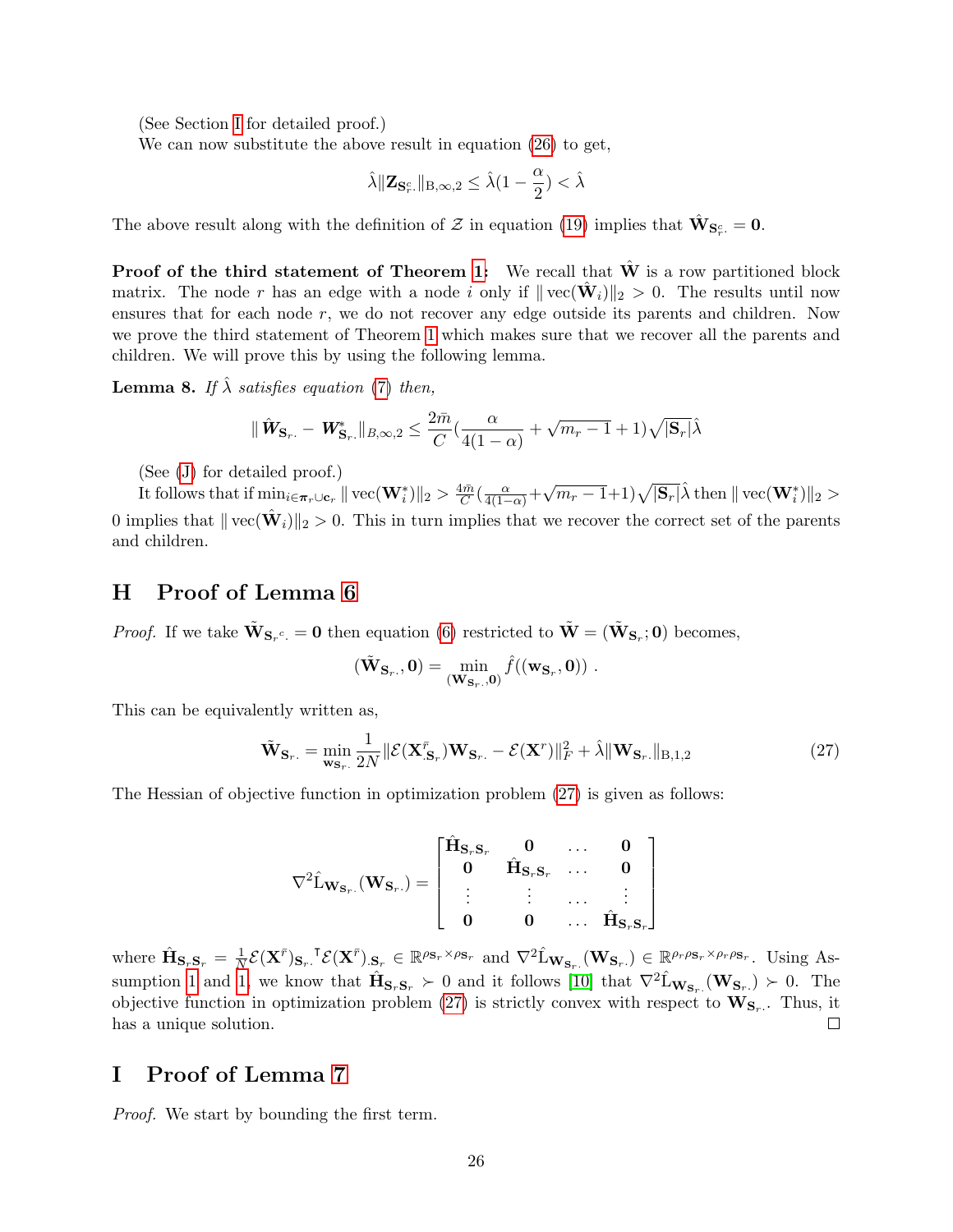(See Section I for detailed proof.)

We can now substitute the above result in equation (26) to get,

$$\hat{\lambda}\|\mathbf{Z}_{\mathbf{S}_r^c.}\|_{\mathrm{B},\infty,2} \leq \hat{\lambda}(1 - \frac{\alpha}{2}) < \hat{\lambda}$$

The above result along with the definition of $\mathcal{Z}$ in equation (19) implies that $\hat{\mathbf{W}}_{\mathbf{S}_r^c.} = \mathbf{0}$.

**Proof of the third statement of Theorem 1:** We recall that $\hat{\mathbf{W}}$ is a row partitioned block matrix. The node $r$ has an edge with a node $i$ only if $\|\operatorname{vec}(\hat{\mathbf{W}}_i)\|_2 > 0$. The results until now ensures that for each node $r$, we do not recover any edge outside its parents and children. Now we prove the third statement of Theorem 1 which makes sure that we recover all the parents and children. We will prove this by using the following lemma.

**Lemma 8.** *If $\hat{\lambda}$ satisfies equation (7) then,*

$$\|\hat{\boldsymbol{W}}_{\mathbf{S}_r.} - \boldsymbol{W}^*_{\mathbf{S}_r.}\|_{B,\infty,2} \leq \frac{2\bar{m}}{C}(\frac{\alpha}{4(1-\alpha)} + \sqrt{m_r - 1} + 1)\sqrt{|\mathbf{S}_r|}\hat{\lambda}$$

(See (J) for detailed proof.)

It follows that if $\min_{i \in \boldsymbol{\pi}_r \cup \mathbf{c}_r} \|\operatorname{vec}(\mathbf{W}^*_i)\|_2 > \frac{4\bar{m}}{C}(\frac{\alpha}{4(1-\alpha)} + \sqrt{m_r - 1} + 1)\sqrt{|\mathbf{S}_r|}\hat{\lambda}$ then $\|\operatorname{vec}(\mathbf{W}^*_i)\|_2 > 0$ implies that $\|\operatorname{vec}(\hat{\mathbf{W}}_i)\|_2 > 0$. This in turn implies that we recover the correct set of the parents and children.

## H Proof of Lemma 6

*Proof.* If we take $\tilde{\mathbf{W}}_{\mathbf{S}_r{}^c.} = \mathbf{0}$ then equation (6) restricted to $\tilde{\mathbf{W}} = (\tilde{\mathbf{W}}_{\mathbf{S}_r}; \mathbf{0})$ becomes,

$$(\tilde{\mathbf{W}}_{\mathbf{S}_r.}, \mathbf{0}) = \min_{(\mathbf{W}_{\mathbf{S}_r.}, \mathbf{0})} \hat{f}((\mathbf{w}_{\mathbf{S}_r}, \mathbf{0}))\ .$$

This can be equivalently written as,

$$\tilde{\mathbf{W}}_{\mathbf{S}_r.} = \min_{\mathbf{w}_{\mathbf{S}_r.}} \frac{1}{2N}\|\mathcal{E}(\mathbf{X}^{\bar{r}}_{.\mathbf{S}_r})\mathbf{W}_{\mathbf{S}_r.} - \mathcal{E}(\mathbf{X}^r)\|_F^2 + \hat{\lambda}\|\mathbf{W}_{\mathbf{S}_r.}\|_{\mathrm{B},1,2} \tag{27}$$

The Hessian of objective function in optimization problem (27) is given as follows:

$$\nabla^2 \hat{\mathrm{L}}_{\mathbf{W}_{\mathbf{S}_r.}}(\mathbf{W}_{\mathbf{S}_r.}) = \begin{bmatrix} \hat{\mathbf{H}}_{\mathbf{S}_r\mathbf{S}_r} & \mathbf{0} & \dots & \mathbf{0} \\ \mathbf{0} & \hat{\mathbf{H}}_{\mathbf{S}_r\mathbf{S}_r} & \dots & \mathbf{0} \\ \vdots & \vdots & \dots & \vdots \\ \mathbf{0} & \mathbf{0} & \dots & \hat{\mathbf{H}}_{\mathbf{S}_r\mathbf{S}_r} \end{bmatrix}$$

where $\hat{\mathbf{H}}_{\mathbf{S}_r\mathbf{S}_r} = \frac{1}{N}\mathcal{E}(\mathbf{X}^{\bar{r}})_{\mathbf{S}_r.}{}^{\intercal}\mathcal{E}(\mathbf{X}^{\bar{r}})_{.\mathbf{S}_r} \in \mathbb{R}^{\rho_{\mathbf{S}_r} \times \rho_{\mathbf{S}_r}}$ and $\nabla^2 \hat{\mathrm{L}}_{\mathbf{W}_{\mathbf{S}_r.}}(\mathbf{W}_{\mathbf{S}_r.}) \in \mathbb{R}^{\rho_r\rho_{\mathbf{S}_r} \times \rho_r\rho_{\mathbf{S}_r}}$. Using Assumption 1 and 1, we know that $\hat{\mathbf{H}}_{\mathbf{S}_r\mathbf{S}_r} \succ 0$ and it follows [10] that $\nabla^2 \hat{\mathrm{L}}_{\mathbf{W}_{\mathbf{S}_r.}}(\mathbf{W}_{\mathbf{S}_r.}) \succ 0$. The objective function in optimization problem (27) is strictly convex with respect to $\mathbf{W}_{\mathbf{S}_r.}$. Thus, it has a unique solution. ☐

## I Proof of Lemma 7

*Proof.* We start by bounding the first term.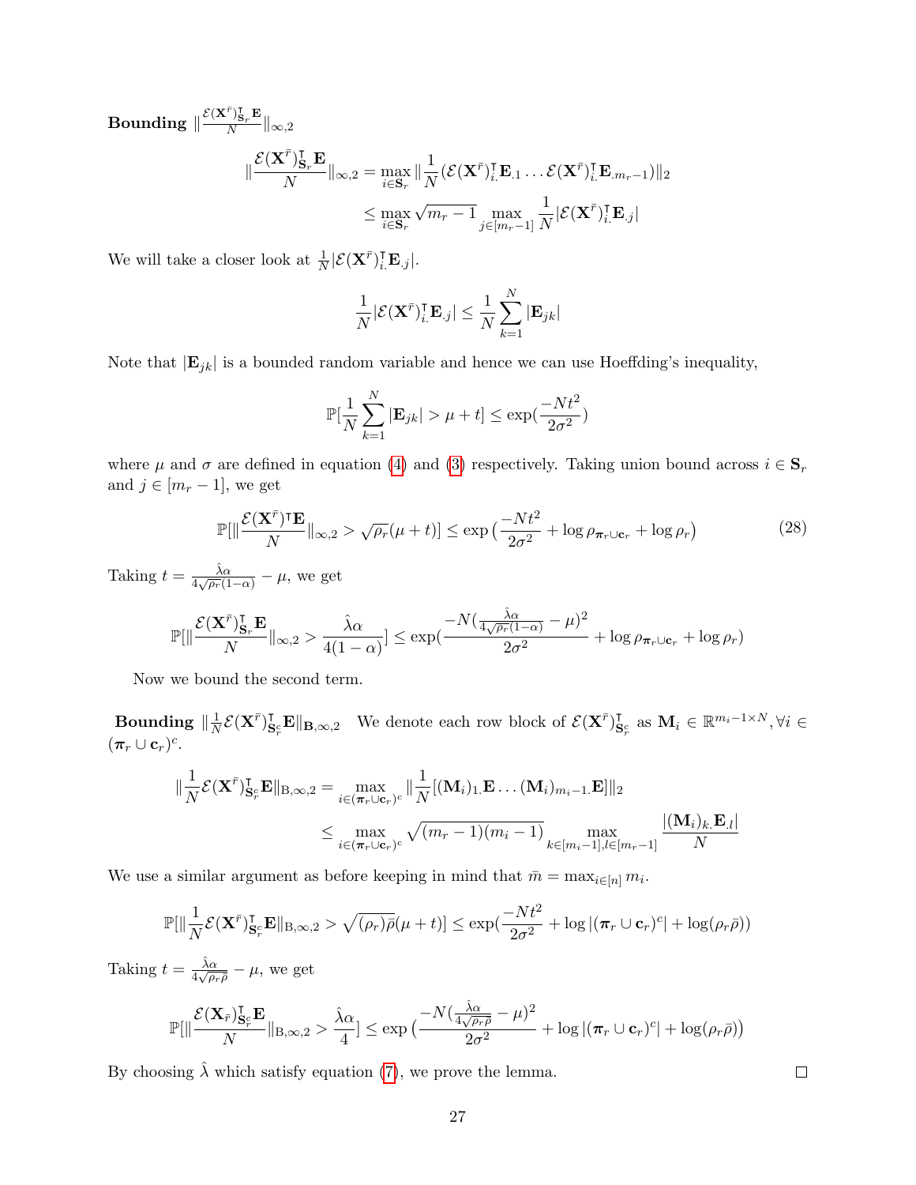**Bounding** $\|\frac{\mathcal{E}(\mathbf{X}^{\bar{r}})^\intercal_{\mathbf{S}_r}\mathbf{E}}{N}\|_{\infty,2}$

$$
\begin{aligned}
\|\frac{\mathcal{E}(\mathbf{X}^{\bar{r}})^\intercal_{\mathbf{S}_r}\mathbf{E}}{N}\|_{\infty,2} &= \max_{i\in\mathbf{S}_r}\|\frac{1}{N}(\mathcal{E}(\mathbf{X}^{\bar{r}})^\intercal_{i.}\mathbf{E}_{.1}\dots\mathcal{E}(\mathbf{X}^{\bar{r}})^\intercal_{i.}\mathbf{E}_{.m_r-1})\|_2 \\
&\leq \max_{i\in\mathbf{S}_r}\sqrt{m_r-1}\max_{j\in[m_r-1]}\frac{1}{N}|\mathcal{E}(\mathbf{X}^{\bar{r}})^\intercal_{i.}\mathbf{E}_{.j}|
\end{aligned}
$$

We will take a closer look at $\frac{1}{N}|\mathcal{E}(\mathbf{X}^{\bar{r}})^\intercal_{i.}\mathbf{E}_{.j}|$.

$$
\frac{1}{N}|\mathcal{E}(\mathbf{X}^{\bar{r}})^\intercal_{i.}\mathbf{E}_{.j}| \leq \frac{1}{N}\sum_{k=1}^{N}|\mathbf{E}_{jk}|
$$

Note that $|\mathbf{E}_{jk}|$ is a bounded random variable and hence we can use Hoeffding's inequality,

$$
\mathbb{P}[\frac{1}{N}\sum_{k=1}^{N}|\mathbf{E}_{jk}| > \mu + t] \leq \exp(\frac{-Nt^2}{2\sigma^2})
$$

where $\mu$ and $\sigma$ are defined in equation (4) and (3) respectively. Taking union bound across $i\in\mathbf{S}_r$ and $j\in[m_r-1]$, we get

$$
\mathbb{P}[\|\frac{\mathcal{E}(\mathbf{X}^{\bar{r}})^\intercal\mathbf{E}}{N}\|_{\infty,2} > \sqrt{\rho_r}(\mu+t)] \leq \exp\big(\frac{-Nt^2}{2\sigma^2} + \log\rho_{\boldsymbol{\pi}_r\cup\mathbf{c}_r} + \log\rho_r\big) \tag{28}
$$

Taking $t = \frac{\hat{\lambda}\alpha}{4\sqrt{\rho_r}(1-\alpha)} - \mu$, we get

$$
\mathbb{P}[\|\frac{\mathcal{E}(\mathbf{X}^{\bar{r}})^\intercal_{\mathbf{S}_r}\mathbf{E}}{N}\|_{\infty,2} > \frac{\hat{\lambda}\alpha}{4(1-\alpha)}] \leq \exp(\frac{-N(\frac{\hat{\lambda}\alpha}{4\sqrt{\rho_r}(1-\alpha)}-\mu)^2}{2\sigma^2} + \log\rho_{\boldsymbol{\pi}_r\cup\mathbf{c}_r} + \log\rho_r)
$$

Now we bound the second term.

**Bounding** $\|\frac{1}{N}\mathcal{E}(\mathbf{X}^{\bar{r}})^\intercal_{\mathbf{S}_r^c}\mathbf{E}\|_{\mathbf{B},\infty,2}$ We denote each row block of $\mathcal{E}(\mathbf{X}^{\bar{r}})^\intercal_{\mathbf{S}_r^c}$ as $\mathbf{M}_i \in \mathbb{R}^{m_i-1\times N}, \forall i \in (\boldsymbol{\pi}_r\cup\mathbf{c}_r)^c$.

$$
\begin{aligned}
\|\frac{1}{N}\mathcal{E}(\mathbf{X}^{\bar{r}})^\intercal_{\mathbf{S}_r^c}\mathbf{E}\|_{\mathrm{B},\infty,2} &= \max_{i\in(\boldsymbol{\pi}_r\cup\mathbf{c}_r)^c}\|\frac{1}{N}[(\mathbf{M}_i)_{1.}\mathbf{E}\dots(\mathbf{M}_i)_{m_i-1.}\mathbf{E}]\|_2 \\
&\leq \max_{i\in(\boldsymbol{\pi}_r\cup\mathbf{c}_r)^c}\sqrt{(m_r-1)(m_i-1)}\max_{k\in[m_i-1],l\in[m_r-1]}\frac{|(\mathbf{M}_i)_{k.}\mathbf{E}_{.l}|}{N}
\end{aligned}
$$

We use a similar argument as before keeping in mind that $\bar{m} = \max_{i\in[n]} m_i$.

$$
\mathbb{P}[\|\frac{1}{N}\mathcal{E}(\mathbf{X}^{\bar{r}})^\intercal_{\mathbf{S}_r^c}\mathbf{E}\|_{\mathrm{B},\infty,2} > \sqrt{(\rho_r)\bar{\rho}}(\mu+t)] \leq \exp(\frac{-Nt^2}{2\sigma^2} + \log|(\boldsymbol{\pi}_r\cup\mathbf{c}_r)^c| + \log(\rho_r\bar{\rho}))
$$

Taking $t = \frac{\hat{\lambda}\alpha}{4\sqrt{\rho_r\bar{\rho}}} - \mu$, we get

$$
\mathbb{P}[\|\frac{\mathcal{E}(\mathbf{X}_{\bar{r}})^\intercal_{\mathbf{S}_r^c}\mathbf{E}}{N}\|_{\mathrm{B},\infty,2} > \frac{\hat{\lambda}\alpha}{4}] \leq \exp\big(\frac{-N(\frac{\hat{\lambda}\alpha}{4\sqrt{\rho_r\bar{\rho}}}-\mu)^2}{2\sigma^2} + \log|(\boldsymbol{\pi}_r\cup\mathbf{c}_r)^c| + \log(\rho_r\bar{\rho})\big)
$$

By choosing $\hat{\lambda}$ which satisfy equation (7), we prove the lemma. □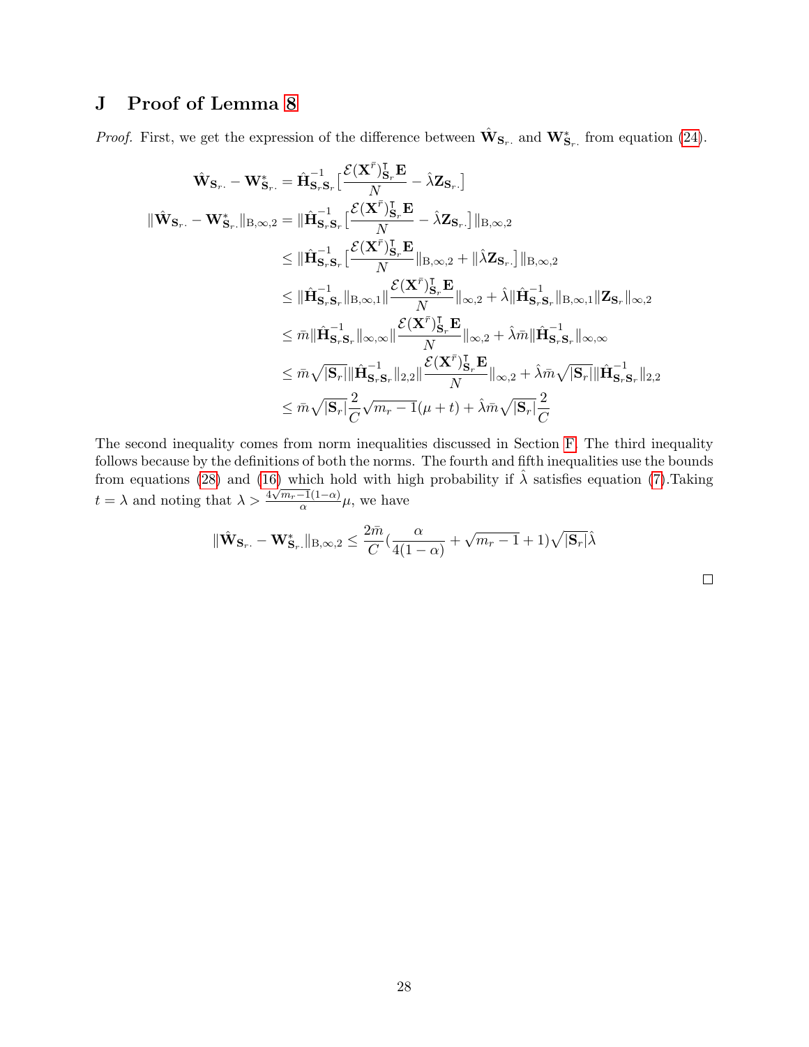# J Proof of Lemma 8

*Proof.* First, we get the expression of the difference between $\hat{\mathbf{W}}_{\mathbf{S}_r\cdot}$ and $\mathbf{W}^*_{\mathbf{S}_r\cdot}$ from equation (24).

$$
\begin{aligned}
\hat{\mathbf{W}}_{\mathbf{S}_r\cdot} - \mathbf{W}^*_{\mathbf{S}_r\cdot} &= \hat{\mathbf{H}}^{-1}_{\mathbf{S}_r\mathbf{S}_r}\Big[\frac{\mathcal{E}(\mathbf{X}^{\bar{r}})^{\intercal}_{\mathbf{S}_r}\mathbf{E}}{N} - \hat{\lambda}\mathbf{Z}_{\mathbf{S}_r\cdot}\Big] \\
\|\hat{\mathbf{W}}_{\mathbf{S}_r\cdot} - \mathbf{W}^*_{\mathbf{S}_r\cdot}\|_{\mathrm{B},\infty,2} &= \|\hat{\mathbf{H}}^{-1}_{\mathbf{S}_r\mathbf{S}_r}\Big[\frac{\mathcal{E}(\mathbf{X}^{\bar{r}})^{\intercal}_{\mathbf{S}_r}\mathbf{E}}{N} - \hat{\lambda}\mathbf{Z}_{\mathbf{S}_r\cdot}\Big]\|_{\mathrm{B},\infty,2} \\
&\le \|\hat{\mathbf{H}}^{-1}_{\mathbf{S}_r\mathbf{S}_r}\Big[\frac{\mathcal{E}(\mathbf{X}^{\bar{r}})^{\intercal}_{\mathbf{S}_r}\mathbf{E}}{N}\|_{\mathrm{B},\infty,2} + \|\hat{\lambda}\mathbf{Z}_{\mathbf{S}_r\cdot}\Big]\|_{\mathrm{B},\infty,2} \\
&\le \|\hat{\mathbf{H}}^{-1}_{\mathbf{S}_r\mathbf{S}_r}\|_{\mathrm{B},\infty,1}\|\frac{\mathcal{E}(\mathbf{X}^{\bar{r}})^{\intercal}_{\mathbf{S}_r}\mathbf{E}}{N}\|_{\infty,2} + \hat{\lambda}\|\hat{\mathbf{H}}^{-1}_{\mathbf{S}_r\mathbf{S}_r}\|_{\mathrm{B},\infty,1}\|\mathbf{Z}_{\mathbf{S}_r}\|_{\infty,2} \\
&\le \bar{m}\|\hat{\mathbf{H}}^{-1}_{\mathbf{S}_r\mathbf{S}_r}\|_{\infty,\infty}\|\frac{\mathcal{E}(\mathbf{X}^{\bar{r}})^{\intercal}_{\mathbf{S}_r}\mathbf{E}}{N}\|_{\infty,2} + \hat{\lambda}\bar{m}\|\hat{\mathbf{H}}^{-1}_{\mathbf{S}_r\mathbf{S}_r}\|_{\infty,\infty} \\
&\le \bar{m}\sqrt{|\mathbf{S}_r|}\|\hat{\mathbf{H}}^{-1}_{\mathbf{S}_r\mathbf{S}_r}\|_{2,2}\|\frac{\mathcal{E}(\mathbf{X}^{\bar{r}})^{\intercal}_{\mathbf{S}_r}\mathbf{E}}{N}\|_{\infty,2} + \hat{\lambda}\bar{m}\sqrt{|\mathbf{S}_r|}\|\hat{\mathbf{H}}^{-1}_{\mathbf{S}_r\mathbf{S}_r}\|_{2,2} \\
&\le \bar{m}\sqrt{|\mathbf{S}_r|}\frac{2}{C}\sqrt{m_r-1}(\mu+t) + \hat{\lambda}\bar{m}\sqrt{|\mathbf{S}_r|}\frac{2}{C}
\end{aligned}
$$

The second inequality comes from norm inequalities discussed in Section F. The third inequality follows because by the definitions of both the norms. The fourth and fifth inequalities use the bounds from equations (28) and (16) which hold with high probability if $\hat{\lambda}$ satisfies equation (7).Taking $t = \lambda$ and noting that $\lambda > \frac{4\sqrt{m_r-1}(1-\alpha)}{\alpha}\mu$, we have

$$
\|\hat{\mathbf{W}}_{\mathbf{S}_r\cdot} - \mathbf{W}^*_{\mathbf{S}_r\cdot}\|_{\mathrm{B},\infty,2} \le \frac{2\bar{m}}{C}\Big(\frac{\alpha}{4(1-\alpha)} + \sqrt{m_r-1} + 1\Big)\sqrt{|\mathbf{S}_r|}\hat{\lambda}
$$

□